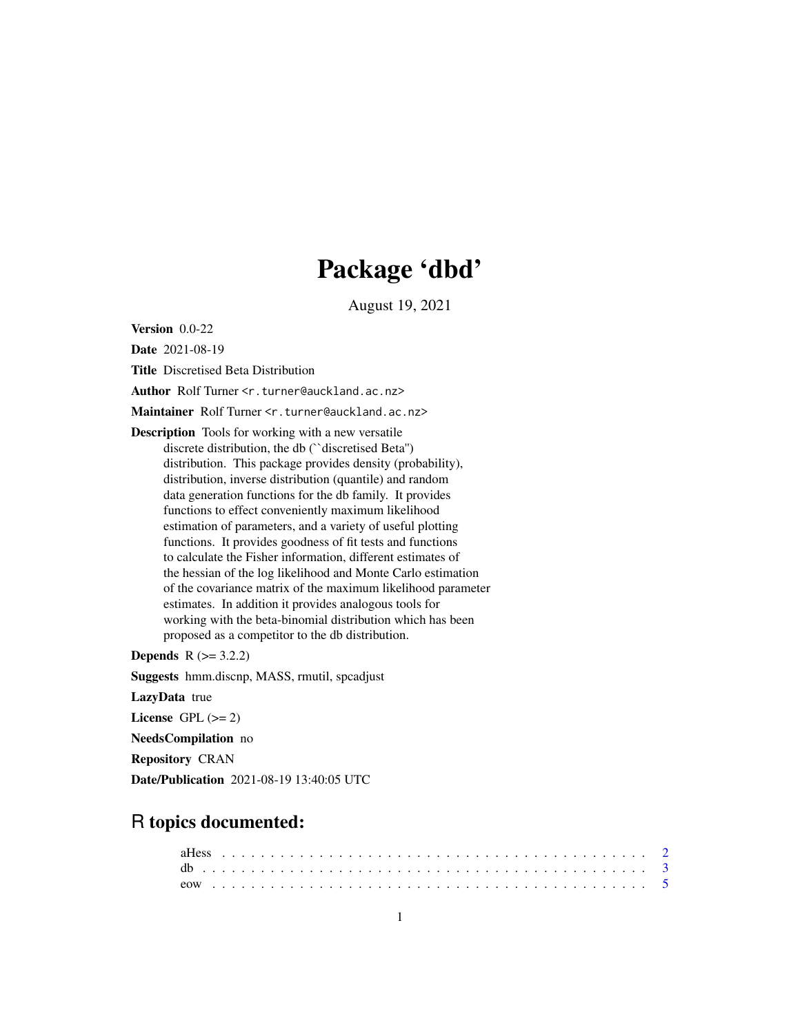# Package 'dbd'

August 19, 2021

**Version** 0.0-22

**Date** 2021-08-19

**Title** Discretised Beta Distribution

**Author** Rolf Turner <r.turner@auckland.ac.nz>

**Maintainer** Rolf Turner <r.turner@auckland.ac.nz>

**Description** Tools for working with a new versatile discrete distribution, the db (``discretised Beta'') distribution. This package provides density (probability), distribution, inverse distribution (quantile) and random data generation functions for the db family. It provides functions to effect conveniently maximum likelihood estimation of parameters, and a variety of useful plotting functions. It provides goodness of fit tests and functions to calculate the Fisher information, different estimates of the hessian of the log likelihood and Monte Carlo estimation of the covariance matrix of the maximum likelihood parameter estimates. In addition it provides analogous tools for working with the beta-binomial distribution which has been proposed as a competitor to the db distribution.

**Depends** R (>= 3.2.2)

**Suggests** hmm.discnp, MASS, rmutil, spcadjust

**LazyData** true

**License** GPL (>= 2)

**NeedsCompilation** no

**Repository** CRAN

**Date/Publication** 2021-08-19 13:40:05 UTC

## R topics documented:

aHess . . . . . . . . . . . . . . . . . . . . . . . . . . . . . . . . . . . . . . . . . . 2
db . . . . . . . . . . . . . . . . . . . . . . . . . . . . . . . . . . . . . . . . . . . . 3
eow . . . . . . . . . . . . . . . . . . . . . . . . . . . . . . . . . . . . . . . . . . . 5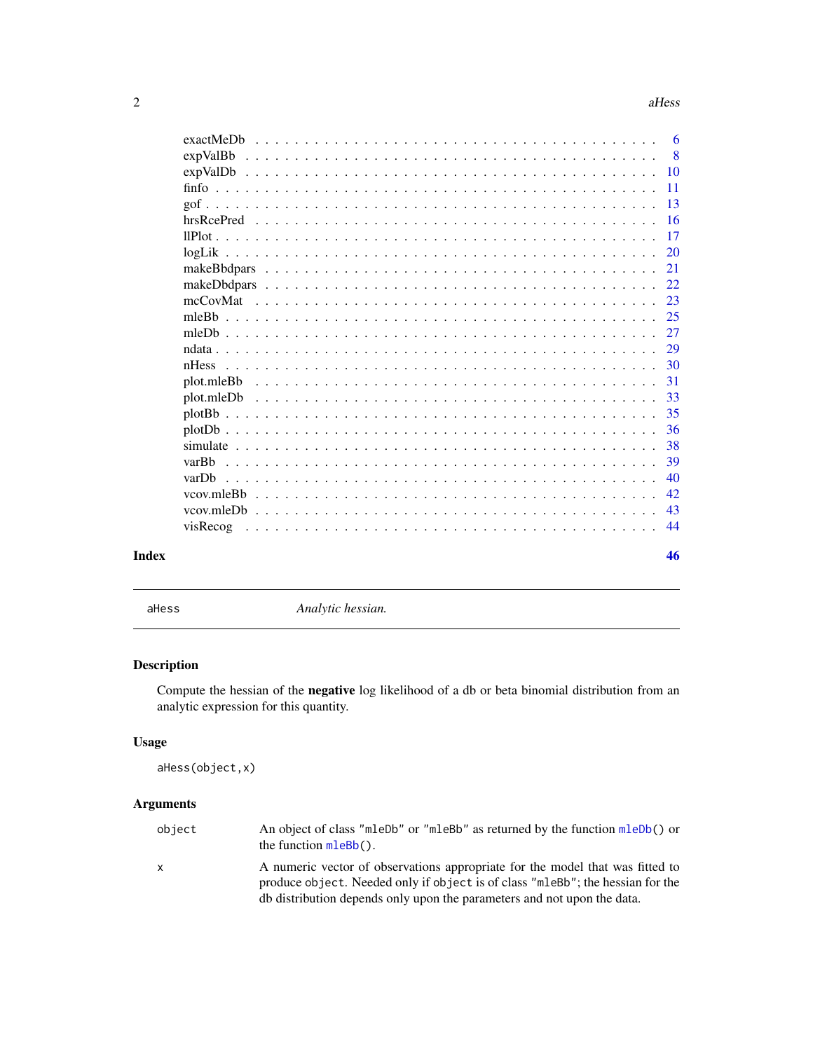exactMeDb . . . . . . . . . . . . . . . . . . . . . . . . . . . . . . . . . . . . . . . 6
expValBb . . . . . . . . . . . . . . . . . . . . . . . . . . . . . . . . . . . . . . . . 8
expValDb . . . . . . . . . . . . . . . . . . . . . . . . . . . . . . . . . . . . . . . . 10
finfo . . . . . . . . . . . . . . . . . . . . . . . . . . . . . . . . . . . . . . . . . . 11
gof . . . . . . . . . . . . . . . . . . . . . . . . . . . . . . . . . . . . . . . . . . . 13
hrsRcePred . . . . . . . . . . . . . . . . . . . . . . . . . . . . . . . . . . . . . . . 16
llPlot . . . . . . . . . . . . . . . . . . . . . . . . . . . . . . . . . . . . . . . . . . 17
logLik . . . . . . . . . . . . . . . . . . . . . . . . . . . . . . . . . . . . . . . . . . 20
makeBbdpars . . . . . . . . . . . . . . . . . . . . . . . . . . . . . . . . . . . . . . 21
makeDbdpars . . . . . . . . . . . . . . . . . . . . . . . . . . . . . . . . . . . . . . 22
mcCovMat . . . . . . . . . . . . . . . . . . . . . . . . . . . . . . . . . . . . . . . 23
mleBb . . . . . . . . . . . . . . . . . . . . . . . . . . . . . . . . . . . . . . . . . . 25
mleDb . . . . . . . . . . . . . . . . . . . . . . . . . . . . . . . . . . . . . . . . . . 27
ndata . . . . . . . . . . . . . . . . . . . . . . . . . . . . . . . . . . . . . . . . . . 29
nHess . . . . . . . . . . . . . . . . . . . . . . . . . . . . . . . . . . . . . . . . . . 30
plot.mleBb . . . . . . . . . . . . . . . . . . . . . . . . . . . . . . . . . . . . . . . 31
plot.mleDb . . . . . . . . . . . . . . . . . . . . . . . . . . . . . . . . . . . . . . . 33
plotBb . . . . . . . . . . . . . . . . . . . . . . . . . . . . . . . . . . . . . . . . . 35
plotDb . . . . . . . . . . . . . . . . . . . . . . . . . . . . . . . . . . . . . . . . . 36
simulate . . . . . . . . . . . . . . . . . . . . . . . . . . . . . . . . . . . . . . . . 38
varBb . . . . . . . . . . . . . . . . . . . . . . . . . . . . . . . . . . . . . . . . . . 39
varDb . . . . . . . . . . . . . . . . . . . . . . . . . . . . . . . . . . . . . . . . . . 40
vcov.mleBb . . . . . . . . . . . . . . . . . . . . . . . . . . . . . . . . . . . . . . . 42
vcov.mleDb . . . . . . . . . . . . . . . . . . . . . . . . . . . . . . . . . . . . . . . 43
visRecog . . . . . . . . . . . . . . . . . . . . . . . . . . . . . . . . . . . . . . . . 44

**Index** **46**

---

`aHess` *Analytic hessian.*

---

## Description

Compute the hessian of the **negative** log likelihood of a db or beta binomial distribution from an analytic expression for this quantity.

## Usage

```
aHess(object,x)
```

## Arguments

| | |
|---|---|
| `object` | An object of class `"mleDb"` or `"mleBb"` as returned by the function `mleDb()` or the function `mleBb()`. |
| `x` | A numeric vector of observations appropriate for the model that was fitted to produce `object`. Needed only if `object` is of class `"mleBb"`; the hessian for the db distribution depends only upon the parameters and not upon the data. |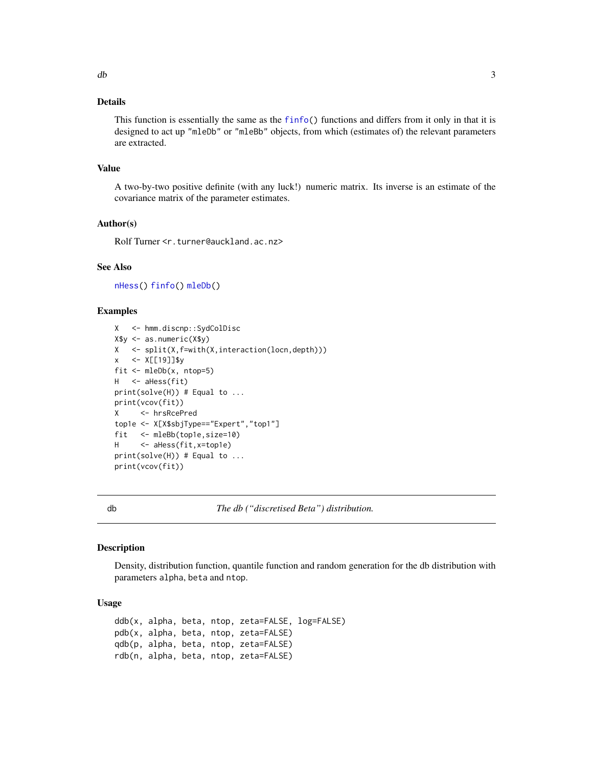### Details

This function is essentially the same as the finfo() functions and differs from it only in that it is designed to act up "mleDb" or "mleBb" objects, from which (estimates of) the relevant parameters are extracted.

### Value

A two-by-two positive definite (with any luck!) numeric matrix. Its inverse is an estimate of the covariance matrix of the parameter estimates.

### Author(s)

Rolf Turner <r.turner@auckland.ac.nz>

### See Also

nHess() finfo() mleDb()

### Examples

```
X   <- hmm.discnp::SydColDisc
X$y <- as.numeric(X$y)
X   <- split(X,f=with(X,interaction(locn,depth)))
x   <- X[[19]]$y
fit <- mleDb(x, ntop=5)
H   <- aHess(fit)
print(solve(H)) # Equal to ...
print(vcov(fit))
X     <- hrsRcePred
top1e <- X[X$sbjType=="Expert","top1"]
fit   <- mleBb(top1e,size=10)
H     <- aHess(fit,x=top1e)
print(solve(H)) # Equal to ...
print(vcov(fit))
```

---

## db — *The db ("discretised Beta") distribution.*

### Description

Density, distribution function, quantile function and random generation for the db distribution with parameters alpha, beta and ntop.

### Usage

```
ddb(x, alpha, beta, ntop, zeta=FALSE, log=FALSE)
pdb(x, alpha, beta, ntop, zeta=FALSE)
qdb(p, alpha, beta, ntop, zeta=FALSE)
rdb(n, alpha, beta, ntop, zeta=FALSE)
```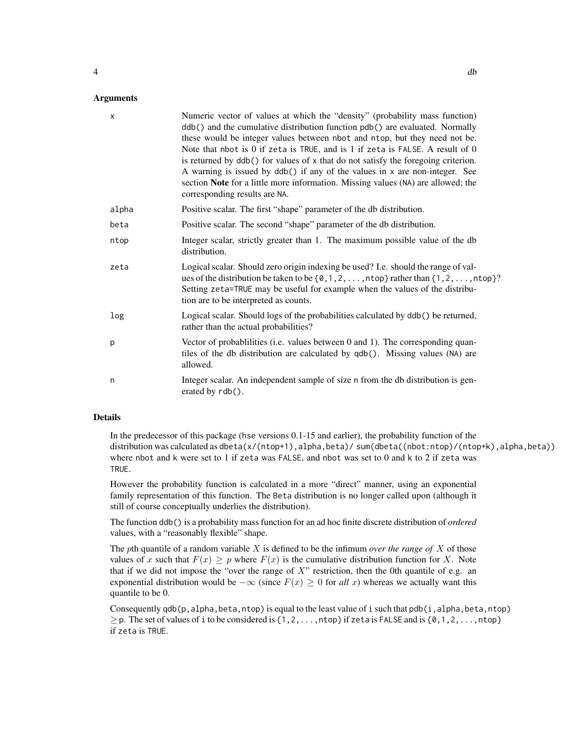## Arguments

| | |
|---|---|
| x | Numeric vector of values at which the "density" (probability mass function) `ddb()` and the cumulative distribution function `pdb()` are evaluated. Normally these would be integer values between `nbot` and `ntop`, but they need not be. Note that `nbot` is 0 if `zeta` is `TRUE`, and is 1 if `zeta` is `FALSE`. A result of 0 is returned by `ddb()` for values of `x` that do not satisfy the foregoing criterion. A warning is issued by `ddb()` if any of the values in `x` are non-integer. See section **Note** for a little more information. Missing values (`NA`) are allowed; the corresponding results are `NA`. |
| alpha | Positive scalar. The first "shape" parameter of the db distribution. |
| beta | Positive scalar. The second "shape" parameter of the db distribution. |
| ntop | Integer scalar, strictly greater than 1. The maximum possible value of the db distribution. |
| zeta | Logical scalar. Should zero origin indexing be used? I.e. should the range of values of the distribution be taken to be `{0,1,2,...,ntop}` rather than `{1,2,...,ntop}`? Setting `zeta=TRUE` may be useful for example when the values of the distribution are to be interpreted as counts. |
| log | Logical scalar. Should logs of the probabilities calculated by `ddb()` be returned, rather than the actual probabilities? |
| p | Vector of probablilities (i.e. values between 0 and 1). The corresponding quantiles of the db distribution are calculated by `qdb()`. Missing values (`NA`) are allowed. |
| n | Integer scalar. An independent sample of size `n` from the db distribution is generated by `rdb()`. |

## Details

In the predecessor of this package (`hse` versions 0.1-15 and earlier), the probability function of the distribution was calculated as `dbeta(x/(ntop+1),alpha,beta)/ sum(dbeta((nbot:ntop)/(ntop+k),alpha,beta))` where `nbot` and `k` were set to 1 if `zeta` was `FALSE`, and `nbot` was set to 0 and `k` to 2 if `zeta` was `TRUE`.

However the probability function is calculated in a more "direct" manner, using an exponential family representation of this function. The `Beta` distribution is no longer called upon (although it still of course conceptually underlies the distribution).

The function `ddb()` is a probability mass function for an ad hoc finite discrete distribution of *ordered* values, with a "reasonably flexible" shape.

The $p$th quantile of a random variable $X$ is defined to be the infimum *over the range of* $X$ of those values of $x$ such that $F(x) \geq p$ where $F(x)$ is the cumulative distribution function for $X$. Note that if we did not impose the "over the range of $X$" restriction, then the 0th quantile of e.g. an exponential distribution would be $-\infty$ (since $F(x) \geq 0$ for *all* $x$) whereas we actually want this quantile to be 0.

Consequently `qdb(p,alpha,beta,ntop)` is equal to the least value of `i` such that `pdb(i,alpha,beta,ntop)` $\geq$ `p`. The set of values of `i` to be considered is `{1,2,...,ntop}` if `zeta` is `FALSE` and is `{0,1,2,...,ntop}` if `zeta` is `TRUE`.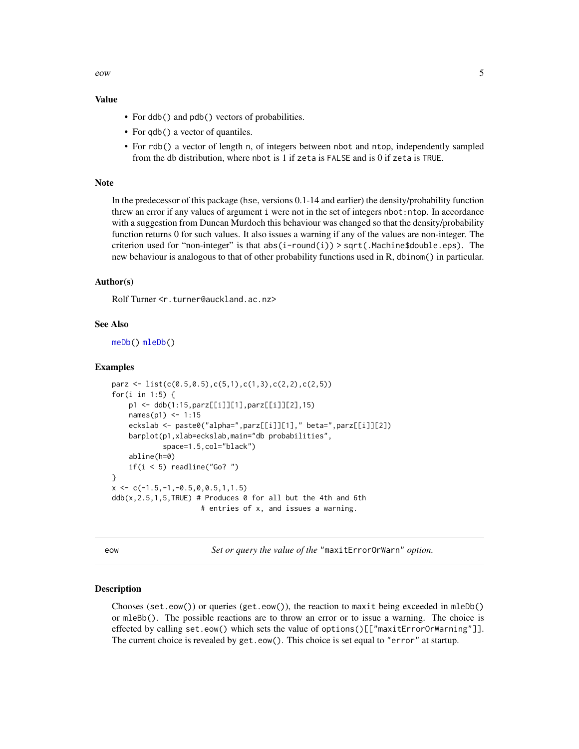### Value

- For `ddb()` and `pdb()` vectors of probabilities.
- For `qdb()` a vector of quantiles.
- For `rdb()` a vector of length `n`, of integers between `nbot` and `ntop`, independently sampled from the db distribution, where `nbot` is 1 if `zeta` is `FALSE` and is 0 if `zeta` is `TRUE`.

### Note

In the predecessor of this package (`hse`, versions 0.1-14 and earlier) the density/probability function threw an error if any values of argument `i` were not in the set of integers `nbot:ntop`. In accordance with a suggestion from Duncan Murdoch this behaviour was changed so that the density/probability function returns 0 for such values. It also issues a warning if any of the values are non-integer. The criterion used for "non-integer" is that `abs(i-round(i)) > sqrt(.Machine$double.eps)`. The new behaviour is analogous to that of other probability functions used in R, `dbinom()` in particular.

### Author(s)

Rolf Turner <r.turner@auckland.ac.nz>

### See Also

`meDb()` `mleDb()`

### Examples

```
parz <- list(c(0.5,0.5),c(5,1),c(1,3),c(2,2),c(2,5))
for(i in 1:5) {
    p1 <- ddb(1:15,parz[[i]][1],parz[[i]][2],15)
    names(p1) <- 1:15
    eckslab <- paste0("alpha=",parz[[i]][1]," beta=",parz[[i]][2])
    barplot(p1,xlab=eckslab,main="db probabilities",
            space=1.5,col="black")
    abline(h=0)
    if(i < 5) readline("Go? ")
}
x <- c(-1.5,-1,-0.5,0,0.5,1,1.5)
ddb(x,2.5,1,5,TRUE) # Produces 0 for all but the 4th and 6th
                    # entries of x, and issues a warning.
```

---

## eow — *Set or query the value of the* `"maxitErrorOrWarn"` *option.*

### Description

Chooses (`set.eow()`) or queries (`get.eow()`), the reaction to `maxit` being exceeded in `mleDb()` or `mleBb()`. The possible reactions are to throw an error or to issue a warning. The choice is effected by calling `set.eow()` which sets the value of `options()[["maxitErrorOrWarning"]]`. The current choice is revealed by `get.eow()`. This choice is set equal to `"error"` at startup.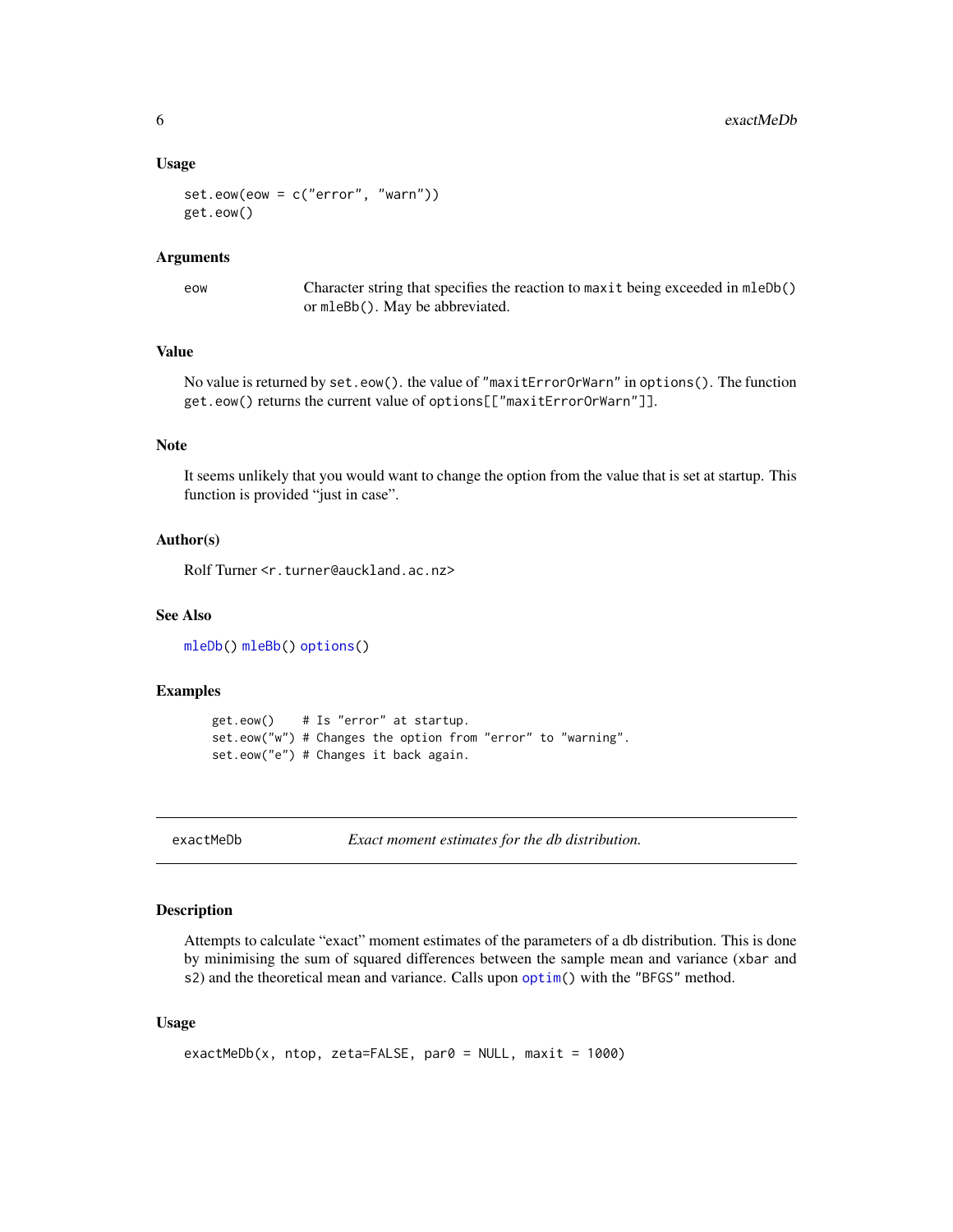### Usage

```
set.eow(eow = c("error", "warn"))
get.eow()
```

### Arguments

| | |
|---|---|
| eow | Character string that specifies the reaction to `maxit` being exceeded in `mleDb()` or `mleBb()`. May be abbreviated. |

### Value

No value is returned by `set.eow()`. the value of "maxitErrorOrWarn" in `options()`. The function `get.eow()` returns the current value of `options[["maxitErrorOrWarn"]]`.

### Note

It seems unlikely that you would want to change the option from the value that is set at startup. This function is provided "just in case".

### Author(s)

Rolf Turner <r.turner@auckland.ac.nz>

### See Also

`mleDb()` `mleBb()` `options()`

### Examples

```
get.eow()    # Is "error" at startup.
set.eow("w") # Changes the option from "error" to "warning".
set.eow("e") # Changes it back again.
```

---

## exactMeDb — *Exact moment estimates for the db distribution.*

---

### Description

Attempts to calculate "exact" moment estimates of the parameters of a db distribution. This is done by minimising the sum of squared differences between the sample mean and variance (`xbar` and `s2`) and the theoretical mean and variance. Calls upon `optim()` with the "BFGS" method.

### Usage

```
exactMeDb(x, ntop, zeta=FALSE, par0 = NULL, maxit = 1000)
```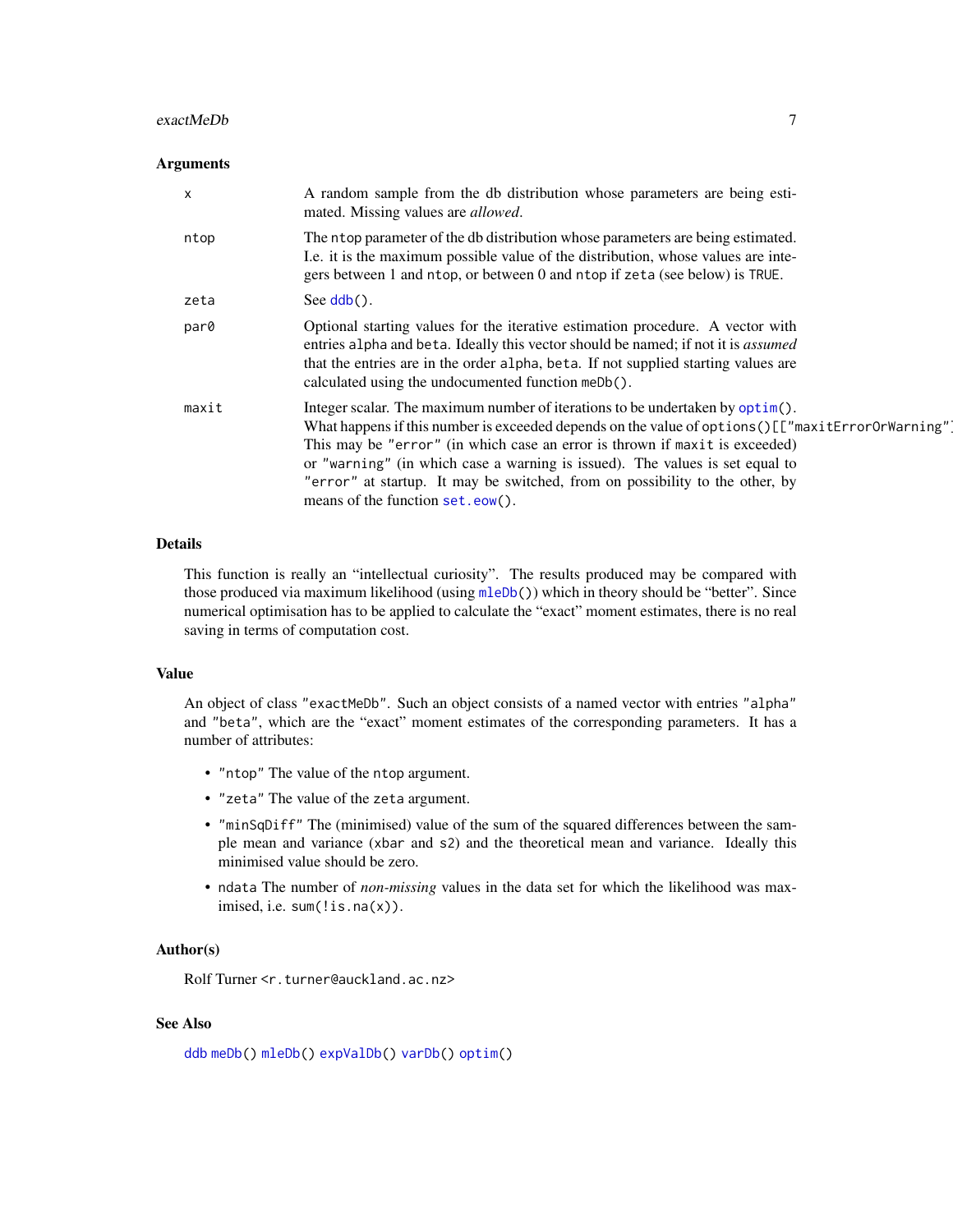### Arguments

- **x** — A random sample from the db distribution whose parameters are being estimated. Missing values are *allowed*.
- **ntop** — The `ntop` parameter of the db distribution whose parameters are being estimated. I.e. it is the maximum possible value of the distribution, whose values are integers between 1 and `ntop`, or between 0 and `ntop` if `zeta` (see below) is `TRUE`.
- **zeta** — See `ddb()`.
- **par0** — Optional starting values for the iterative estimation procedure. A vector with entries `alpha` and `beta`. Ideally this vector should be named; if not it is *assumed* that the entries are in the order `alpha`, `beta`. If not supplied starting values are calculated using the undocumented function `meDb()`.
- **maxit** — Integer scalar. The maximum number of iterations to be undertaken by `optim()`. What happens if this number is exceeded depends on the value of `options()[["maxitErrorOrWarning"]]`. This may be `"error"` (in which case an error is thrown if `maxit` is exceeded) or `"warning"` (in which case a warning is issued). The values is set equal to `"error"` at startup. It may be switched, from on possibility to the other, by means of the function `set.eow()`.

### Details

This function is really an "intellectual curiosity". The results produced may be compared with those produced via maximum likelihood (using `mleDb()`) which in theory should be "better". Since numerical optimisation has to be applied to calculate the "exact" moment estimates, there is no real saving in terms of computation cost.

### Value

An object of class `"exactMeDb"`. Such an object consists of a named vector with entries `"alpha"` and `"beta"`, which are the "exact" moment estimates of the corresponding parameters. It has a number of attributes:

- `"ntop"` The value of the `ntop` argument.
- `"zeta"` The value of the `zeta` argument.
- `"minSqDiff"` The (minimised) value of the sum of the squared differences between the sample mean and variance (`xbar` and `s2`) and the theoretical mean and variance. Ideally this minimised value should be zero.
- `ndata` The number of *non-missing* values in the data set for which the likelihood was maximised, i.e. `sum(!is.na(x))`.

### Author(s)

Rolf Turner <r.turner@auckland.ac.nz>

### See Also

`ddb` `meDb()` `mleDb()` `expValDb()` `varDb()` `optim()`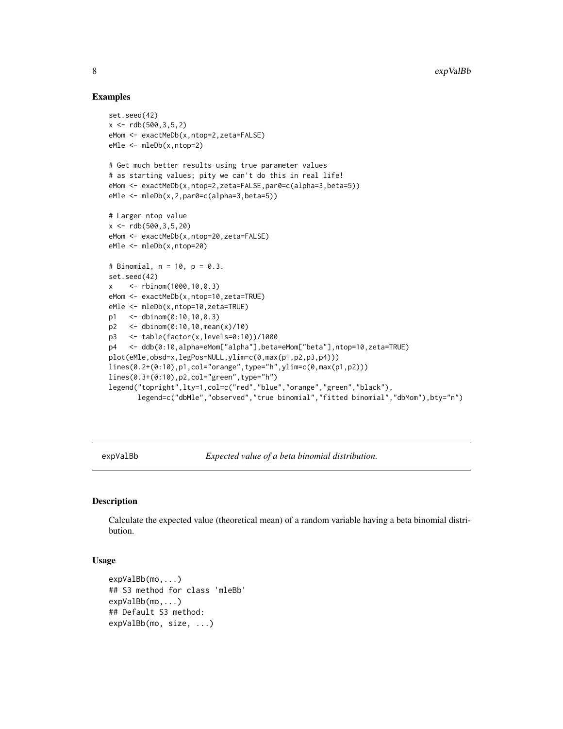## Examples

```
set.seed(42)
x <- rdb(500,3,5,2)
eMom <- exactMeDb(x,ntop=2,zeta=FALSE)
eMle <- mleDb(x,ntop=2)

# Get much better results using true parameter values
# as starting values; pity we can't do this in real life!
eMom <- exactMeDb(x,ntop=2,zeta=FALSE,par0=c(alpha=3,beta=5))
eMle <- mleDb(x,2,par0=c(alpha=3,beta=5))

# Larger ntop value
x <- rdb(500,3,5,20)
eMom <- exactMeDb(x,ntop=20,zeta=FALSE)
eMle <- mleDb(x,ntop=20)

# Binomial, n = 10, p = 0.3.
set.seed(42)
x    <- rbinom(1000,10,0.3)
eMom <- exactMeDb(x,ntop=10,zeta=TRUE)
eMle <- mleDb(x,ntop=10,zeta=TRUE)
p1   <- dbinom(0:10,10,0.3)
p2   <- dbinom(0:10,10,mean(x)/10)
p3   <- table(factor(x,levels=0:10))/1000
p4   <- ddb(0:10,alpha=eMom["alpha"],beta=eMom["beta"],ntop=10,zeta=TRUE)
plot(eMle,obsd=x,legPos=NULL,ylim=c(0,max(p1,p2,p3,p4)))
lines(0.2+(0:10),p1,col="orange",type="h",ylim=c(0,max(p1,p2)))
lines(0.3+(0:10),p2,col="green",type="h")
legend("topright",lty=1,col=c("red","blue","orange","green","black"),
       legend=c("dbMle","observed","true binomial","fitted binomial","dbMom"),bty="n")
```

---

# expValBb — *Expected value of a beta binomial distribution.*

## Description

Calculate the expected value (theoretical mean) of a random variable having a beta binomial distribution.

## Usage

```
expValBb(mo,...)
## S3 method for class 'mleBb'
expValBb(mo,...)
## Default S3 method:
expValBb(mo, size, ...)
```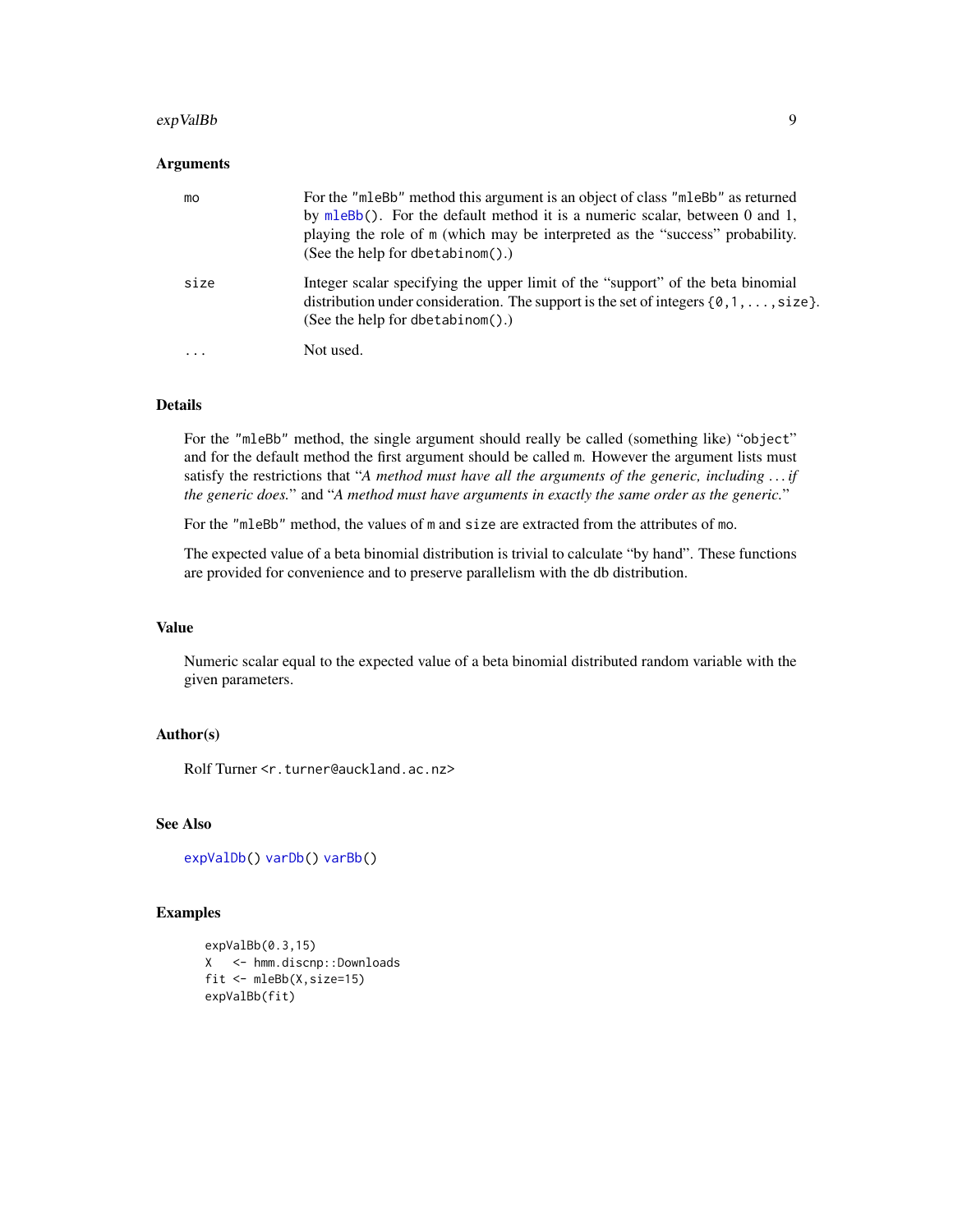### Arguments

| | |
|---|---|
| mo | For the "mleBb" method this argument is an object of class "mleBb" as returned by mleBb(). For the default method it is a numeric scalar, between 0 and 1, playing the role of m (which may be interpreted as the "success" probability. (See the help for dbetabinom().) |
| size | Integer scalar specifying the upper limit of the "support" of the beta binomial distribution under consideration. The support is the set of integers {0,1,...,size}. (See the help for dbetabinom().) |
| ... | Not used. |

### Details

For the "mleBb" method, the single argument should really be called (something like) "object" and for the default method the first argument should be called m. However the argument lists must satisfy the restrictions that "*A method must have all the arguments of the generic, including ... if the generic does.*" and "*A method must have arguments in exactly the same order as the generic.*"

For the "mleBb" method, the values of m and size are extracted from the attributes of mo.

The expected value of a beta binomial distribution is trivial to calculate "by hand". These functions are provided for convenience and to preserve parallelism with the db distribution.

### Value

Numeric scalar equal to the expected value of a beta binomial distributed random variable with the given parameters.

### Author(s)

Rolf Turner <r.turner@auckland.ac.nz>

### See Also

expValDb() varDb() varBb()

### Examples

```
expValBb(0.3,15)
X   <- hmm.discnp::Downloads
fit <- mleBb(X,size=15)
expValBb(fit)
```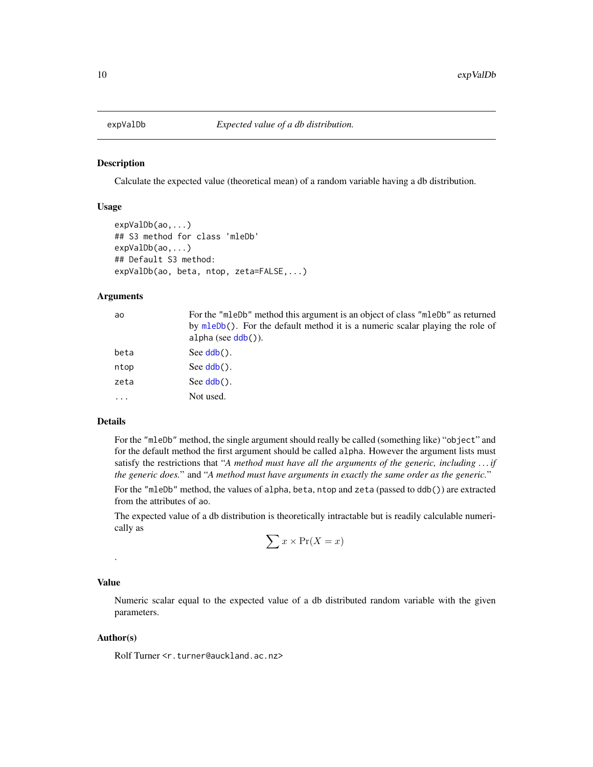expValDb — *Expected value of a db distribution.*

## Description

Calculate the expected value (theoretical mean) of a random variable having a db distribution.

## Usage

```
expValDb(ao,...)
## S3 method for class 'mleDb'
expValDb(ao,...)
## Default S3 method:
expValDb(ao, beta, ntop, zeta=FALSE,...)
```

## Arguments

| | |
|---|---|
| `ao` | For the `"mleDb"` method this argument is an object of class `"mleDb"` as returned by `mleDb()`. For the default method it is a numeric scalar playing the role of `alpha` (see `ddb()`). |
| `beta` | See `ddb()`. |
| `ntop` | See `ddb()`. |
| `zeta` | See `ddb()`. |
| `...` | Not used. |

## Details

For the `"mleDb"` method, the single argument should really be called (something like) "`object`" and for the default method the first argument should be called `alpha`. However the argument lists must satisfy the restrictions that "*A method must have all the arguments of the generic, including ... if the generic does.*" and "*A method must have arguments in exactly the same order as the generic.*"

For the `"mleDb"` method, the values of `alpha`, `beta`, `ntop` and `zeta` (passed to `ddb()`) are extracted from the attributes of `ao`.

The expected value of a db distribution is theoretically intractable but is readily calculable numerically as

$$\sum x \times \Pr(X = x)$$

.

## Value

Numeric scalar equal to the expected value of a db distributed random variable with the given parameters.

## Author(s)

Rolf Turner <r.turner@auckland.ac.nz>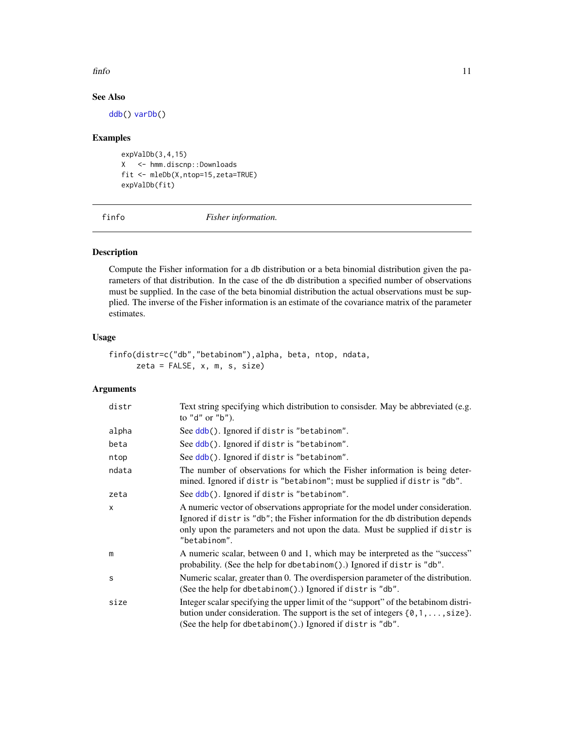### See Also

ddb() varDb()

### Examples

```
expValDb(3,4,15)
X   <- hmm.discnp::Downloads
fit <- mleDb(X,ntop=15,zeta=TRUE)
expValDb(fit)
```

---

## finfo *Fisher information.*

---

### Description

Compute the Fisher information for a db distribution or a beta binomial distribution given the parameters of that distribution. In the case of the db distribution a specified number of observations must be supplied. In the case of the beta binomial distribution the actual observations must be supplied. The inverse of the Fisher information is an estimate of the covariance matrix of the parameter estimates.

### Usage

```
finfo(distr=c("db","betabinom"),alpha, beta, ntop, ndata,
      zeta = FALSE, x, m, s, size)
```

### Arguments

| | |
|---|---|
| distr | Text string specifying which distribution to consisder. May be abbreviated (e.g. to "d" or "b"). |
| alpha | See ddb(). Ignored if distr is "betabinom". |
| beta | See ddb(). Ignored if distr is "betabinom". |
| ntop | See ddb(). Ignored if distr is "betabinom". |
| ndata | The number of observations for which the Fisher information is being determined. Ignored if distr is "betabinom"; must be supplied if distr is "db". |
| zeta | See ddb(). Ignored if distr is "betabinom". |
| x | A numeric vector of observations appropriate for the model under consideration. Ignored if distr is "db"; the Fisher information for the db distribution depends only upon the parameters and not upon the data. Must be supplied if distr is "betabinom". |
| m | A numeric scalar, between 0 and 1, which may be interpreted as the "success" probability. (See the help for dbetabinom().) Ignored if distr is "db". |
| s | Numeric scalar, greater than 0. The overdispersion parameter of the distribution. (See the help for dbetabinom().) Ignored if distr is "db". |
| size | Integer scalar specifying the upper limit of the "support" of the betabinom distribution under consideration. The support is the set of integers {0,1,...,size}. (See the help for dbetabinom().) Ignored if distr is "db". |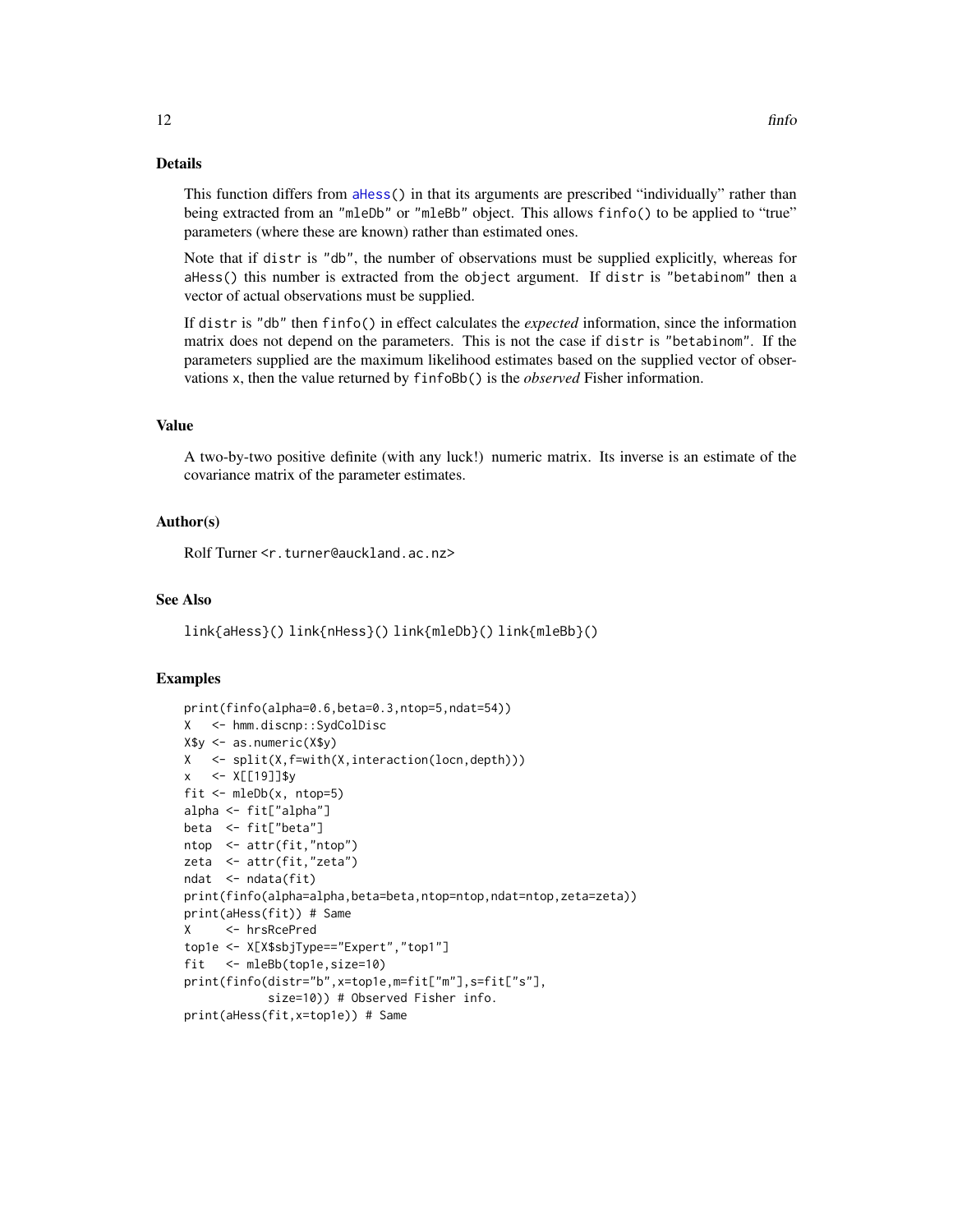## Details

This function differs from aHess() in that its arguments are prescribed "individually" rather than being extracted from an "mleDb" or "mleBb" object. This allows finfo() to be applied to "true" parameters (where these are known) rather than estimated ones.

Note that if distr is "db", the number of observations must be supplied explicitly, whereas for aHess() this number is extracted from the object argument. If distr is "betabinom" then a vector of actual observations must be supplied.

If distr is "db" then finfo() in effect calculates the *expected* information, since the information matrix does not depend on the parameters. This is not the case if distr is "betabinom". If the parameters supplied are the maximum likelihood estimates based on the supplied vector of observations x, then the value returned by finfoBb() is the *observed* Fisher information.

## Value

A two-by-two positive definite (with any luck!) numeric matrix. Its inverse is an estimate of the covariance matrix of the parameter estimates.

## Author(s)

Rolf Turner <r.turner@auckland.ac.nz>

## See Also

link{aHess}() link{nHess}() link{mleDb}() link{mleBb}()

## Examples

```
print(finfo(alpha=0.6,beta=0.3,ntop=5,ndat=54))
X   <- hmm.discnp::SydColDisc
X$y <- as.numeric(X$y)
X   <- split(X,f=with(X,interaction(locn,depth)))
x   <- X[[19]]$y
fit <- mleDb(x, ntop=5)
alpha <- fit["alpha"]
beta  <- fit["beta"]
ntop  <- attr(fit,"ntop")
zeta  <- attr(fit,"zeta")
ndat  <- ndata(fit)
print(finfo(alpha=alpha,beta=beta,ntop=ntop,ndat=ntop,zeta=zeta))
print(aHess(fit)) # Same
X     <- hrsRcePred
top1e <- X[X$sbjType=="Expert","top1"]
fit   <- mleBb(top1e,size=10)
print(finfo(distr="b",x=top1e,m=fit["m"],s=fit["s"],
            size=10)) # Observed Fisher info.
print(aHess(fit,x=top1e)) # Same
```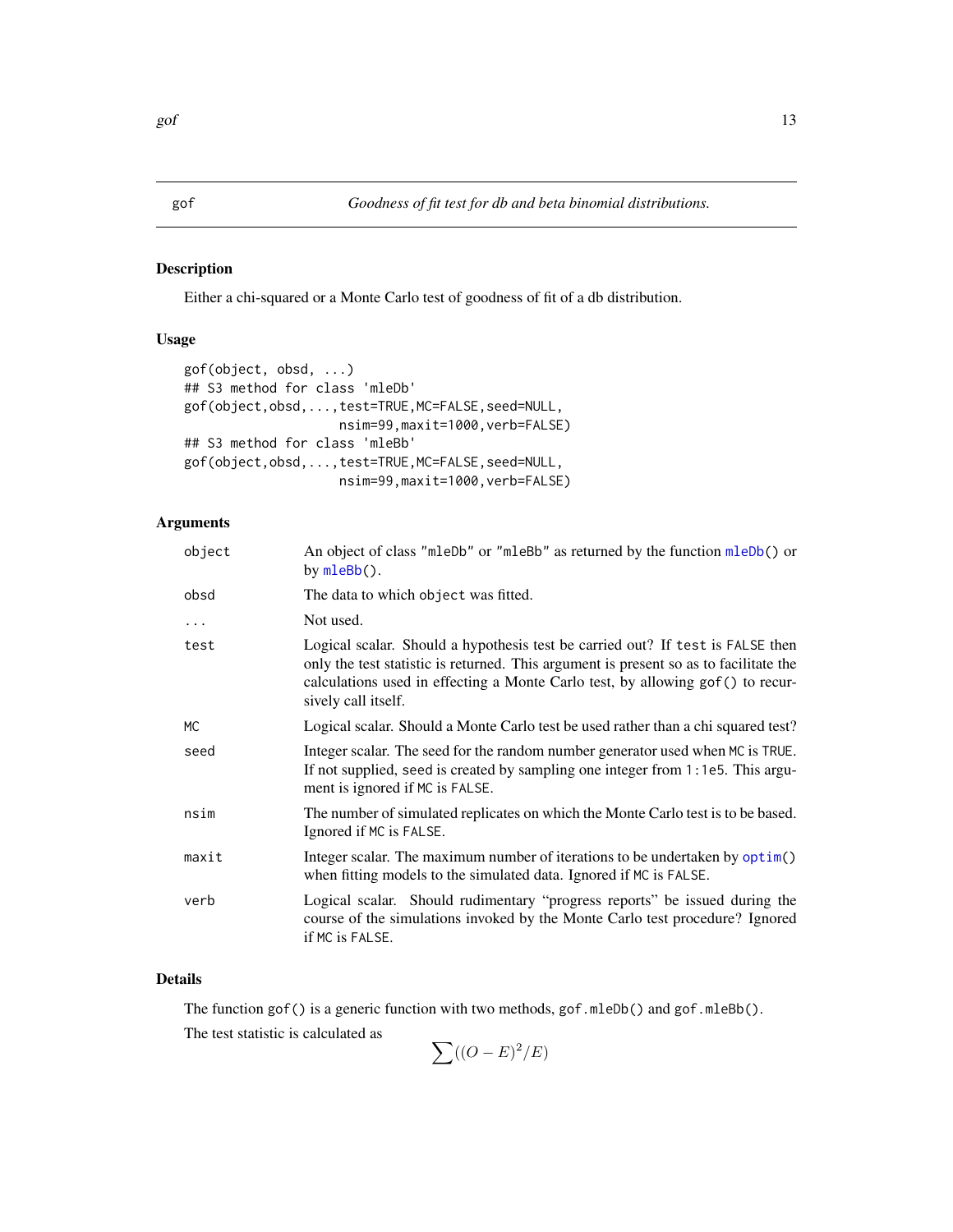gof *Goodness of fit test for db and beta binomial distributions.*

## Description

Either a chi-squared or a Monte Carlo test of goodness of fit of a db distribution.

## Usage

```
gof(object, obsd, ...)
## S3 method for class 'mleDb'
gof(object,obsd,...,test=TRUE,MC=FALSE,seed=NULL,
                    nsim=99,maxit=1000,verb=FALSE)
## S3 method for class 'mleBb'
gof(object,obsd,...,test=TRUE,MC=FALSE,seed=NULL,
                    nsim=99,maxit=1000,verb=FALSE)
```

## Arguments

| | |
|---|---|
| `object` | An object of class `"mleDb"` or `"mleBb"` as returned by the function `mleDb()` or by `mleBb()`. |
| `obsd` | The data to which `object` was fitted. |
| `...` | Not used. |
| `test` | Logical scalar. Should a hypothesis test be carried out? If `test` is `FALSE` then only the test statistic is returned. This argument is present so as to facilitate the calculations used in effecting a Monte Carlo test, by allowing `gof()` to recursively call itself. |
| `MC` | Logical scalar. Should a Monte Carlo test be used rather than a chi squared test? |
| `seed` | Integer scalar. The seed for the random number generator used when `MC` is `TRUE`. If not supplied, `seed` is created by sampling one integer from `1:1e5`. This argument is ignored if `MC` is `FALSE`. |
| `nsim` | The number of simulated replicates on which the Monte Carlo test is to be based. Ignored if `MC` is `FALSE`. |
| `maxit` | Integer scalar. The maximum number of iterations to be undertaken by `optim()` when fitting models to the simulated data. Ignored if `MC` is `FALSE`. |
| `verb` | Logical scalar. Should rudimentary "progress reports" be issued during the course of the simulations invoked by the Monte Carlo test procedure? Ignored if `MC` is `FALSE`. |

## Details

The function `gof()` is a generic function with two methods, `gof.mleDb()` and `gof.mleBb()`.

The test statistic is calculated as

$$\sum((O - E)^2/E)$$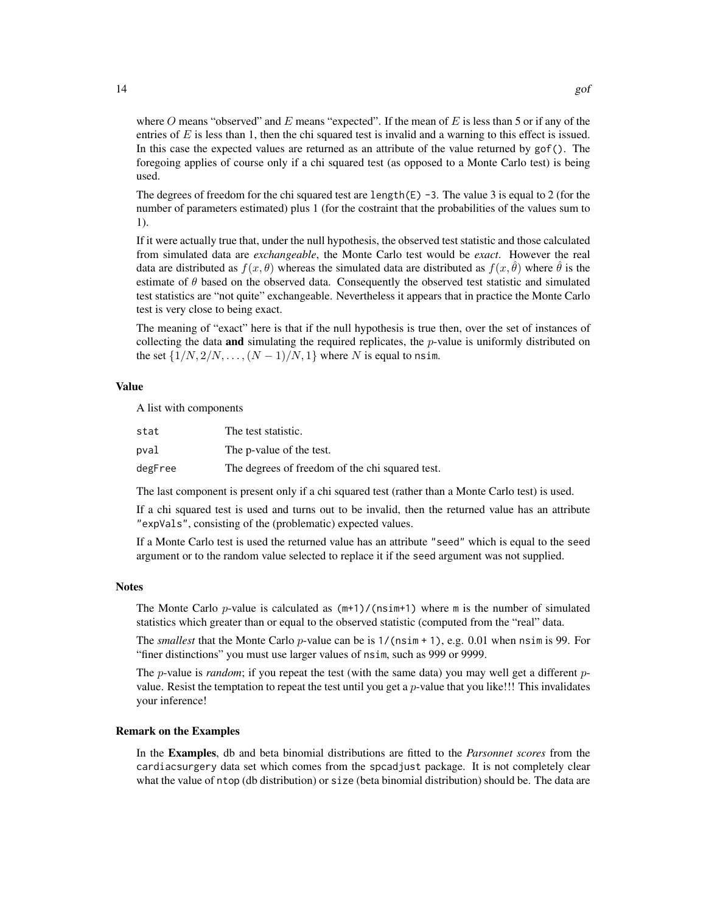where $O$ means "observed" and $E$ means "expected". If the mean of $E$ is less than 5 or if any of the entries of $E$ is less than 1, then the chi squared test is invalid and a warning to this effect is issued. In this case the expected values are returned as an attribute of the value returned by `gof()`. The foregoing applies of course only if a chi squared test (as opposed to a Monte Carlo test) is being used.

The degrees of freedom for the chi squared test are `length(E) -3`. The value 3 is equal to 2 (for the number of parameters estimated) plus 1 (for the costraint that the probabilities of the values sum to 1).

If it were actually true that, under the null hypothesis, the observed test statistic and those calculated from simulated data are *exchangeable*, the Monte Carlo test would be *exact*. However the real data are distributed as $f(x, \theta)$ whereas the simulated data are distributed as $f(x, \hat{\theta})$ where $\hat{\theta}$ is the estimate of $\theta$ based on the observed data. Consequently the observed test statistic and simulated test statistics are "not quite" exchangeable. Nevertheless it appears that in practice the Monte Carlo test is very close to being exact.

The meaning of "exact" here is that if the null hypothesis is true then, over the set of instances of collecting the data **and** simulating the required replicates, the $p$-value is uniformly distributed on the set $\{1/N, 2/N, \ldots, (N-1)/N, 1\}$ where $N$ is equal to `nsim`.

### Value

A list with components

| | |
|---|---|
| `stat` | The test statistic. |
| `pval` | The p-value of the test. |
| `degFree` | The degrees of freedom of the chi squared test. |

The last component is present only if a chi squared test (rather than a Monte Carlo test) is used.

If a chi squared test is used and turns out to be invalid, then the returned value has an attribute `"expVals"`, consisting of the (problematic) expected values.

If a Monte Carlo test is used the returned value has an attribute `"seed"` which is equal to the `seed` argument or to the random value selected to replace it if the `seed` argument was not supplied.

### Notes

The Monte Carlo $p$-value is calculated as `(m+1)/(nsim+1)` where `m` is the number of simulated statistics which greater than or equal to the observed statistic (computed from the "real" data.

The *smallest* that the Monte Carlo $p$-value can be is `1/(nsim + 1)`, e.g. 0.01 when `nsim` is 99. For "finer distinctions" you must use larger values of `nsim`, such as 999 or 9999.

The $p$-value is *random*; if you repeat the test (with the same data) you may well get a different $p$-value. Resist the temptation to repeat the test until you get a $p$-value that you like!!! This invalidates your inference!

### Remark on the Examples

In the **Examples**, db and beta binomial distributions are fitted to the *Parsonnet scores* from the `cardiacsurgery` data set which comes from the `spcadjust` package. It is not completely clear what the value of `ntop` (db distribution) or `size` (beta binomial distribution) should be. The data are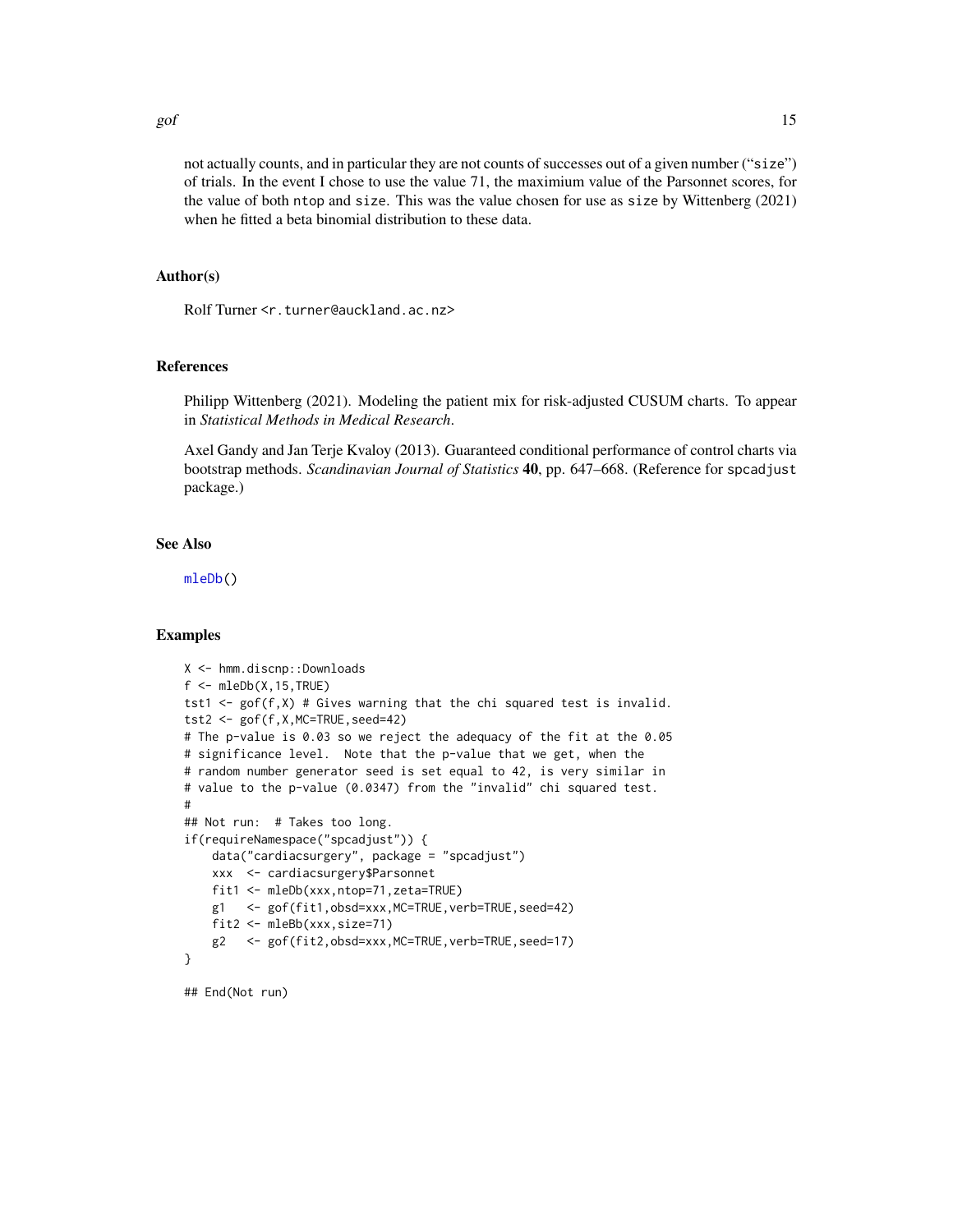not actually counts, and in particular they are not counts of successes out of a given number ("size") of trials. In the event I chose to use the value 71, the maximium value of the Parsonnet scores, for the value of both ntop and size. This was the value chosen for use as size by Wittenberg (2021) when he fitted a beta binomial distribution to these data.

### Author(s)

Rolf Turner <r.turner@auckland.ac.nz>

### References

Philipp Wittenberg (2021). Modeling the patient mix for risk-adjusted CUSUM charts. To appear in *Statistical Methods in Medical Research*.

Axel Gandy and Jan Terje Kvaloy (2013). Guaranteed conditional performance of control charts via bootstrap methods. *Scandinavian Journal of Statistics* **40**, pp. 647–668. (Reference for spcadjust package.)

### See Also

mleDb()

### Examples

```
X <- hmm.discnp::Downloads
f <- mleDb(X,15,TRUE)
tst1 <- gof(f,X) # Gives warning that the chi squared test is invalid.
tst2 <- gof(f,X,MC=TRUE,seed=42)
# The p-value is 0.03 so we reject the adequacy of the fit at the 0.05
# significance level.  Note that the p-value that we get, when the
# random number generator seed is set equal to 42, is very similar in
# value to the p-value (0.0347) from the "invalid" chi squared test.
#
## Not run:  # Takes too long.
if(requireNamespace("spcadjust")) {
    data("cardiacsurgery", package = "spcadjust")
    xxx  <- cardiacsurgery$Parsonnet
    fit1 <- mleDb(xxx,ntop=71,zeta=TRUE)
    g1   <- gof(fit1,obsd=xxx,MC=TRUE,verb=TRUE,seed=42)
    fit2 <- mleBb(xxx,size=71)
    g2   <- gof(fit2,obsd=xxx,MC=TRUE,verb=TRUE,seed=17)
}

## End(Not run)
```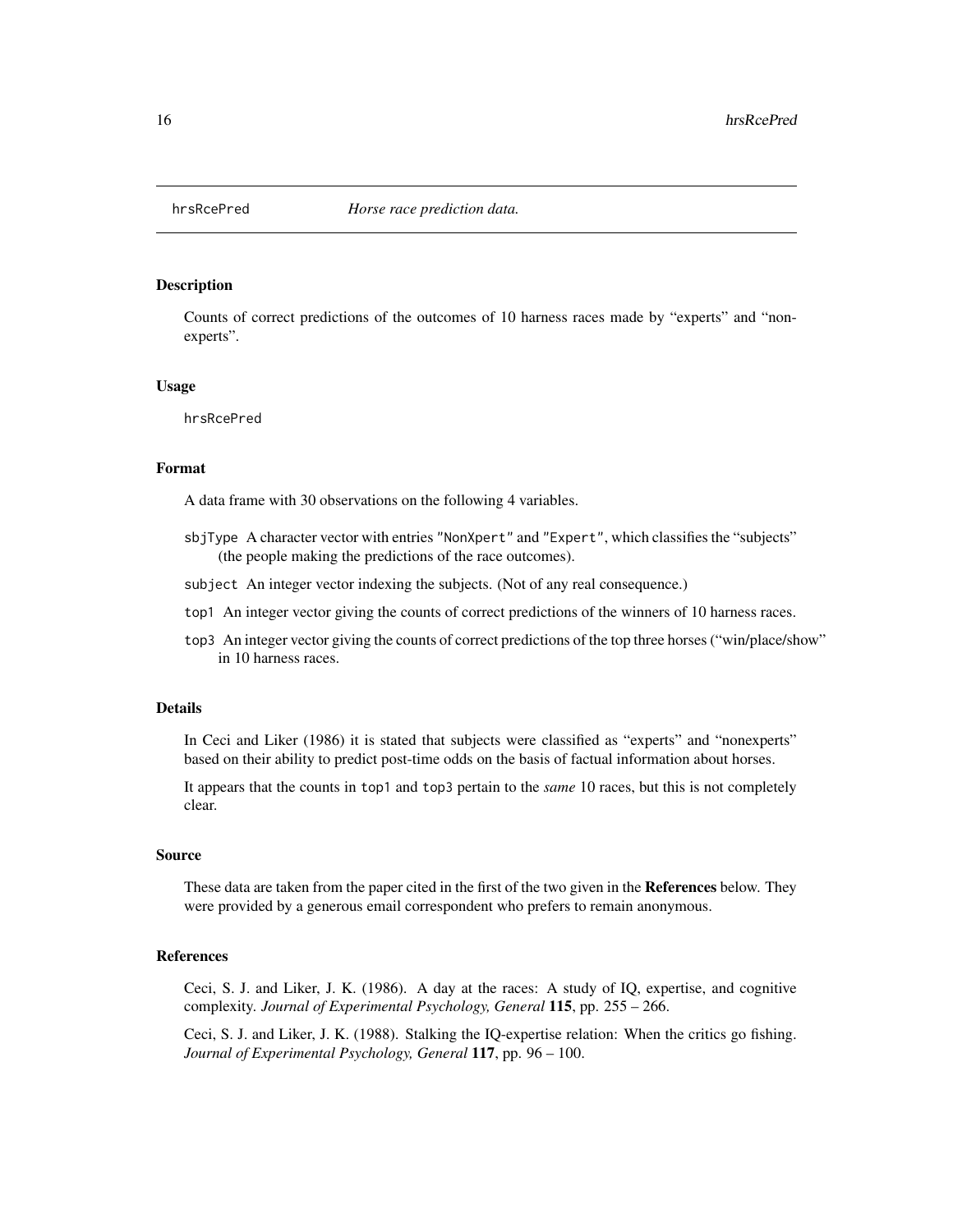`hrsRcePred` *Horse race prediction data.*

## Description

Counts of correct predictions of the outcomes of 10 harness races made by "experts" and "non-experts".

## Usage

```
hrsRcePred
```

## Format

A data frame with 30 observations on the following 4 variables.

- `sbjType` A character vector with entries `"NonXpert"` and `"Expert"`, which classifies the "subjects" (the people making the predictions of the race outcomes).
- `subject` An integer vector indexing the subjects. (Not of any real consequence.)
- `top1` An integer vector giving the counts of correct predictions of the winners of 10 harness races.
- `top3` An integer vector giving the counts of correct predictions of the top three horses ("win/place/show" in 10 harness races.

## Details

In Ceci and Liker (1986) it is stated that subjects were classified as "experts" and "nonexperts" based on their ability to predict post-time odds on the basis of factual information about horses.

It appears that the counts in `top1` and `top3` pertain to the *same* 10 races, but this is not completely clear.

## Source

These data are taken from the paper cited in the first of the two given in the **References** below. They were provided by a generous email correspondent who prefers to remain anonymous.

## References

Ceci, S. J. and Liker, J. K. (1986). A day at the races: A study of IQ, expertise, and cognitive complexity. *Journal of Experimental Psychology, General* **115**, pp. 255 – 266.

Ceci, S. J. and Liker, J. K. (1988). Stalking the IQ-expertise relation: When the critics go fishing. *Journal of Experimental Psychology, General* **117**, pp. 96 – 100.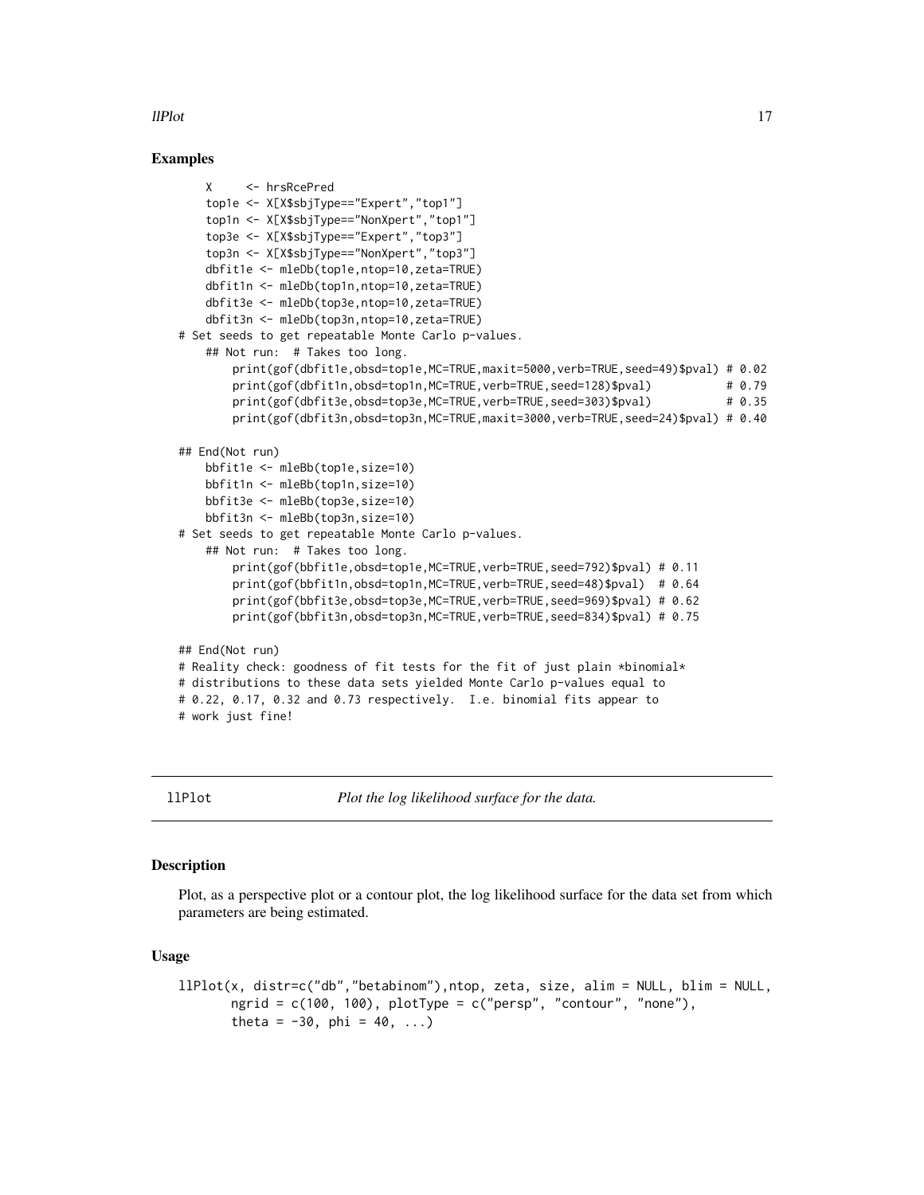### Examples

```
    X     <- hrsRcePred
    top1e <- X[X$sbjType=="Expert","top1"]
    top1n <- X[X$sbjType=="NonXpert","top1"]
    top3e <- X[X$sbjType=="Expert","top3"]
    top3n <- X[X$sbjType=="NonXpert","top3"]
    dbfit1e <- mleDb(top1e,ntop=10,zeta=TRUE)
    dbfit1n <- mleDb(top1n,ntop=10,zeta=TRUE)
    dbfit3e <- mleDb(top3e,ntop=10,zeta=TRUE)
    dbfit3n <- mleDb(top3n,ntop=10,zeta=TRUE)
# Set seeds to get repeatable Monte Carlo p-values.
    ## Not run:  # Takes too long.
        print(gof(dbfit1e,obsd=top1e,MC=TRUE,maxit=5000,verb=TRUE,seed=49)$pval) # 0.02
        print(gof(dbfit1n,obsd=top1n,MC=TRUE,verb=TRUE,seed=128)$pval)           # 0.79
        print(gof(dbfit3e,obsd=top3e,MC=TRUE,verb=TRUE,seed=303)$pval)           # 0.35
        print(gof(dbfit3n,obsd=top3n,MC=TRUE,maxit=3000,verb=TRUE,seed=24)$pval) # 0.40

## End(Not run)
    bbfit1e <- mleBb(top1e,size=10)
    bbfit1n <- mleBb(top1n,size=10)
    bbfit3e <- mleBb(top3e,size=10)
    bbfit3n <- mleBb(top3n,size=10)
# Set seeds to get repeatable Monte Carlo p-values.
    ## Not run:  # Takes too long.
        print(gof(bbfit1e,obsd=top1e,MC=TRUE,verb=TRUE,seed=792)$pval) # 0.11
        print(gof(bbfit1n,obsd=top1n,MC=TRUE,verb=TRUE,seed=48)$pval)  # 0.64
        print(gof(bbfit3e,obsd=top3e,MC=TRUE,verb=TRUE,seed=969)$pval) # 0.62
        print(gof(bbfit3n,obsd=top3n,MC=TRUE,verb=TRUE,seed=834)$pval) # 0.75

## End(Not run)
# Reality check: goodness of fit tests for the fit of just plain *binomial*
# distributions to these data sets yielded Monte Carlo p-values equal to
# 0.22, 0.17, 0.32 and 0.73 respectively.  I.e. binomial fits appear to
# work just fine!
```

---

## llPlot — *Plot the log likelihood surface for the data.*

### Description

Plot, as a perspective plot or a contour plot, the log likelihood surface for the data set from which parameters are being estimated.

### Usage

```
llPlot(x, distr=c("db","betabinom"),ntop, zeta, size, alim = NULL, blim = NULL,
       ngrid = c(100, 100), plotType = c("persp", "contour", "none"),
       theta = -30, phi = 40, ...)
```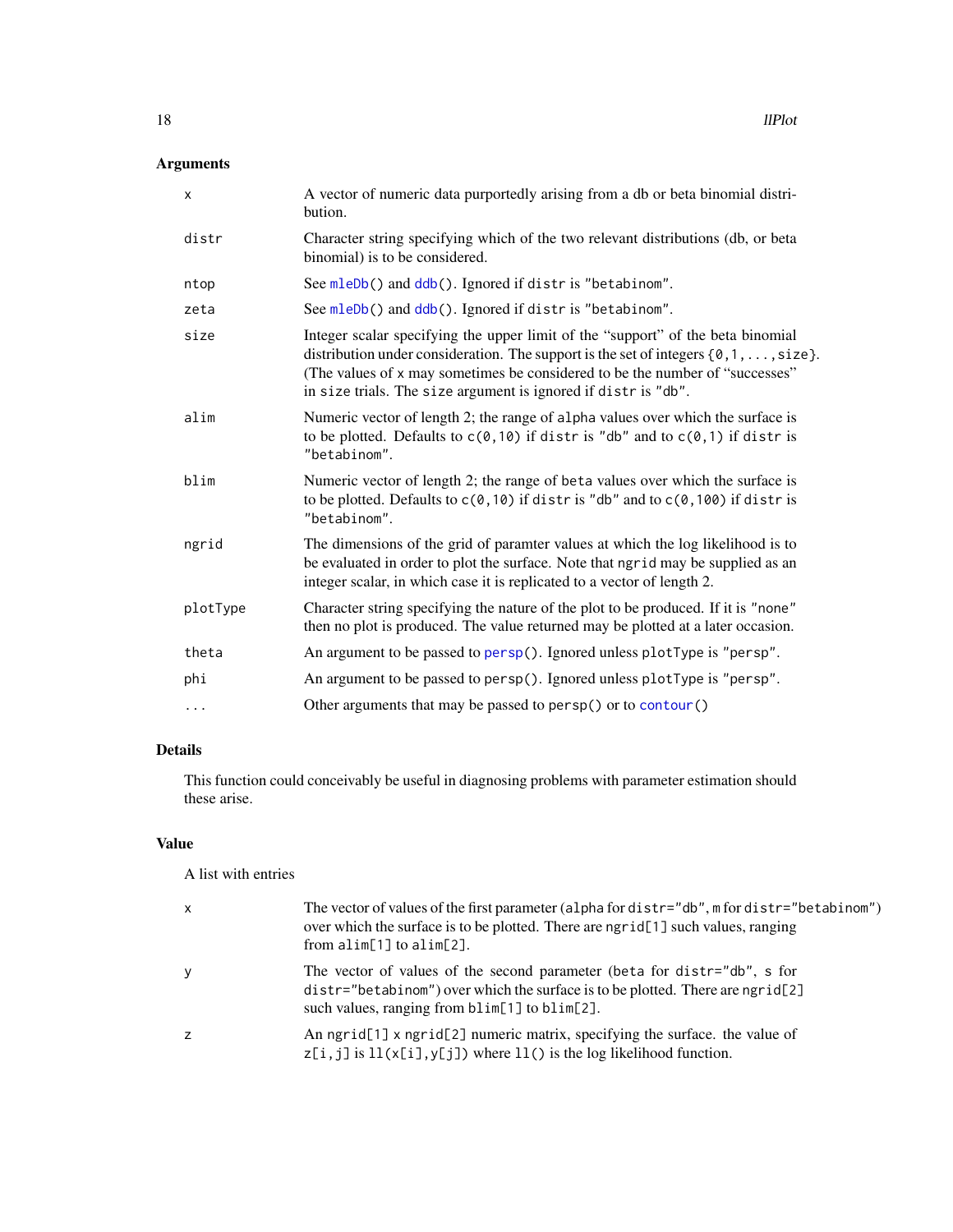### Arguments

| | |
|---|---|
| `x` | A vector of numeric data purportedly arising from a db or beta binomial distribution. |
| `distr` | Character string specifying which of the two relevant distributions (db, or beta binomial) is to be considered. |
| `ntop` | See `mleDb()` and `ddb()`. Ignored if `distr` is `"betabinom"`. |
| `zeta` | See `mleDb()` and `ddb()`. Ignored if `distr` is `"betabinom"`. |
| `size` | Integer scalar specifying the upper limit of the "support" of the beta binomial distribution under consideration. The support is the set of integers `{0,1,...,size}`. (The values of `x` may sometimes be considered to be the number of "successes" in `size` trials. The `size` argument is ignored if `distr` is `"db"`. |
| `alim` | Numeric vector of length 2; the range of `alpha` values over which the surface is to be plotted. Defaults to `c(0,10)` if `distr` is `"db"` and to `c(0,1)` if `distr` is `"betabinom"`. |
| `blim` | Numeric vector of length 2; the range of `beta` values over which the surface is to be plotted. Defaults to `c(0,10)` if `distr` is `"db"` and to `c(0,100)` if `distr` is `"betabinom"`. |
| `ngrid` | The dimensions of the grid of paramter values at which the log likelihood is to be evaluated in order to plot the surface. Note that `ngrid` may be supplied as an integer scalar, in which case it is replicated to a vector of length 2. |
| `plotType` | Character string specifying the nature of the plot to be produced. If it is `"none"` then no plot is produced. The value returned may be plotted at a later occasion. |
| `theta` | An argument to be passed to `persp()`. Ignored unless `plotType` is `"persp"`. |
| `phi` | An argument to be passed to `persp()`. Ignored unless `plotType` is `"persp"`. |
| `...` | Other arguments that may be passed to `persp()` or to `contour()` |

### Details

This function could conceivably be useful in diagnosing problems with parameter estimation should these arise.

### Value

A list with entries

| | |
|---|---|
| `x` | The vector of values of the first parameter (`alpha` for `distr="db"`, `m` for `distr="betabinom"`) over which the surface is to be plotted. There are `ngrid[1]` such values, ranging from `alim[1]` to `alim[2]`. |
| `y` | The vector of values of the second parameter (`beta` for `distr="db"`, `s` for `distr="betabinom"`) over which the surface is to be plotted. There are `ngrid[2]` such values, ranging from `blim[1]` to `blim[2]`. |
| `z` | An `ngrid[1]` x `ngrid[2]` numeric matrix, specifying the surface. the value of `z[i,j]` is `ll(x[i],y[j])` where `ll()` is the log likelihood function. |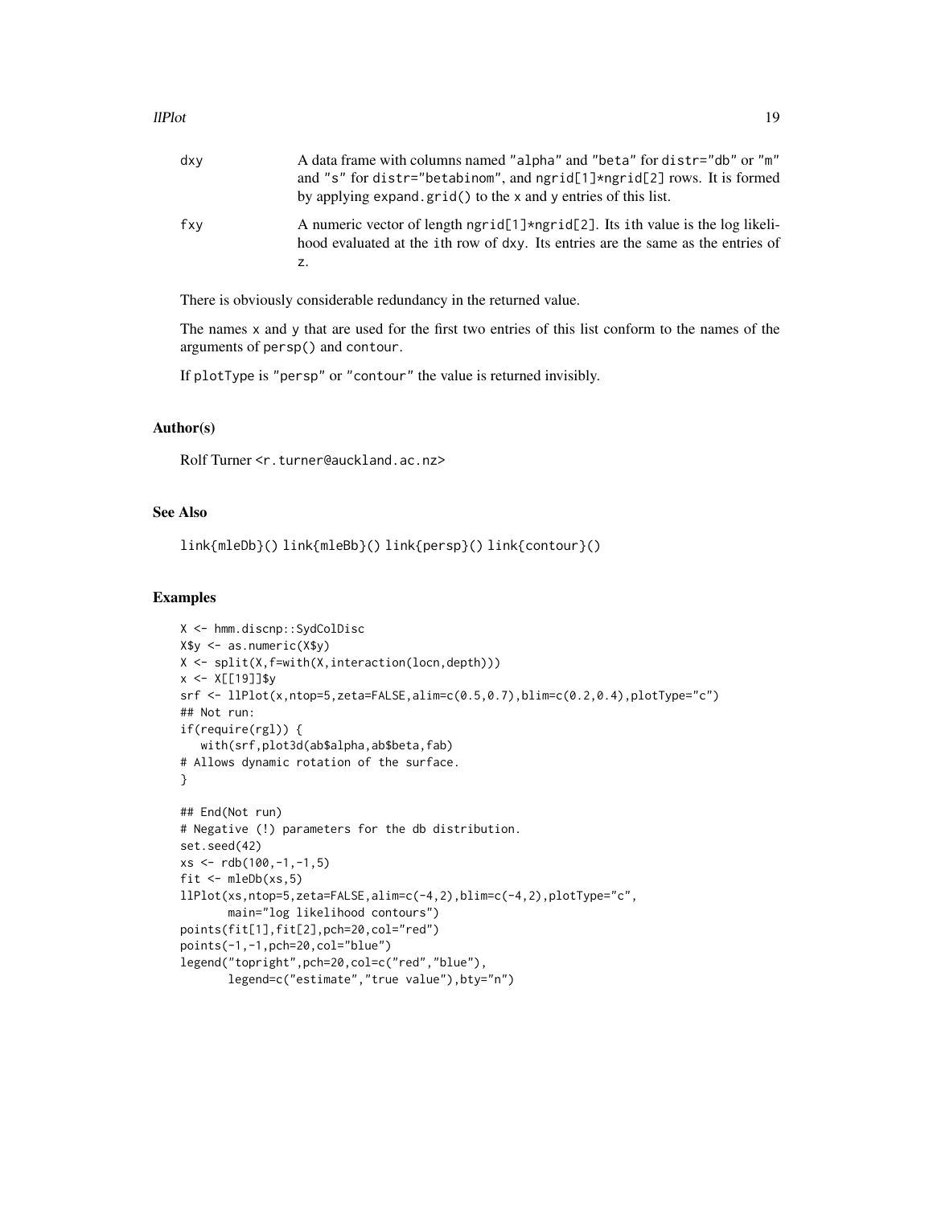dxy
: A data frame with columns named "alpha" and "beta" for distr="db" or "m" and "s" for distr="betabinom", and ngrid[1]*ngrid[2] rows. It is formed by applying expand.grid() to the x and y entries of this list.

fxy
: A numeric vector of length ngrid[1]*ngrid[2]. Its ith value is the log likelihood evaluated at the ith row of dxy. Its entries are the same as the entries of z.

There is obviously considerable redundancy in the returned value.

The names x and y that are used for the first two entries of this list conform to the names of the arguments of persp() and contour.

If plotType is "persp" or "contour" the value is returned invisibly.

## Author(s)

Rolf Turner <r.turner@auckland.ac.nz>

## See Also

link{mleDb}() link{mleBb}() link{persp}() link{contour}()

## Examples

```
X <- hmm.discnp::SydColDisc
X$y <- as.numeric(X$y)
X <- split(X,f=with(X,interaction(locn,depth)))
x <- X[[19]]$y
srf <- llPlot(x,ntop=5,zeta=FALSE,alim=c(0.5,0.7),blim=c(0.2,0.4),plotType="c")
## Not run:
if(require(rgl)) {
   with(srf,plot3d(ab$alpha,ab$beta,fab)
# Allows dynamic rotation of the surface.
}

## End(Not run)
# Negative (!) parameters for the db distribution.
set.seed(42)
xs <- rdb(100,-1,-1,5)
fit <- mleDb(xs,5)
llPlot(xs,ntop=5,zeta=FALSE,alim=c(-4,2),blim=c(-4,2),plotType="c",
       main="log likelihood contours")
points(fit[1],fit[2],pch=20,col="red")
points(-1,-1,pch=20,col="blue")
legend("topright",pch=20,col=c("red","blue"),
       legend=c("estimate","true value"),bty="n")
```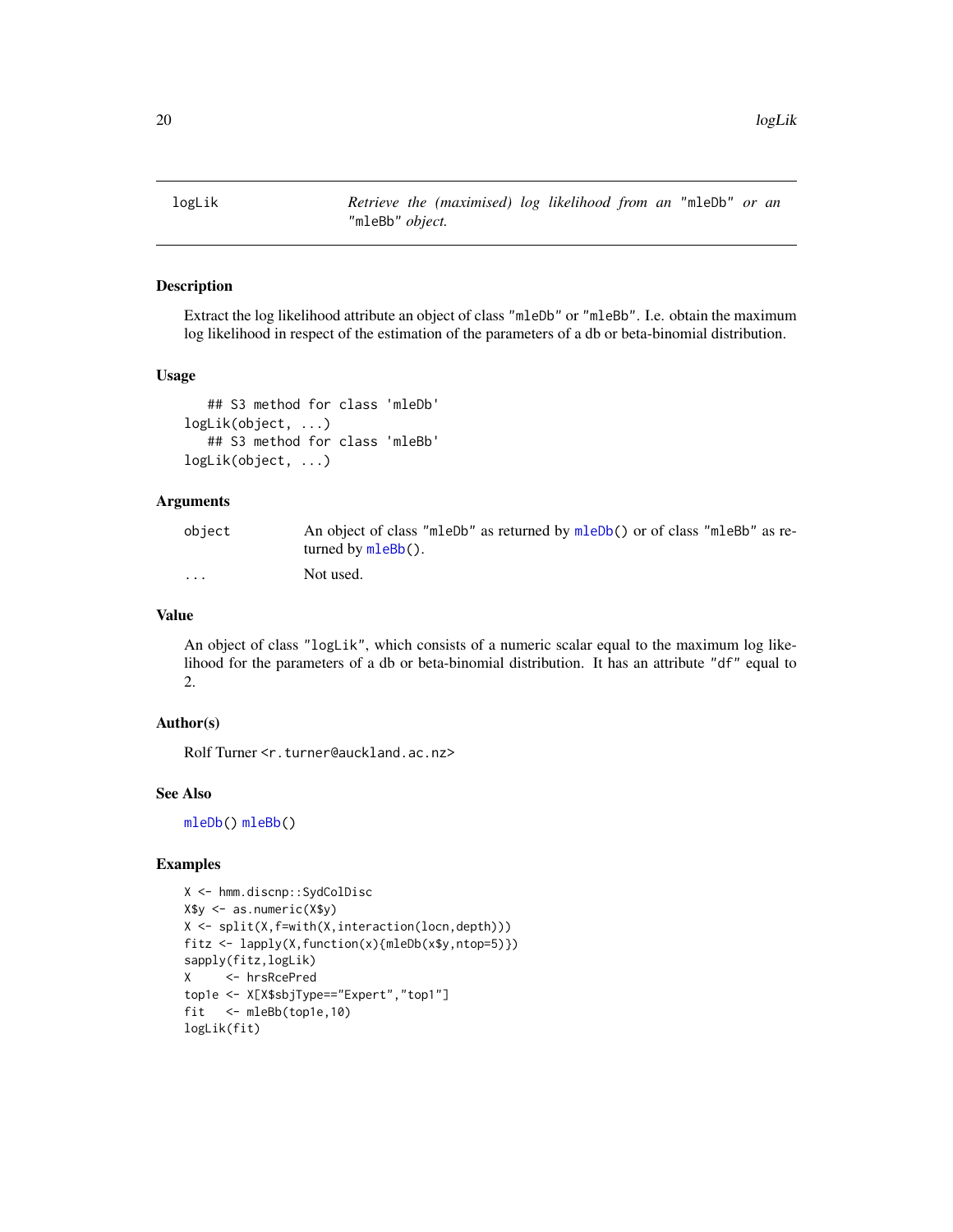# logLik

*Retrieve the (maximised) log likelihood from an* "mleDb" *or an* "mleBb" *object.*

## Description

Extract the log likelihood attribute an object of class "mleDb" or "mleBb". I.e. obtain the maximum log likelihood in respect of the estimation of the parameters of a db or beta-binomial distribution.

## Usage

```
   ## S3 method for class 'mleDb'
logLik(object, ...)
   ## S3 method for class 'mleBb'
logLik(object, ...)
```

## Arguments

| | |
|---|---|
| object | An object of class "mleDb" as returned by mleDb() or of class "mleBb" as returned by mleBb(). |
| ... | Not used. |

## Value

An object of class "logLik", which consists of a numeric scalar equal to the maximum log likelihood for the parameters of a db or beta-binomial distribution. It has an attribute "df" equal to 2.

## Author(s)

Rolf Turner <r.turner@auckland.ac.nz>

## See Also

mleDb() mleBb()

## Examples

```
X <- hmm.discnp::SydColDisc
X$y <- as.numeric(X$y)
X <- split(X,f=with(X,interaction(locn,depth)))
fitz <- lapply(X,function(x){mleDb(x$y,ntop=5)})
sapply(fitz,logLik)
X     <- hrsRcePred
top1e <- X[X$sbjType=="Expert","top1"]
fit   <- mleBb(top1e,10)
logLik(fit)
```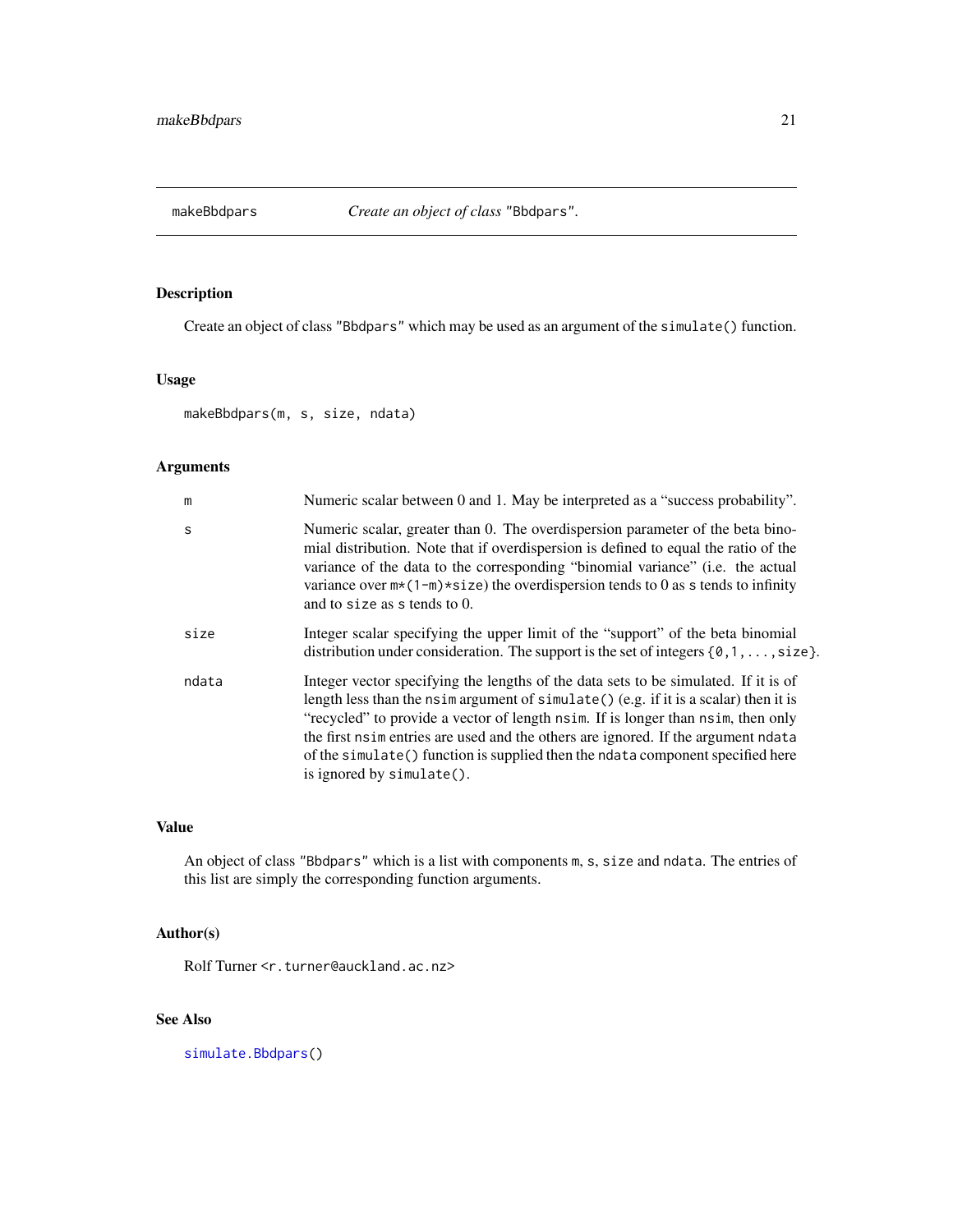# makeBbdpars — *Create an object of class* "Bbdpars".

## Description

Create an object of class "Bbdpars" which may be used as an argument of the `simulate()` function.

## Usage

```
makeBbdpars(m, s, size, ndata)
```

## Arguments

| | |
|---|---|
| `m` | Numeric scalar between 0 and 1. May be interpreted as a "success probability". |
| `s` | Numeric scalar, greater than 0. The overdispersion parameter of the beta binomial distribution. Note that if overdispersion is defined to equal the ratio of the variance of the data to the corresponding "binomial variance" (i.e. the actual variance over `m*(1-m)*size`) the overdispersion tends to 0 as `s` tends to infinity and to `size` as `s` tends to 0. |
| `size` | Integer scalar specifying the upper limit of the "support" of the beta binomial distribution under consideration. The support is the set of integers `{0,1,...,size}`. |
| `ndata` | Integer vector specifying the lengths of the data sets to be simulated. If it is of length less than the `nsim` argument of `simulate()` (e.g. if it is a scalar) then it is "recycled" to provide a vector of length `nsim`. If is longer than `nsim`, then only the first `nsim` entries are used and the others are ignored. If the argument `ndata` of the `simulate()` function is supplied then the `ndata` component specified here is ignored by `simulate()`. |

## Value

An object of class "Bbdpars" which is a list with components `m`, `s`, `size` and `ndata`. The entries of this list are simply the corresponding function arguments.

## Author(s)

Rolf Turner <r.turner@auckland.ac.nz>

## See Also

`simulate.Bbdpars()`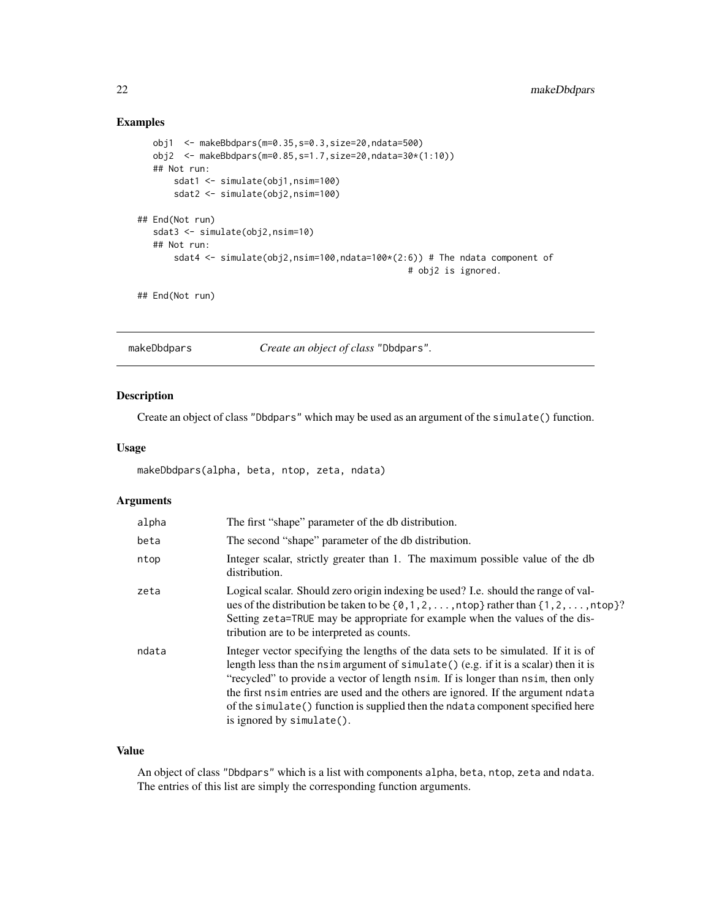## Examples

```
    obj1  <- makeBbdpars(m=0.35,s=0.3,size=20,ndata=500)
    obj2  <- makeBbdpars(m=0.85,s=1.7,size=20,ndata=30*(1:10))
    ## Not run:
        sdat1 <- simulate(obj1,nsim=100)
        sdat2 <- simulate(obj2,nsim=100)

## End(Not run)
   sdat3 <- simulate(obj2,nsim=10)
   ## Not run:
       sdat4 <- simulate(obj2,nsim=100,ndata=100*(2:6)) # The ndata component of
                                                     # obj2 is ignored.

## End(Not run)
```

---

# makeDbdpars — *Create an object of class* "Dbdpars".

---

## Description

Create an object of class "Dbdpars" which may be used as an argument of the `simulate()` function.

## Usage

```
makeDbdpars(alpha, beta, ntop, zeta, ndata)
```

## Arguments

| | |
|---|---|
| alpha | The first "shape" parameter of the db distribution. |
| beta | The second "shape" parameter of the db distribution. |
| ntop | Integer scalar, strictly greater than 1. The maximum possible value of the db distribution. |
| zeta | Logical scalar. Should zero origin indexing be used? I.e. should the range of values of the distribution be taken to be {0,1,2,...,ntop} rather than {1,2,...,ntop}? Setting zeta=TRUE may be appropriate for example when the values of the distribution are to be interpreted as counts. |
| ndata | Integer vector specifying the lengths of the data sets to be simulated. If it is of length less than the nsim argument of simulate() (e.g. if it is a scalar) then it is "recycled" to provide a vector of length nsim. If is longer than nsim, then only the first nsim entries are used and the others are ignored. If the argument ndata of the simulate() function is supplied then the ndata component specified here is ignored by simulate(). |

## Value

An object of class "Dbdpars" which is a list with components alpha, beta, ntop, zeta and ndata. The entries of this list are simply the corresponding function arguments.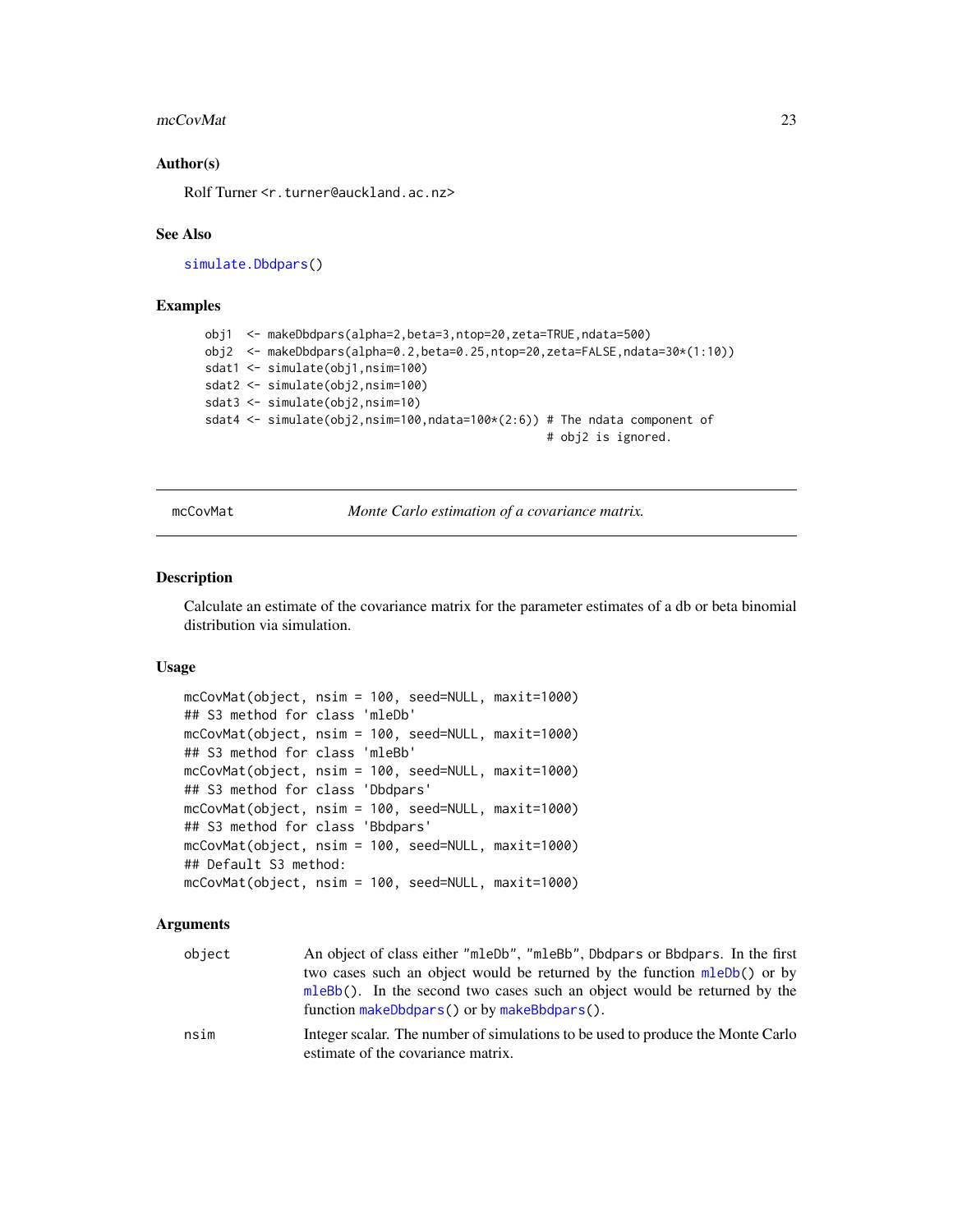### Author(s)

Rolf Turner <r.turner@auckland.ac.nz>

### See Also

simulate.Dbdpars()

### Examples

```
obj1  <- makeDbdpars(alpha=2,beta=3,ntop=20,zeta=TRUE,ndata=500)
obj2  <- makeDbdpars(alpha=0.2,beta=0.25,ntop=20,zeta=FALSE,ndata=30*(1:10))
sdat1 <- simulate(obj1,nsim=100)
sdat2 <- simulate(obj2,nsim=100)
sdat3 <- simulate(obj2,nsim=10)
sdat4 <- simulate(obj2,nsim=100,ndata=100*(2:6)) # The ndata component of
                                                 # obj2 is ignored.
```

---

## mcCovMat — *Monte Carlo estimation of a covariance matrix.*

### Description

Calculate an estimate of the covariance matrix for the parameter estimates of a db or beta binomial distribution via simulation.

### Usage

```
mcCovMat(object, nsim = 100, seed=NULL, maxit=1000)
## S3 method for class 'mleDb'
mcCovMat(object, nsim = 100, seed=NULL, maxit=1000)
## S3 method for class 'mleBb'
mcCovMat(object, nsim = 100, seed=NULL, maxit=1000)
## S3 method for class 'Dbdpars'
mcCovMat(object, nsim = 100, seed=NULL, maxit=1000)
## S3 method for class 'Bbdpars'
mcCovMat(object, nsim = 100, seed=NULL, maxit=1000)
## Default S3 method:
mcCovMat(object, nsim = 100, seed=NULL, maxit=1000)
```

### Arguments

| | |
|---|---|
| object | An object of class either "mleDb", "mleBb", Dbdpars or Bbdpars. In the first two cases such an object would be returned by the function mleDb() or by mleBb(). In the second two cases such an object would be returned by the function makeDbdpars() or by makeBbdpars(). |
| nsim | Integer scalar. The number of simulations to be used to produce the Monte Carlo estimate of the covariance matrix. |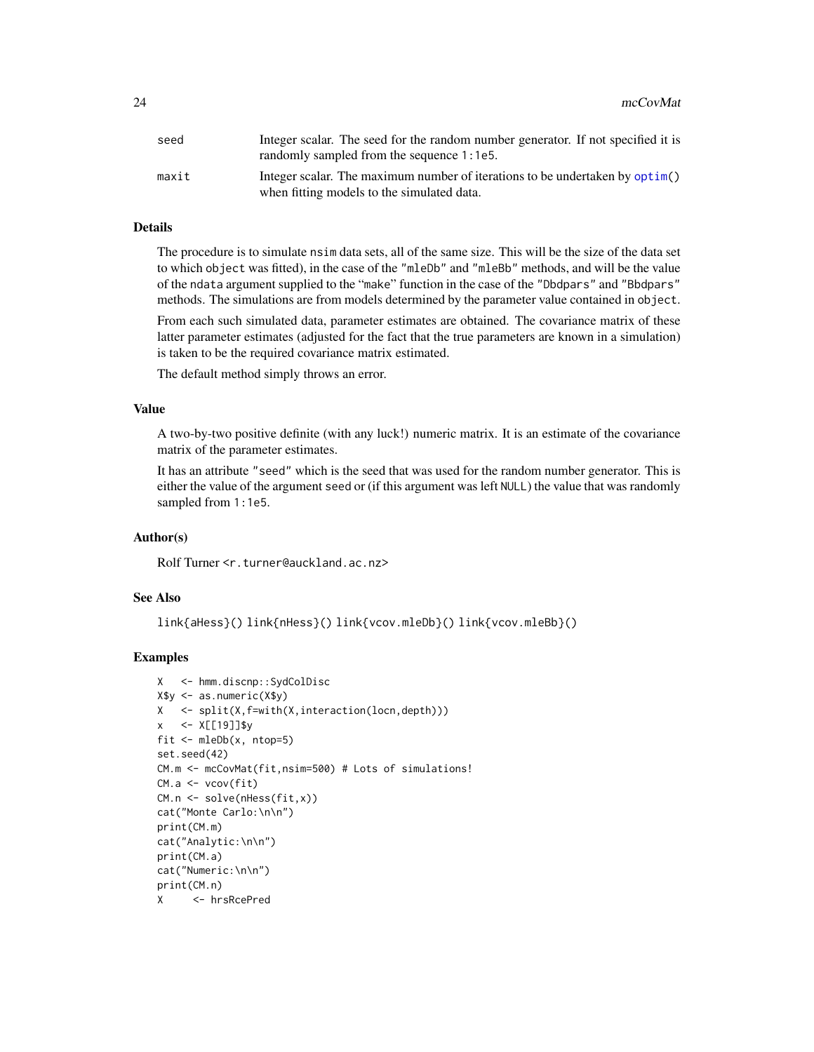| | |
|---|---|
| seed | Integer scalar. The seed for the random number generator. If not specified it is randomly sampled from the sequence 1:1e5. |
| maxit | Integer scalar. The maximum number of iterations to be undertaken by optim() when fitting models to the simulated data. |

## Details

The procedure is to simulate nsim data sets, all of the same size. This will be the size of the data set to which object was fitted), in the case of the "mleDb" and "mleBb" methods, and will be the value of the ndata argument supplied to the "make" function in the case of the "Dbdpars" and "Bbdpars" methods. The simulations are from models determined by the parameter value contained in object.

From each such simulated data, parameter estimates are obtained. The covariance matrix of these latter parameter estimates (adjusted for the fact that the true parameters are known in a simulation) is taken to be the required covariance matrix estimated.

The default method simply throws an error.

## Value

A two-by-two positive definite (with any luck!) numeric matrix. It is an estimate of the covariance matrix of the parameter estimates.

It has an attribute "seed" which is the seed that was used for the random number generator. This is either the value of the argument seed or (if this argument was left NULL) the value that was randomly sampled from 1:1e5.

## Author(s)

Rolf Turner <r.turner@auckland.ac.nz>

## See Also

link{aHess}() link{nHess}() link{vcov.mleDb}() link{vcov.mleBb}()

## Examples

```
X   <- hmm.discnp::SydColDisc
X$y <- as.numeric(X$y)
X   <- split(X,f=with(X,interaction(locn,depth)))
x   <- X[[19]]$y
fit <- mleDb(x, ntop=5)
set.seed(42)
CM.m <- mcCovMat(fit,nsim=500) # Lots of simulations!
CM.a <- vcov(fit)
CM.n <- solve(nHess(fit,x))
cat("Monte Carlo:\n\n")
print(CM.m)
cat("Analytic:\n\n")
print(CM.a)
cat("Numeric:\n\n")
print(CM.n)
X     <- hrsRcePred
```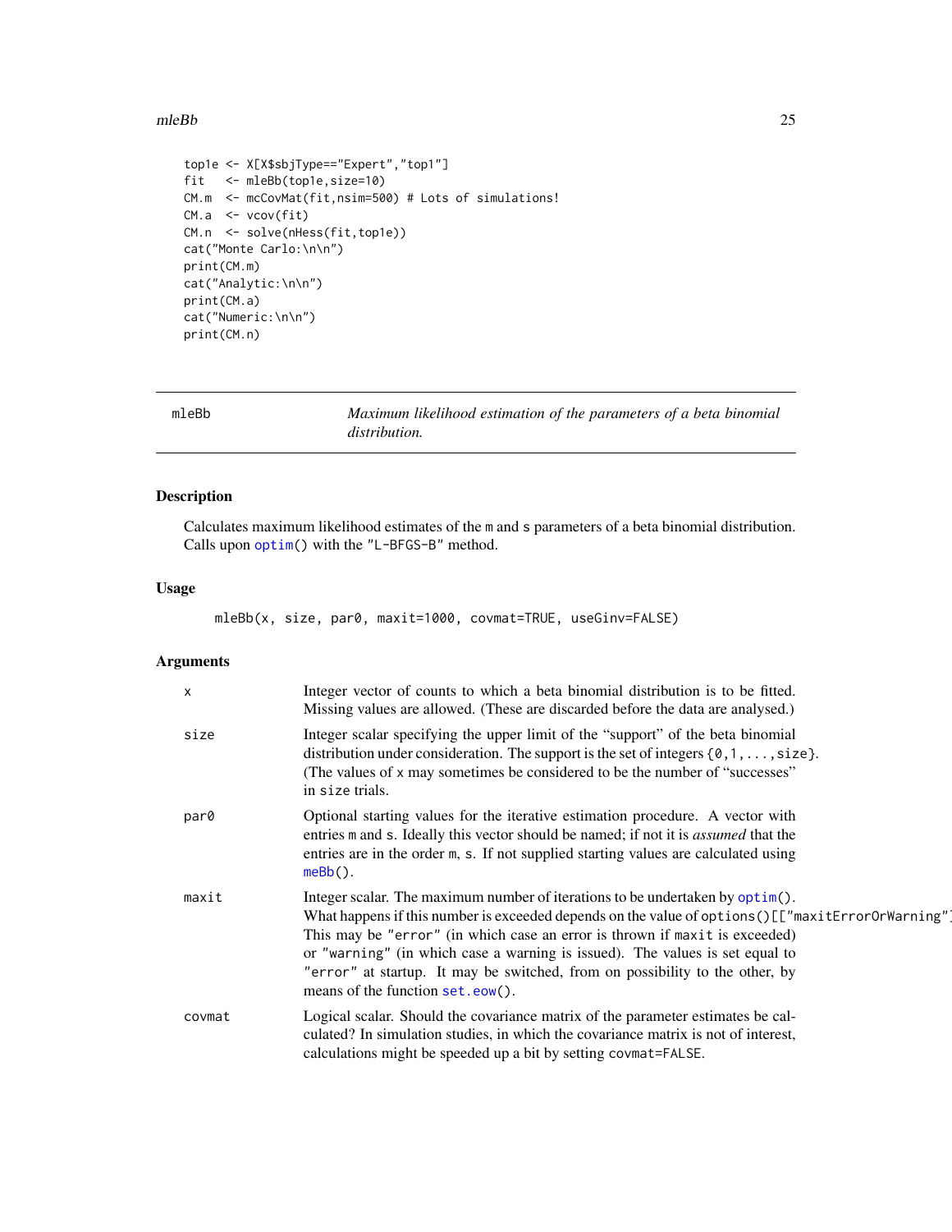```
top1e <- X[X$sbjType=="Expert","top1"]
fit   <- mleBb(top1e,size=10)
CM.m  <- mcCovMat(fit,nsim=500) # Lots of simulations!
CM.a  <- vcov(fit)
CM.n  <- solve(nHess(fit,top1e))
cat("Monte Carlo:\n\n")
print(CM.m)
cat("Analytic:\n\n")
print(CM.a)
cat("Numeric:\n\n")
print(CM.n)
```

---

## mleBb — *Maximum likelihood estimation of the parameters of a beta binomial distribution.*

### Description

Calculates maximum likelihood estimates of the m and s parameters of a beta binomial distribution. Calls upon optim() with the "L-BFGS-B" method.

### Usage

```
mleBb(x, size, par0, maxit=1000, covmat=TRUE, useGinv=FALSE)
```

### Arguments

| | |
|---|---|
| x | Integer vector of counts to which a beta binomial distribution is to be fitted. Missing values are allowed. (These are discarded before the data are analysed.) |
| size | Integer scalar specifying the upper limit of the "support" of the beta binomial distribution under consideration. The support is the set of integers {0,1,...,size}. (The values of x may sometimes be considered to be the number of "successes" in size trials. |
| par0 | Optional starting values for the iterative estimation procedure. A vector with entries m and s. Ideally this vector should be named; if not it is *assumed* that the entries are in the order m, s. If not supplied starting values are calculated using meBb(). |
| maxit | Integer scalar. The maximum number of iterations to be undertaken by optim(). What happens if this number is exceeded depends on the value of options()[["maxitErrorOrWarning"]]. This may be "error" (in which case an error is thrown if maxit is exceeded) or "warning" (in which case a warning is issued). The values is set equal to "error" at startup. It may be switched, from on possibility to the other, by means of the function set.eow(). |
| covmat | Logical scalar. Should the covariance matrix of the parameter estimates be calculated? In simulation studies, in which the covariance matrix is not of interest, calculations might be speeded up a bit by setting covmat=FALSE. |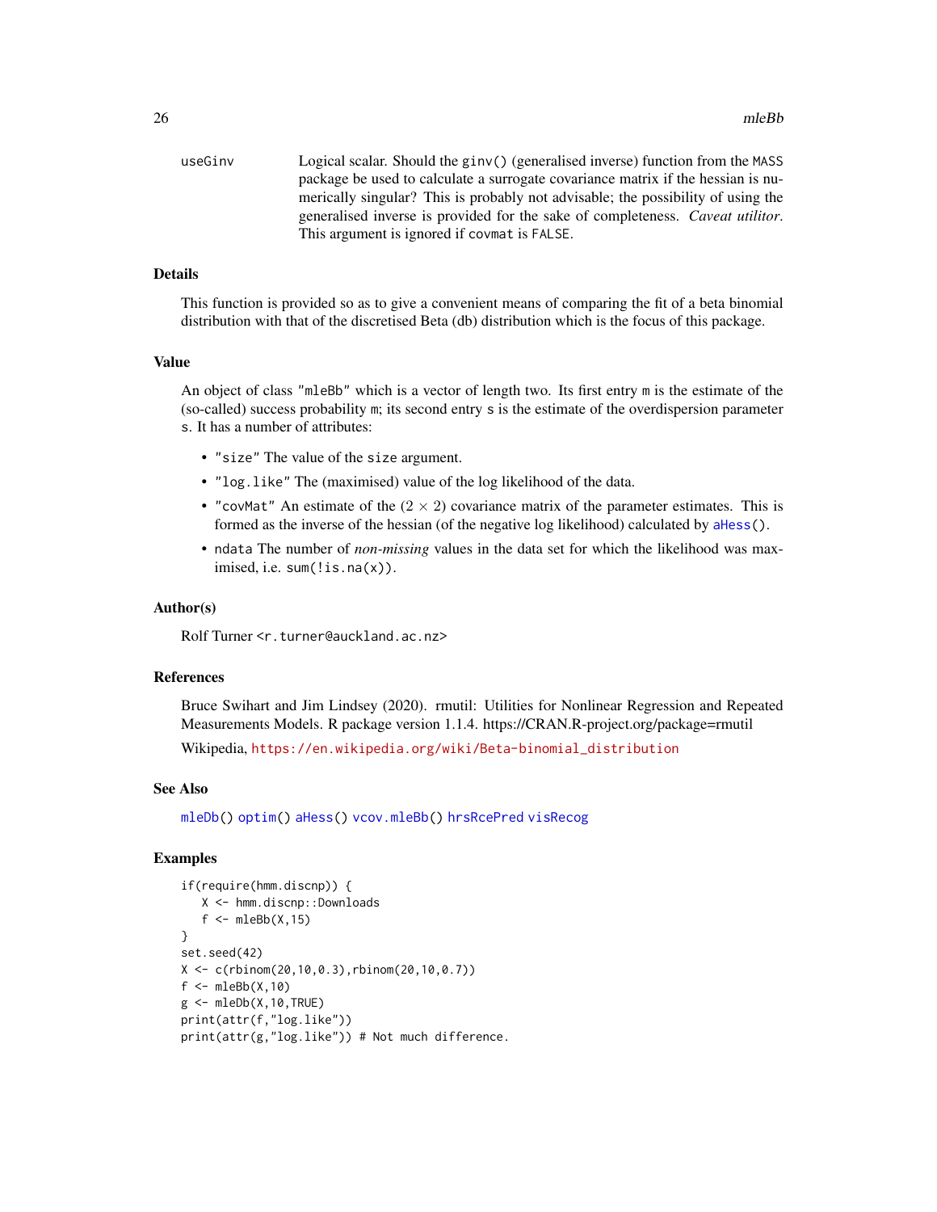useGinv Logical scalar. Should the `ginv()` (generalised inverse) function from the MASS package be used to calculate a surrogate covariance matrix if the hessian is numerically singular? This is probably not advisable; the possibility of using the generalised inverse is provided for the sake of completeness. *Caveat utilitor*. This argument is ignored if `covmat` is `FALSE`.

## Details

This function is provided so as to give a convenient means of comparing the fit of a beta binomial distribution with that of the discretised Beta (db) distribution which is the focus of this package.

## Value

An object of class `"mleBb"` which is a vector of length two. Its first entry `m` is the estimate of the (so-called) success probability `m`; its second entry `s` is the estimate of the overdispersion parameter `s`. It has a number of attributes:

- `"size"` The value of the `size` argument.
- `"log.like"` The (maximised) value of the log likelihood of the data.
- `"covMat"` An estimate of the $(2 \times 2)$ covariance matrix of the parameter estimates. This is formed as the inverse of the hessian (of the negative log likelihood) calculated by `aHess()`.
- `ndata` The number of *non-missing* values in the data set for which the likelihood was maximised, i.e. `sum(!is.na(x))`.

## Author(s)

Rolf Turner <r.turner@auckland.ac.nz>

## References

Bruce Swihart and Jim Lindsey (2020). rmutil: Utilities for Nonlinear Regression and Repeated Measurements Models. R package version 1.1.4. https://CRAN.R-project.org/package=rmutil

Wikipedia, https://en.wikipedia.org/wiki/Beta-binomial_distribution

## See Also

`mleDb()` `optim()` `aHess()` `vcov.mleBb()` `hrsRcePred` `visRecog`

## Examples

```
if(require(hmm.discnp)) {
   X <- hmm.discnp::Downloads
   f <- mleBb(X,15)
}
set.seed(42)
X <- c(rbinom(20,10,0.3),rbinom(20,10,0.7))
f <- mleBb(X,10)
g <- mleDb(X,10,TRUE)
print(attr(f,"log.like"))
print(attr(g,"log.like")) # Not much difference.
```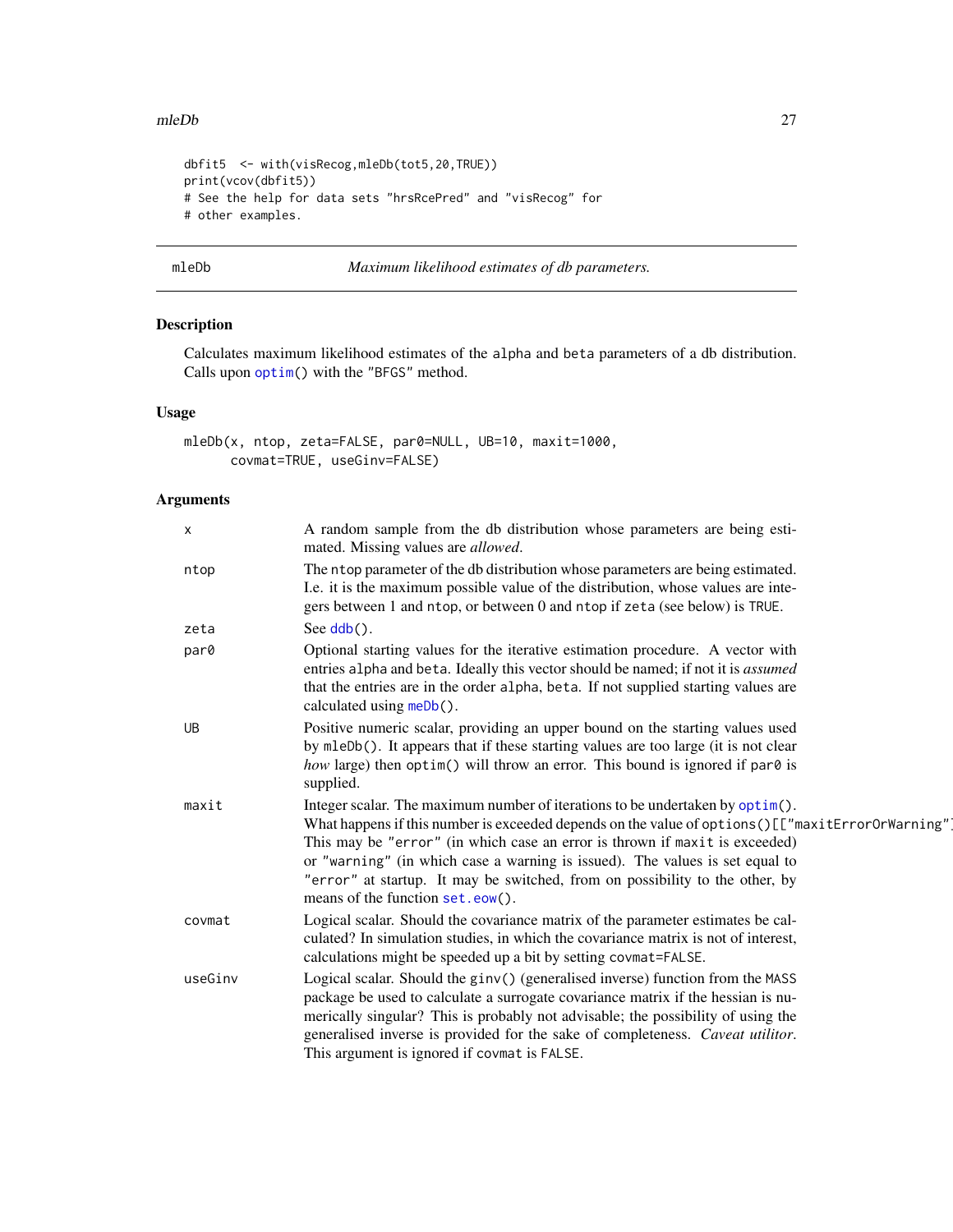```
dbfit5  <- with(visRecog,mleDb(tot5,20,TRUE))
print(vcov(dbfit5))
# See the help for data sets "hrsRcePred" and "visRecog" for
# other examples.
```

---

## mleDb — *Maximum likelihood estimates of db parameters.*

### Description

Calculates maximum likelihood estimates of the alpha and beta parameters of a db distribution. Calls upon `optim()` with the "BFGS" method.

### Usage

```
mleDb(x, ntop, zeta=FALSE, par0=NULL, UB=10, maxit=1000,
      covmat=TRUE, useGinv=FALSE)
```

### Arguments

| | |
|---|---|
| `x` | A random sample from the db distribution whose parameters are being estimated. Missing values are *allowed*. |
| `ntop` | The `ntop` parameter of the db distribution whose parameters are being estimated. I.e. it is the maximum possible value of the distribution, whose values are integers between 1 and `ntop`, or between 0 and `ntop` if `zeta` (see below) is `TRUE`. |
| `zeta` | See `ddb()`. |
| `par0` | Optional starting values for the iterative estimation procedure. A vector with entries `alpha` and `beta`. Ideally this vector should be named; if not it is *assumed* that the entries are in the order `alpha`, `beta`. If not supplied starting values are calculated using `meDb()`. |
| `UB` | Positive numeric scalar, providing an upper bound on the starting values used by `mleDb()`. It appears that if these starting values are too large (it is not clear *how* large) then `optim()` will throw an error. This bound is ignored if `par0` is supplied. |
| `maxit` | Integer scalar. The maximum number of iterations to be undertaken by `optim()`. What happens if this number is exceeded depends on the value of `options()[["maxitErrorOrWarning"]]`. This may be "error" (in which case an error is thrown if `maxit` is exceeded) or "warning" (in which case a warning is issued). The values is set equal to "error" at startup. It may be switched, from on possibility to the other, by means of the function `set.eow()`. |
| `covmat` | Logical scalar. Should the covariance matrix of the parameter estimates be calculated? In simulation studies, in which the covariance matrix is not of interest, calculations might be speeded up a bit by setting `covmat=FALSE`. |
| `useGinv` | Logical scalar. Should the `ginv()` (generalised inverse) function from the MASS package be used to calculate a surrogate covariance matrix if the hessian is numerically singular? This is probably not advisable; the possibility of using the generalised inverse is provided for the sake of completeness. *Caveat utilitor*. This argument is ignored if `covmat` is `FALSE`. |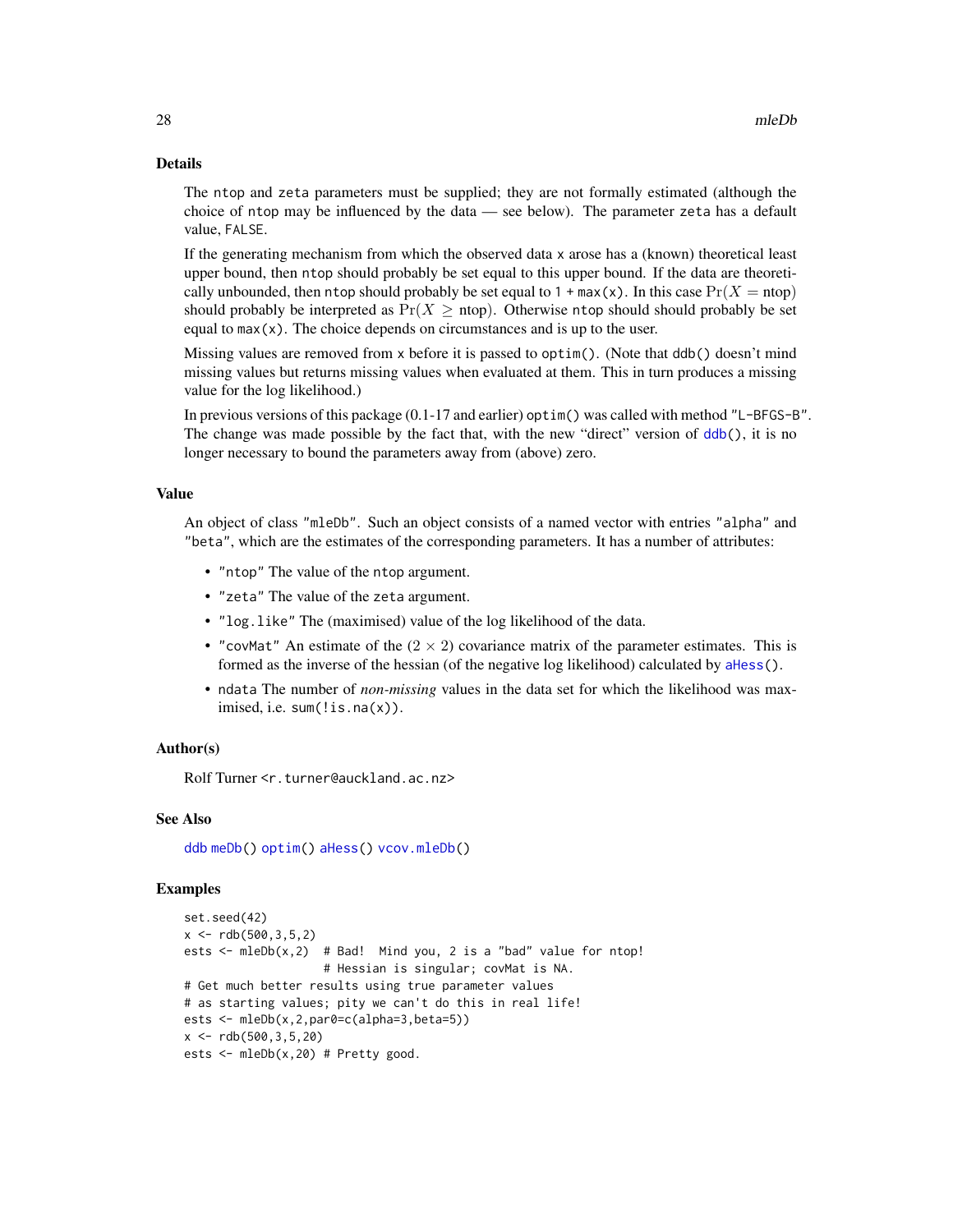## Details

The `ntop` and `zeta` parameters must be supplied; they are not formally estimated (although the choice of `ntop` may be influenced by the data — see below). The parameter `zeta` has a default value, `FALSE`.

If the generating mechanism from which the observed data `x` arose has a (known) theoretical least upper bound, then `ntop` should probably be set equal to this upper bound. If the data are theoretically unbounded, then `ntop` should probably be set equal to `1 + max(x)`. In this case $\Pr(X = \text{ntop})$ should probably be interpreted as $\Pr(X \geq \text{ntop})$. Otherwise `ntop` should should probably be set equal to `max(x)`. The choice depends on circumstances and is up to the user.

Missing values are removed from `x` before it is passed to `optim()`. (Note that `ddb()` doesn't mind missing values but returns missing values when evaluated at them. This in turn produces a missing value for the log likelihood.)

In previous versions of this package (0.1-17 and earlier) `optim()` was called with method `"L-BFGS-B"`. The change was made possible by the fact that, with the new "direct" version of `ddb()`, it is no longer necessary to bound the parameters away from (above) zero.

## Value

An object of class `"mleDb"`. Such an object consists of a named vector with entries `"alpha"` and `"beta"`, which are the estimates of the corresponding parameters. It has a number of attributes:

- `"ntop"` The value of the `ntop` argument.
- `"zeta"` The value of the `zeta` argument.
- `"log.like"` The (maximised) value of the log likelihood of the data.
- `"covMat"` An estimate of the $(2 \times 2)$ covariance matrix of the parameter estimates. This is formed as the inverse of the hessian (of the negative log likelihood) calculated by `aHess()`.
- `ndata` The number of *non-missing* values in the data set for which the likelihood was maximised, i.e. `sum(!is.na(x))`.

## Author(s)

Rolf Turner <r.turner@auckland.ac.nz>

## See Also

`ddb` `meDb()` `optim()` `aHess()` `vcov.mleDb()`

## Examples

```
set.seed(42)
x <- rdb(500,3,5,2)
ests <- mleDb(x,2)  # Bad!  Mind you, 2 is a "bad" value for ntop!
                    # Hessian is singular; covMat is NA.
# Get much better results using true parameter values
# as starting values; pity we can't do this in real life!
ests <- mleDb(x,2,par0=c(alpha=3,beta=5))
x <- rdb(500,3,5,20)
ests <- mleDb(x,20) # Pretty good.
```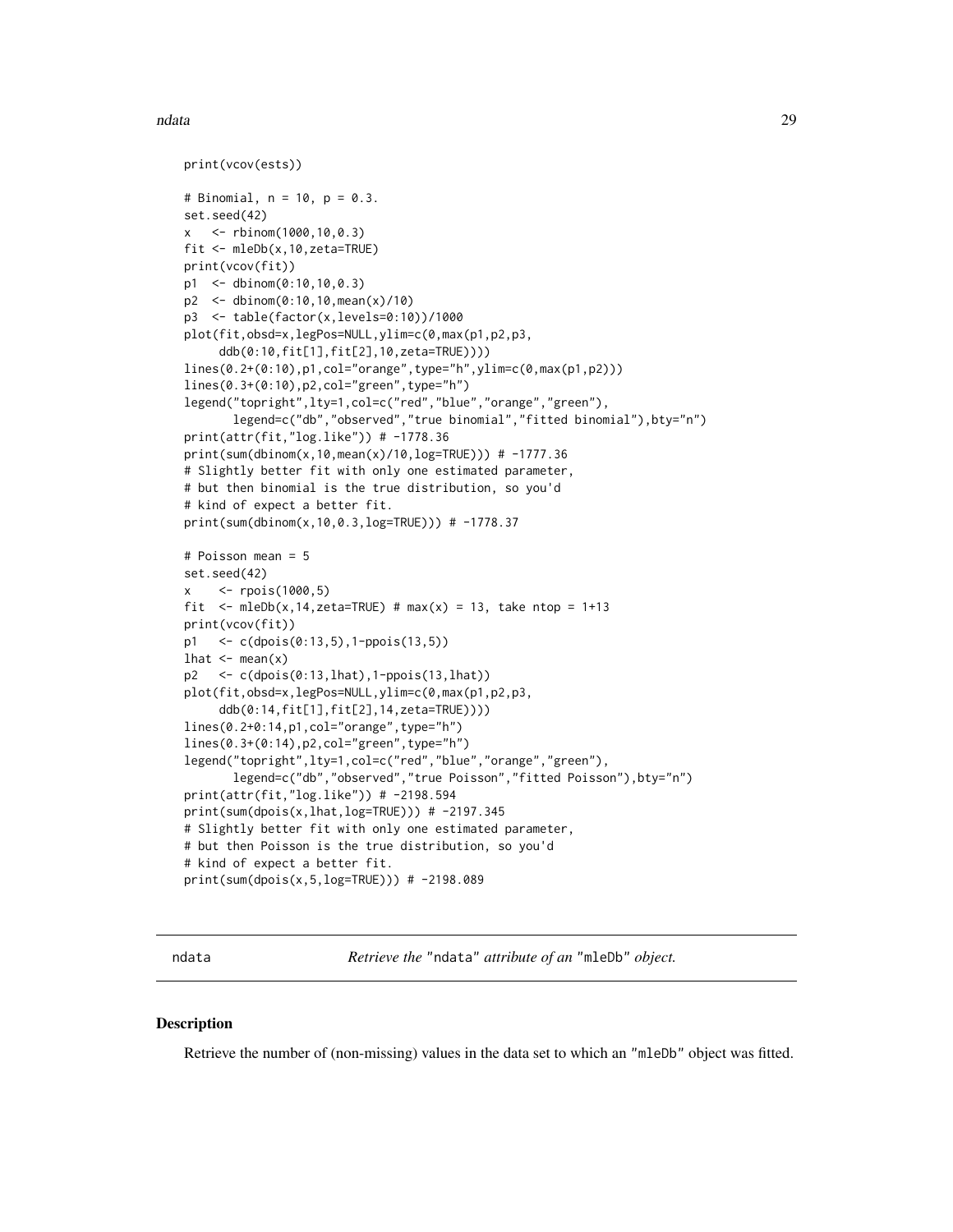```
print(vcov(ests))

# Binomial, n = 10, p = 0.3.
set.seed(42)
x   <- rbinom(1000,10,0.3)
fit <- mleDb(x,10,zeta=TRUE)
print(vcov(fit))
p1  <- dbinom(0:10,10,0.3)
p2  <- dbinom(0:10,10,mean(x)/10)
p3  <- table(factor(x,levels=0:10))/1000
plot(fit,obsd=x,legPos=NULL,ylim=c(0,max(p1,p2,p3,
     ddb(0:10,fit[1],fit[2],10,zeta=TRUE))))
lines(0.2+(0:10),p1,col="orange",type="h",ylim=c(0,max(p1,p2)))
lines(0.3+(0:10),p2,col="green",type="h")
legend("topright",lty=1,col=c("red","blue","orange","green"),
       legend=c("db","observed","true binomial","fitted binomial"),bty="n")
print(attr(fit,"log.like")) # -1778.36
print(sum(dbinom(x,10,mean(x)/10,log=TRUE))) # -1777.36
# Slightly better fit with only one estimated parameter,
# but then binomial is the true distribution, so you'd
# kind of expect a better fit.
print(sum(dbinom(x,10,0.3,log=TRUE))) # -1778.37

# Poisson mean = 5
set.seed(42)
x    <- rpois(1000,5)
fit  <- mleDb(x,14,zeta=TRUE) # max(x) = 13, take ntop = 1+13
print(vcov(fit))
p1   <- c(dpois(0:13,5),1-ppois(13,5))
lhat <- mean(x)
p2   <- c(dpois(0:13,lhat),1-ppois(13,lhat))
plot(fit,obsd=x,legPos=NULL,ylim=c(0,max(p1,p2,p3,
     ddb(0:14,fit[1],fit[2],14,zeta=TRUE))))
lines(0.2+0:14,p1,col="orange",type="h")
lines(0.3+(0:14),p2,col="green",type="h")
legend("topright",lty=1,col=c("red","blue","orange","green"),
       legend=c("db","observed","true Poisson","fitted Poisson"),bty="n")
print(attr(fit,"log.like")) # -2198.594
print(sum(dpois(x,lhat,log=TRUE))) # -2197.345
# Slightly better fit with only one estimated parameter,
# but then Poisson is the true distribution, so you'd
# kind of expect a better fit.
print(sum(dpois(x,5,log=TRUE))) # -2198.089
```

---

## ndata — *Retrieve the* "ndata" *attribute of an* "mleDb" *object.*

### Description

Retrieve the number of (non-missing) values in the data set to which an "mleDb" object was fitted.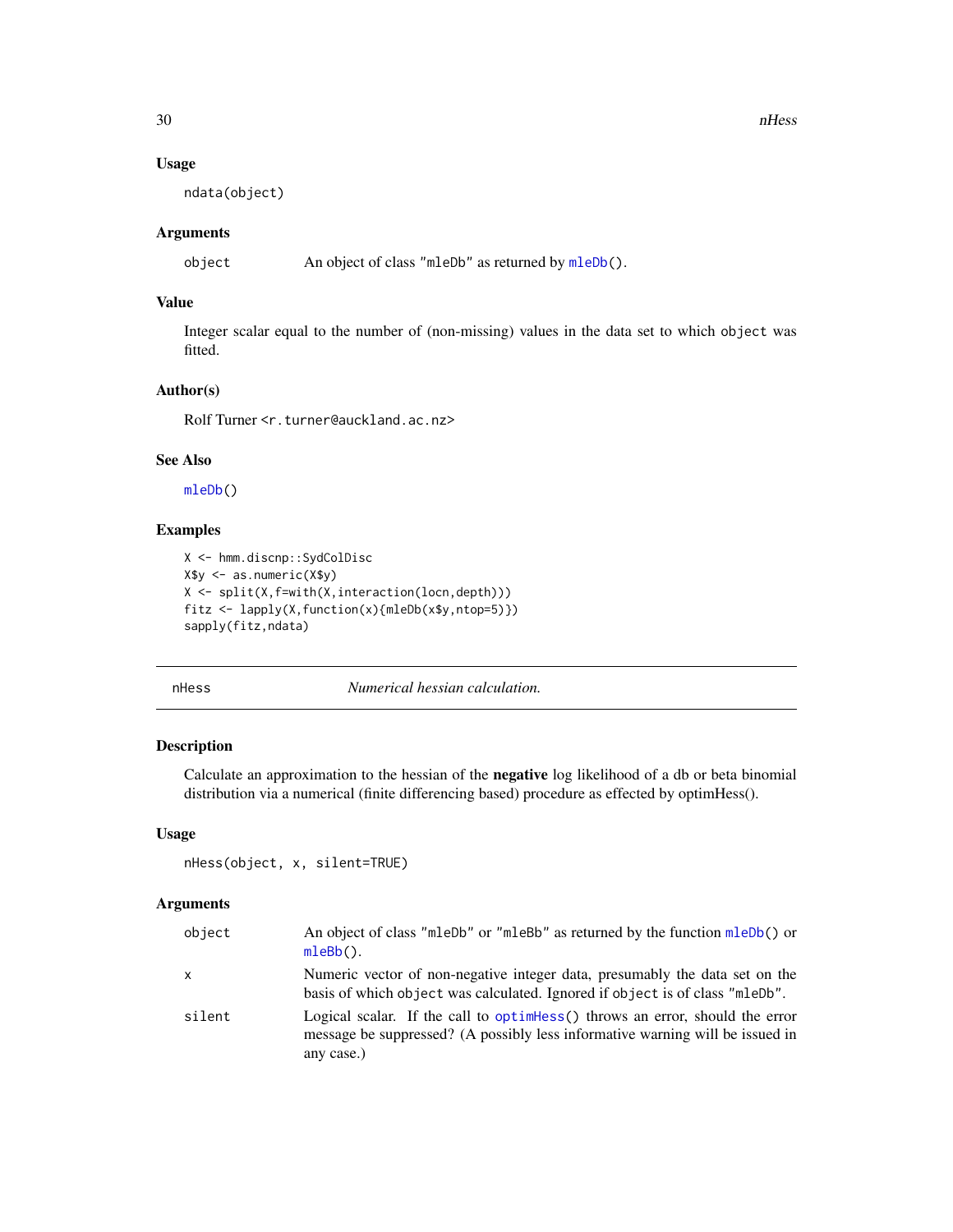### Usage

```
ndata(object)
```

### Arguments

| | |
|---|---|
| object | An object of class "mleDb" as returned by mleDb(). |

### Value

Integer scalar equal to the number of (non-missing) values in the data set to which object was fitted.

### Author(s)

Rolf Turner <r.turner@auckland.ac.nz>

### See Also

mleDb()

### Examples

```
X <- hmm.discnp::SydColDisc
X$y <- as.numeric(X$y)
X <- split(X,f=with(X,interaction(locn,depth)))
fitz <- lapply(X,function(x){mleDb(x$y,ntop=5)})
sapply(fitz,ndata)
```

---

## nHess — *Numerical hessian calculation.*

### Description

Calculate an approximation to the hessian of the **negative** log likelihood of a db or beta binomial distribution via a numerical (finite differencing based) procedure as effected by optimHess().

### Usage

```
nHess(object, x, silent=TRUE)
```

### Arguments

| | |
|---|---|
| object | An object of class "mleDb" or "mleBb" as returned by the function mleDb() or mleBb(). |
| x | Numeric vector of non-negative integer data, presumably the data set on the basis of which object was calculated. Ignored if object is of class "mleDb". |
| silent | Logical scalar. If the call to optimHess() throws an error, should the error message be suppressed? (A possibly less informative warning will be issued in any case.) |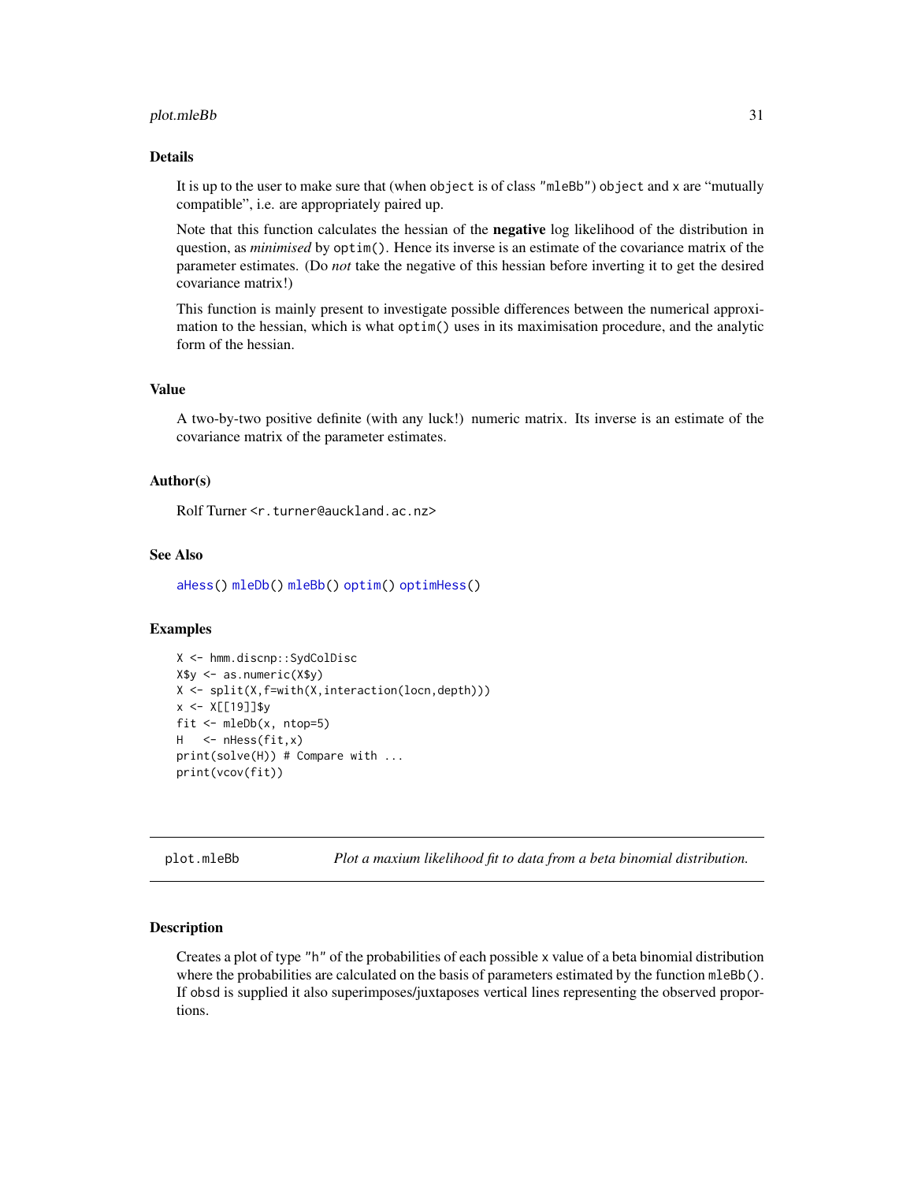### Details

It is up to the user to make sure that (when `object` is of class `"mleBb"`) `object` and `x` are "mutually compatible", i.e. are appropriately paired up.

Note that this function calculates the hessian of the **negative** log likelihood of the distribution in question, as *minimised* by `optim()`. Hence its inverse is an estimate of the covariance matrix of the parameter estimates. (Do *not* take the negative of this hessian before inverting it to get the desired covariance matrix!)

This function is mainly present to investigate possible differences between the numerical approximation to the hessian, which is what `optim()` uses in its maximisation procedure, and the analytic form of the hessian.

### Value

A two-by-two positive definite (with any luck!) numeric matrix. Its inverse is an estimate of the covariance matrix of the parameter estimates.

### Author(s)

Rolf Turner <r.turner@auckland.ac.nz>

### See Also

`aHess()` `mleDb()` `mleBb()` `optim()` `optimHess()`

### Examples

```
X <- hmm.discnp::SydColDisc
X$y <- as.numeric(X$y)
X <- split(X,f=with(X,interaction(locn,depth)))
x <- X[[19]]$y
fit <- mleDb(x, ntop=5)
H   <- nHess(fit,x)
print(solve(H)) # Compare with ...
print(vcov(fit))
```

---

## plot.mleBb — *Plot a maxium likelihood fit to data from a beta binomial distribution.*

### Description

Creates a plot of type `"h"` of the probabilities of each possible `x` value of a beta binomial distribution where the probabilities are calculated on the basis of parameters estimated by the function `mleBb()`. If `obsd` is supplied it also superimposes/juxtaposes vertical lines representing the observed proportions.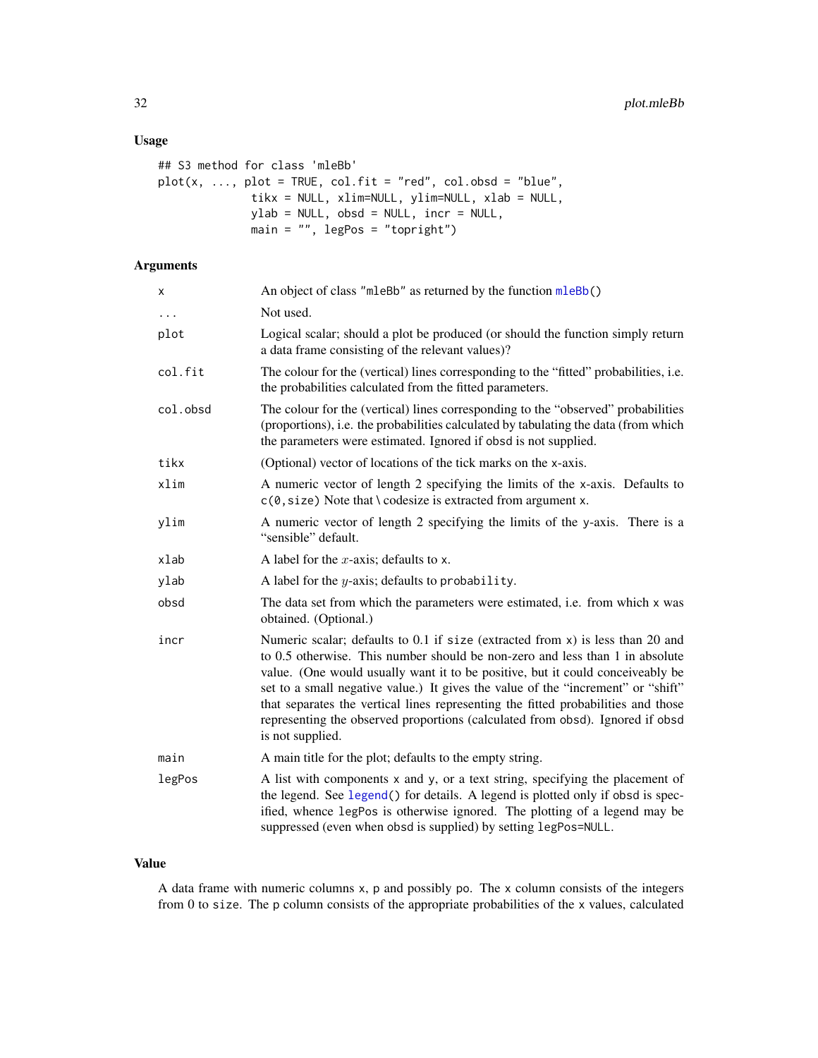## Usage

```
## S3 method for class 'mleBb'
plot(x, ..., plot = TRUE, col.fit = "red", col.obsd = "blue",
              tikx = NULL, xlim=NULL, ylim=NULL, xlab = NULL,
              ylab = NULL, obsd = NULL, incr = NULL,
              main = "", legPos = "topright")
```

## Arguments

| | |
|---|---|
| `x` | An object of class `"mleBb"` as returned by the function `mleBb()` |
| `...` | Not used. |
| `plot` | Logical scalar; should a plot be produced (or should the function simply return a data frame consisting of the relevant values)? |
| `col.fit` | The colour for the (vertical) lines corresponding to the "fitted" probabilities, i.e. the probabilities calculated from the fitted parameters. |
| `col.obsd` | The colour for the (vertical) lines corresponding to the "observed" probabilities (proportions), i.e. the probabilities calculated by tabulating the data (from which the parameters were estimated. Ignored if `obsd` is not supplied. |
| `tikx` | (Optional) vector of locations of the tick marks on the x-axis. |
| `xlim` | A numeric vector of length 2 specifying the limits of the x-axis. Defaults to `c(0,size)` Note that \ codesize is extracted from argument `x`. |
| `ylim` | A numeric vector of length 2 specifying the limits of the y-axis. There is a "sensible" default. |
| `xlab` | A label for the $x$-axis; defaults to `x`. |
| `ylab` | A label for the $y$-axis; defaults to `probability`. |
| `obsd` | The data set from which the parameters were estimated, i.e. from which `x` was obtained. (Optional.) |
| `incr` | Numeric scalar; defaults to 0.1 if `size` (extracted from `x`) is less than 20 and to 0.5 otherwise. This number should be non-zero and less than 1 in absolute value. (One would usually want it to be positive, but it could conceiveably be set to a small negative value.) It gives the value of the "increment" or "shift" that separates the vertical lines representing the fitted probabilities and those representing the observed proportions (calculated from `obsd`). Ignored if `obsd` is not supplied. |
| `main` | A main title for the plot; defaults to the empty string. |
| `legPos` | A list with components `x` and `y`, or a text string, specifying the placement of the legend. See `legend()` for details. A legend is plotted only if `obsd` is specified, whence `legPos` is otherwise ignored. The plotting of a legend may be suppressed (even when `obsd` is supplied) by setting `legPos=NULL`. |

## Value

A data frame with numeric columns `x`, `p` and possibly `po`. The `x` column consists of the integers from 0 to `size`. The `p` column consists of the appropriate probabilities of the `x` values, calculated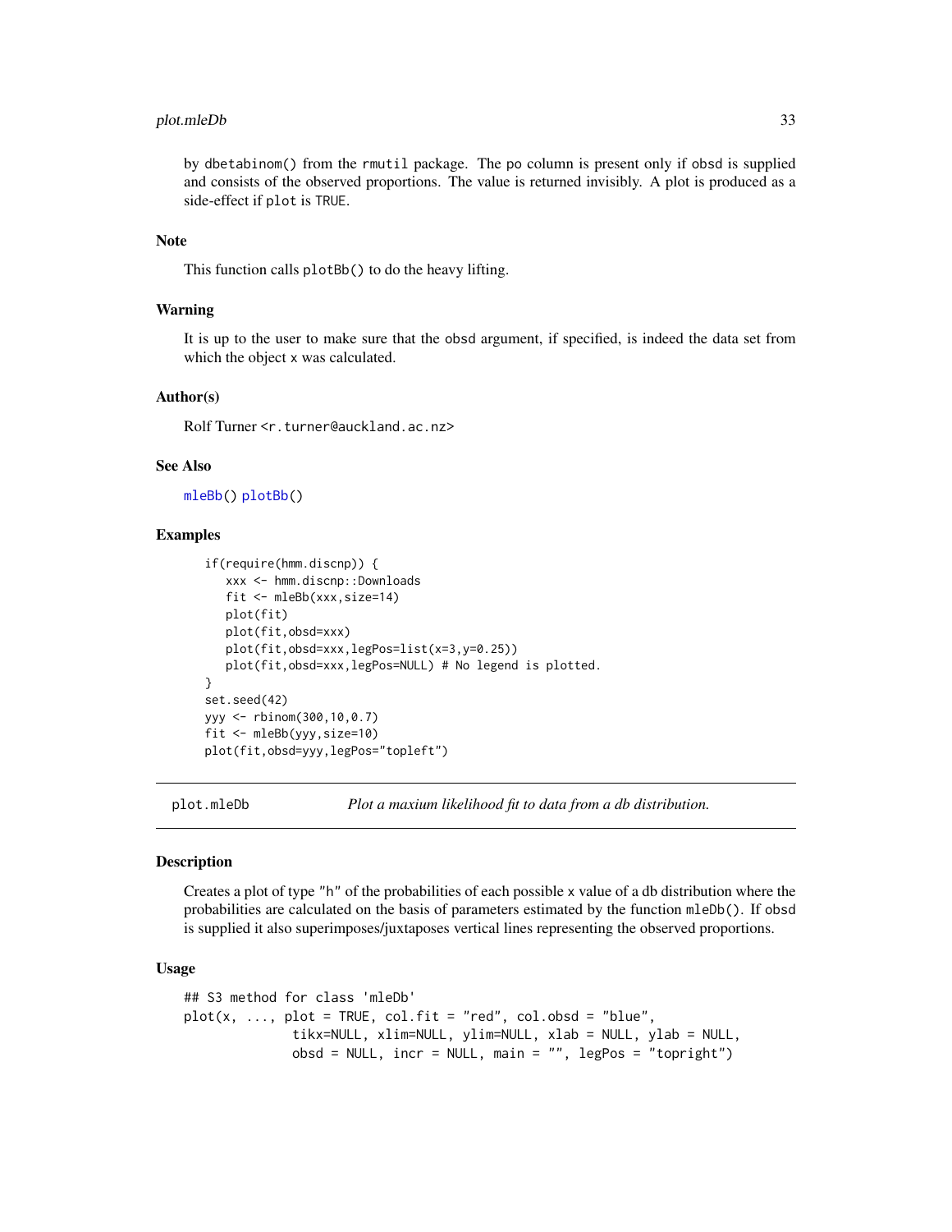by dbetabinom() from the rmutil package. The po column is present only if obsd is supplied and consists of the observed proportions. The value is returned invisibly. A plot is produced as a side-effect if plot is TRUE.

### Note

This function calls plotBb() to do the heavy lifting.

### Warning

It is up to the user to make sure that the obsd argument, if specified, is indeed the data set from which the object x was calculated.

### Author(s)

Rolf Turner <r.turner@auckland.ac.nz>

### See Also

mleBb() plotBb()

### Examples

```
if(require(hmm.discnp)) {
   xxx <- hmm.discnp::Downloads
   fit <- mleBb(xxx,size=14)
   plot(fit)
   plot(fit,obsd=xxx)
   plot(fit,obsd=xxx,legPos=list(x=3,y=0.25))
   plot(fit,obsd=xxx,legPos=NULL) # No legend is plotted.
}
set.seed(42)
yyy <- rbinom(300,10,0.7)
fit <- mleBb(yyy,size=10)
plot(fit,obsd=yyy,legPos="topleft")
```

---

## plot.mleDb — *Plot a maxium likelihood fit to data from a db distribution.*

### Description

Creates a plot of type "h" of the probabilities of each possible x value of a db distribution where the probabilities are calculated on the basis of parameters estimated by the function mleDb(). If obsd is supplied it also superimposes/juxtaposes vertical lines representing the observed proportions.

### Usage

```
## S3 method for class 'mleDb'
plot(x, ..., plot = TRUE, col.fit = "red", col.obsd = "blue",
             tikx=NULL, xlim=NULL, ylim=NULL, xlab = NULL, ylab = NULL,
             obsd = NULL, incr = NULL, main = "", legPos = "topright")
```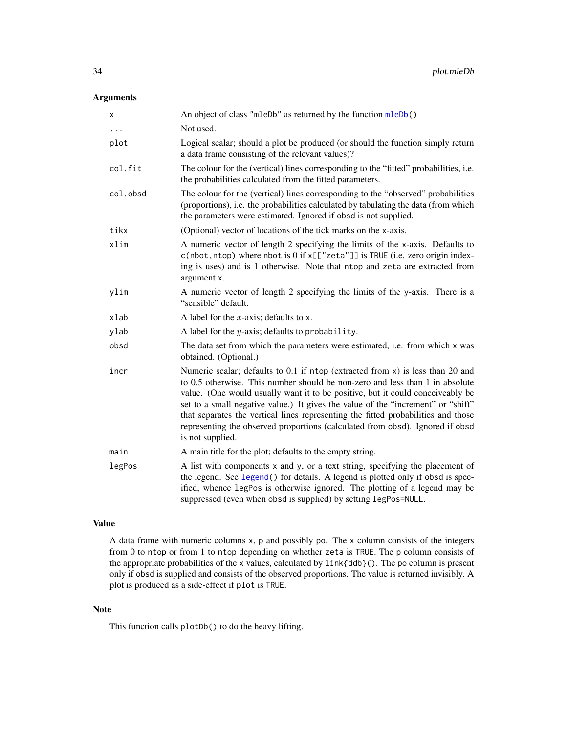## Arguments

| | |
|---|---|
| `x` | An object of class `"mleDb"` as returned by the function `mleDb()` |
| `...` | Not used. |
| `plot` | Logical scalar; should a plot be produced (or should the function simply return a data frame consisting of the relevant values)? |
| `col.fit` | The colour for the (vertical) lines corresponding to the "fitted" probabilities, i.e. the probabilities calculated from the fitted parameters. |
| `col.obsd` | The colour for the (vertical) lines corresponding to the "observed" probabilities (proportions), i.e. the probabilities calculated by tabulating the data (from which the parameters were estimated. Ignored if `obsd` is not supplied. |
| `tikx` | (Optional) vector of locations of the tick marks on the x-axis. |
| `xlim` | A numeric vector of length 2 specifying the limits of the x-axis. Defaults to `c(nbot,ntop)` where `nbot` is 0 if `x[["zeta"]]` is `TRUE` (i.e. zero origin indexing is uses) and is 1 otherwise. Note that `ntop` and `zeta` are extracted from argument `x`. |
| `ylim` | A numeric vector of length 2 specifying the limits of the y-axis. There is a "sensible" default. |
| `xlab` | A label for the $x$-axis; defaults to `x`. |
| `ylab` | A label for the $y$-axis; defaults to `probability`. |
| `obsd` | The data set from which the parameters were estimated, i.e. from which `x` was obtained. (Optional.) |
| `incr` | Numeric scalar; defaults to 0.1 if `ntop` (extracted from `x`) is less than 20 and to 0.5 otherwise. This number should be non-zero and less than 1 in absolute value. (One would usually want it to be positive, but it could conceiveably be set to a small negative value.) It gives the value of the "increment" or "shift" that separates the vertical lines representing the fitted probabilities and those representing the observed proportions (calculated from `obsd`). Ignored if `obsd` is not supplied. |
| `main` | A main title for the plot; defaults to the empty string. |
| `legPos` | A list with components `x` and `y`, or a text string, specifying the placement of the legend. See `legend()` for details. A legend is plotted only if `obsd` is specified, whence `legPos` is otherwise ignored. The plotting of a legend may be suppressed (even when `obsd` is supplied) by setting `legPos=NULL`. |

## Value

A data frame with numeric columns `x`, `p` and possibly `po`. The `x` column consists of the integers from 0 to `ntop` or from 1 to `ntop` depending on whether `zeta` is `TRUE`. The `p` column consists of the appropriate probabilities of the `x` values, calculated by `link{ddb}()`. The `po` column is present only if `obsd` is supplied and consists of the observed proportions. The value is returned invisibly. A plot is produced as a side-effect if `plot` is `TRUE`.

## Note

This function calls `plotDb()` to do the heavy lifting.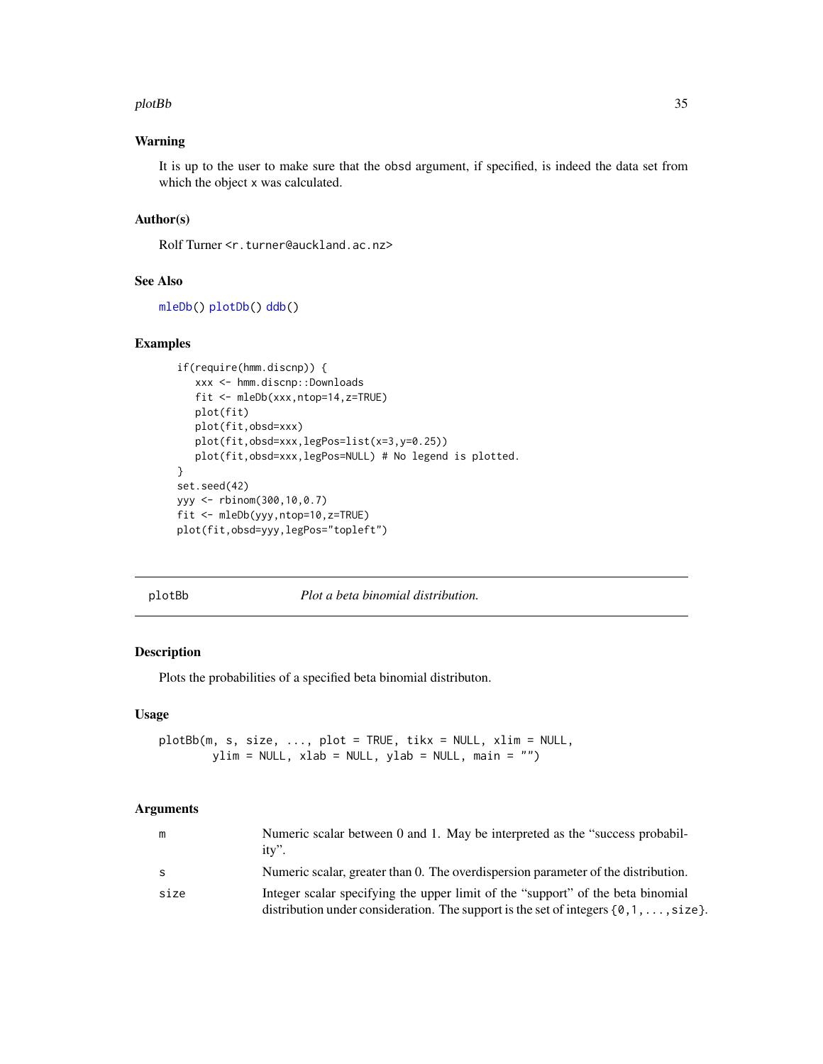## Warning

It is up to the user to make sure that the obsd argument, if specified, is indeed the data set from which the object x was calculated.

## Author(s)

Rolf Turner <r.turner@auckland.ac.nz>

## See Also

mleDb() plotDb() ddb()

## Examples

```
if(require(hmm.discnp)) {
   xxx <- hmm.discnp::Downloads
   fit <- mleDb(xxx,ntop=14,z=TRUE)
   plot(fit)
   plot(fit,obsd=xxx)
   plot(fit,obsd=xxx,legPos=list(x=3,y=0.25))
   plot(fit,obsd=xxx,legPos=NULL) # No legend is plotted.
}
set.seed(42)
yyy <- rbinom(300,10,0.7)
fit <- mleDb(yyy,ntop=10,z=TRUE)
plot(fit,obsd=yyy,legPos="topleft")
```

---

# plotBb — *Plot a beta binomial distribution.*

## Description

Plots the probabilities of a specified beta binomial distributon.

## Usage

```
plotBb(m, s, size, ..., plot = TRUE, tikx = NULL, xlim = NULL,
       ylim = NULL, xlab = NULL, ylab = NULL, main = "")
```

## Arguments

| | |
|---|---|
| m | Numeric scalar between 0 and 1. May be interpreted as the "success probability". |
| s | Numeric scalar, greater than 0. The overdispersion parameter of the distribution. |
| size | Integer scalar specifying the upper limit of the "support" of the beta binomial distribution under consideration. The support is the set of integers {0,1,...,size}. |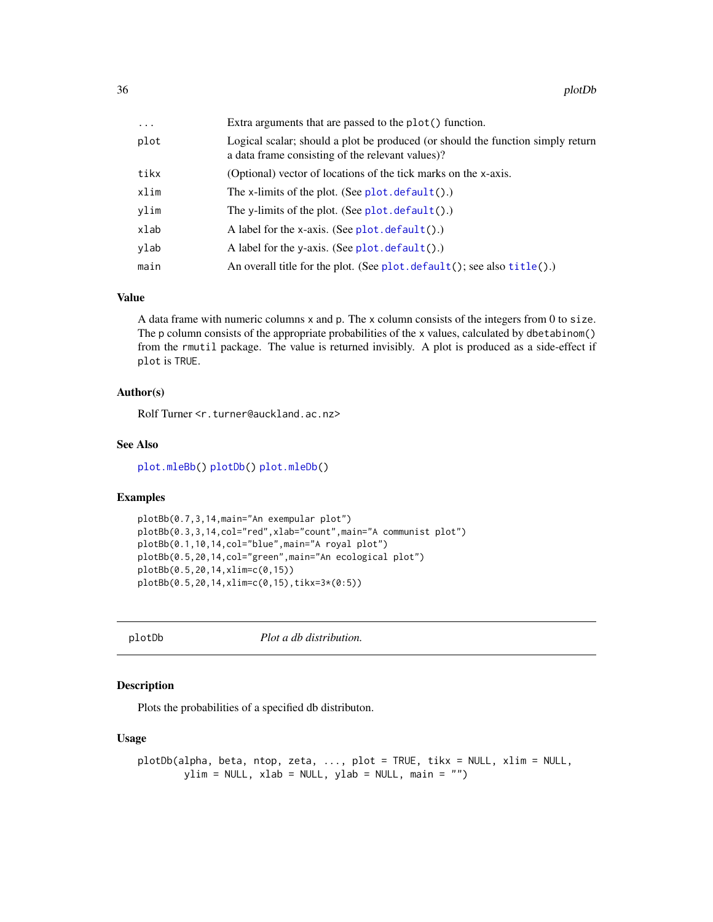| | |
|---|---|
| `...` | Extra arguments that are passed to the `plot()` function. |
| `plot` | Logical scalar; should a plot be produced (or should the function simply return a data frame consisting of the relevant values)? |
| `tikx` | (Optional) vector of locations of the tick marks on the x-axis. |
| `xlim` | The x-limits of the plot. (See `plot.default()`.) |
| `ylim` | The y-limits of the plot. (See `plot.default()`.) |
| `xlab` | A label for the x-axis. (See `plot.default()`.) |
| `ylab` | A label for the y-axis. (See `plot.default()`.) |
| `main` | An overall title for the plot. (See `plot.default()`; see also `title()`.) |

### Value

A data frame with numeric columns `x` and `p`. The `x` column consists of the integers from 0 to `size`. The `p` column consists of the appropriate probabilities of the `x` values, calculated by `dbetabinom()` from the `rmutil` package. The value is returned invisibly. A plot is produced as a side-effect if `plot` is `TRUE`.

### Author(s)

Rolf Turner <`r.turner@auckland.ac.nz`>

### See Also

`plot.mleBb()` `plotDb()` `plot.mleDb()`

### Examples

```
plotBb(0.7,3,14,main="An exempular plot")
plotBb(0.3,3,14,col="red",xlab="count",main="A communist plot")
plotBb(0.1,10,14,col="blue",main="A royal plot")
plotBb(0.5,20,14,col="green",main="An ecological plot")
plotBb(0.5,20,14,xlim=c(0,15))
plotBb(0.5,20,14,xlim=c(0,15),tikx=3*(0:5))
```

---

## plotDb — *Plot a db distribution.*

---

### Description

Plots the probabilities of a specified db distributon.

### Usage

```
plotDb(alpha, beta, ntop, zeta, ..., plot = TRUE, tikx = NULL, xlim = NULL,
       ylim = NULL, xlab = NULL, ylab = NULL, main = "")
```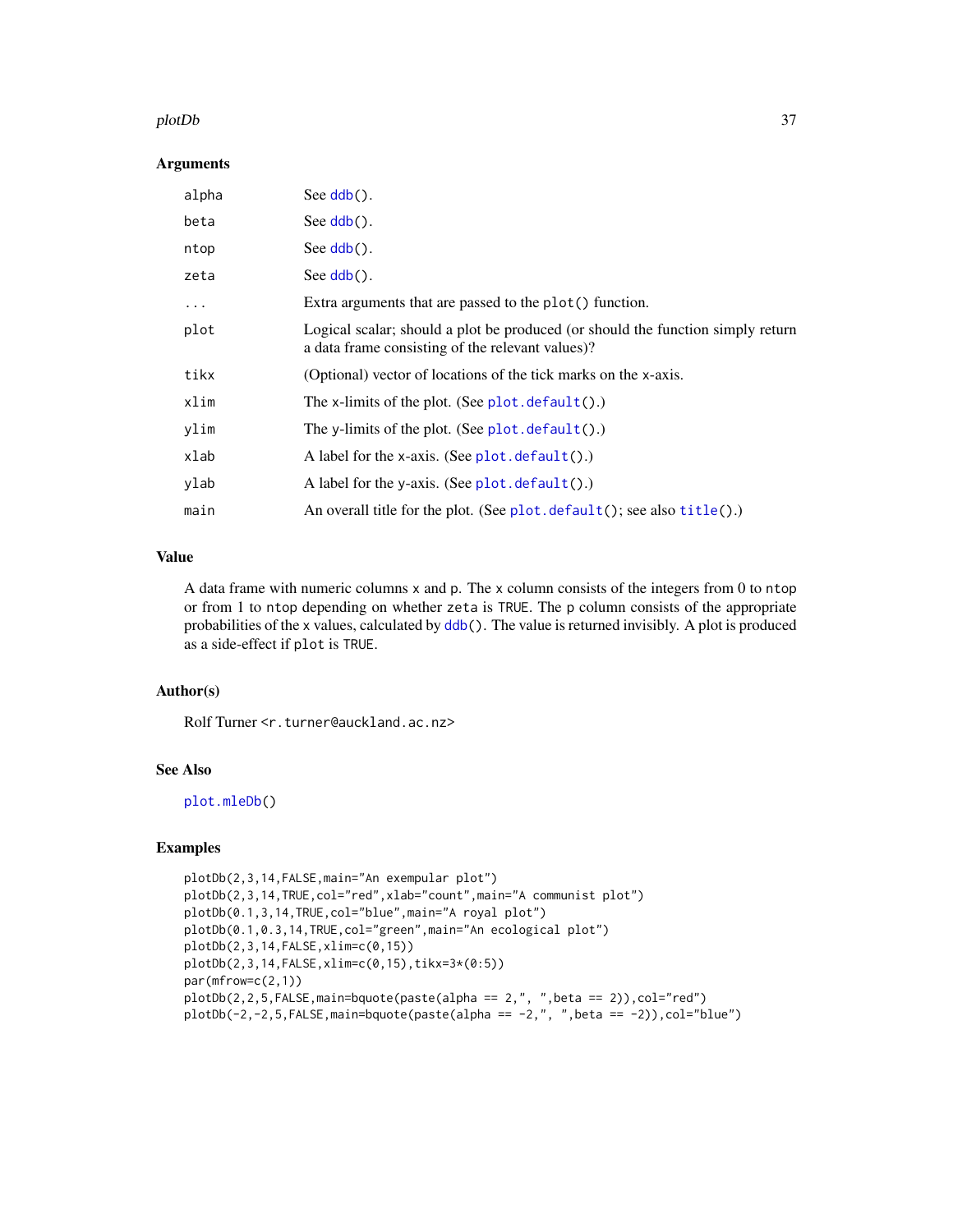### Arguments

| | |
|---|---|
| `alpha` | See `ddb()`. |
| `beta` | See `ddb()`. |
| `ntop` | See `ddb()`. |
| `zeta` | See `ddb()`. |
| `...` | Extra arguments that are passed to the `plot()` function. |
| `plot` | Logical scalar; should a plot be produced (or should the function simply return a data frame consisting of the relevant values)? |
| `tikx` | (Optional) vector of locations of the tick marks on the x-axis. |
| `xlim` | The x-limits of the plot. (See `plot.default()`.) |
| `ylim` | The y-limits of the plot. (See `plot.default()`.) |
| `xlab` | A label for the x-axis. (See `plot.default()`.) |
| `ylab` | A label for the y-axis. (See `plot.default()`.) |
| `main` | An overall title for the plot. (See `plot.default()`; see also `title()`.) |

### Value

A data frame with numeric columns `x` and `p`. The `x` column consists of the integers from 0 to `ntop` or from 1 to `ntop` depending on whether `zeta` is `TRUE`. The `p` column consists of the appropriate probabilities of the `x` values, calculated by `ddb()`. The value is returned invisibly. A plot is produced as a side-effect if `plot` is `TRUE`.

### Author(s)

Rolf Turner <`r.turner@auckland.ac.nz`>

### See Also

`plot.mleDb()`

### Examples

```
plotDb(2,3,14,FALSE,main="An exemplar plot")
plotDb(2,3,14,TRUE,col="red",xlab="count",main="A communist plot")
plotDb(0.1,3,14,TRUE,col="blue",main="A royal plot")
plotDb(0.1,0.3,14,TRUE,col="green",main="An ecological plot")
plotDb(2,3,14,FALSE,xlim=c(0,15))
plotDb(2,3,14,FALSE,xlim=c(0,15),tikx=3*(0:5))
par(mfrow=c(2,1))
plotDb(2,2,5,FALSE,main=bquote(paste(alpha == 2,", ",beta == 2)),col="red")
plotDb(-2,-2,5,FALSE,main=bquote(paste(alpha == -2,", ",beta == -2)),col="blue")
```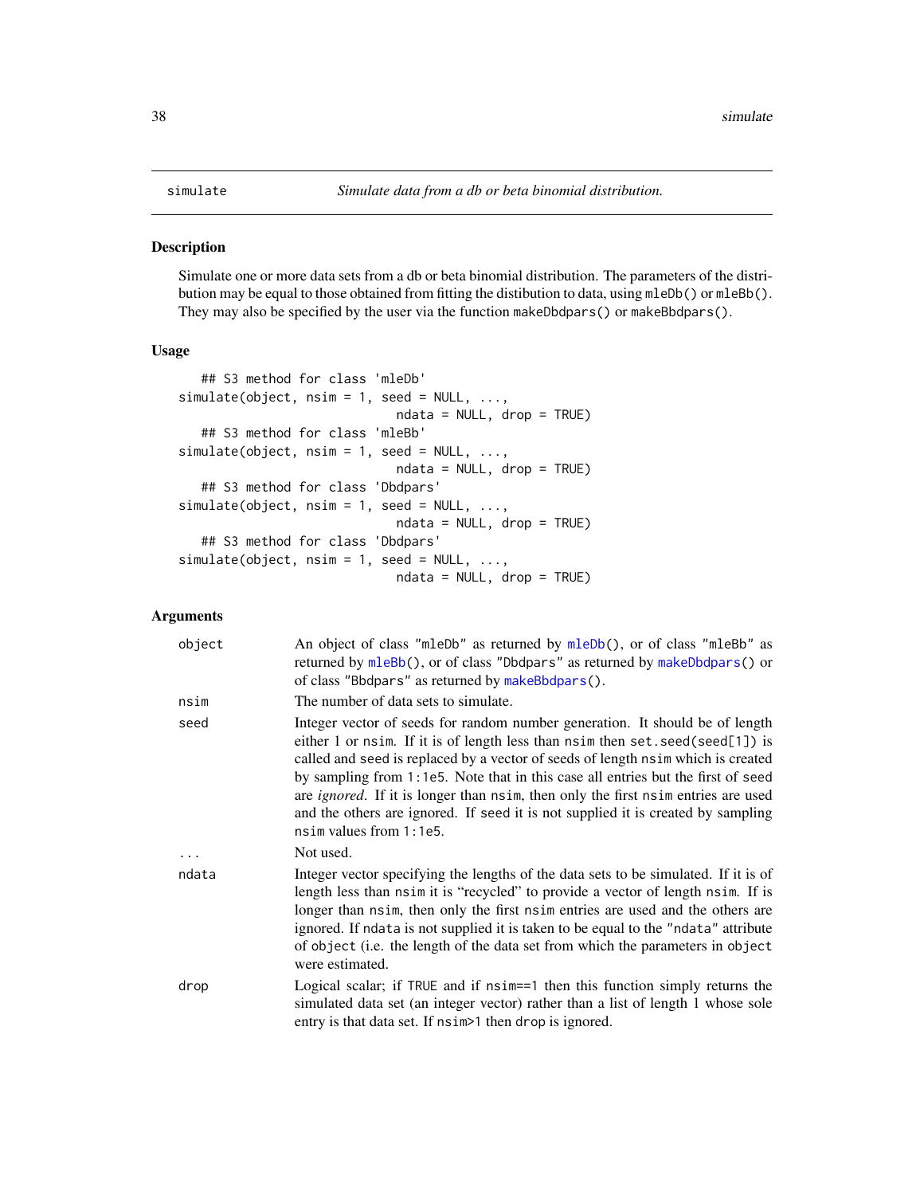simulate — *Simulate data from a db or beta binomial distribution.*

## Description

Simulate one or more data sets from a db or beta binomial distribution. The parameters of the distribution may be equal to those obtained from fitting the distibution to data, using `mleDb()` or `mleBb()`. They may also be specified by the user via the function `makeDbdpars()` or `makeBbdpars()`.

## Usage

```
   ## S3 method for class 'mleDb'
simulate(object, nsim = 1, seed = NULL, ...,
                             ndata = NULL, drop = TRUE)
   ## S3 method for class 'mleBb'
simulate(object, nsim = 1, seed = NULL, ...,
                             ndata = NULL, drop = TRUE)
   ## S3 method for class 'Dbdpars'
simulate(object, nsim = 1, seed = NULL, ...,
                             ndata = NULL, drop = TRUE)
   ## S3 method for class 'Dbdpars'
simulate(object, nsim = 1, seed = NULL, ...,
                             ndata = NULL, drop = TRUE)
```

## Arguments

| | |
|---|---|
| `object` | An object of class "mleDb" as returned by `mleDb()`, or of class "mleBb" as returned by `mleBb()`, or of class "Dbdpars" as returned by `makeDbdpars()` or of class "Bbdpars" as returned by `makeBbdpars()`. |
| `nsim` | The number of data sets to simulate. |
| `seed` | Integer vector of seeds for random number generation. It should be of length either 1 or `nsim`. If it is of length less than `nsim` then `set.seed(seed[1])` is called and `seed` is replaced by a vector of seeds of length `nsim` which is created by sampling from `1:1e5`. Note that in this case all entries but the first of `seed` are *ignored*. If it is longer than `nsim`, then only the first `nsim` entries are used and the others are ignored. If `seed` it is not supplied it is created by sampling `nsim` values from `1:1e5`. |
| `...` | Not used. |
| `ndata` | Integer vector specifying the lengths of the data sets to be simulated. If it is of length less than `nsim` it is "recycled" to provide a vector of length `nsim`. If is longer than `nsim`, then only the first `nsim` entries are used and the others are ignored. If `ndata` is not supplied it is taken to be equal to the "ndata" attribute of `object` (i.e. the length of the data set from which the parameters in `object` were estimated. |
| `drop` | Logical scalar; if `TRUE` and if `nsim==1` then this function simply returns the simulated data set (an integer vector) rather than a list of length 1 whose sole entry is that data set. If `nsim>1` then `drop` is ignored. |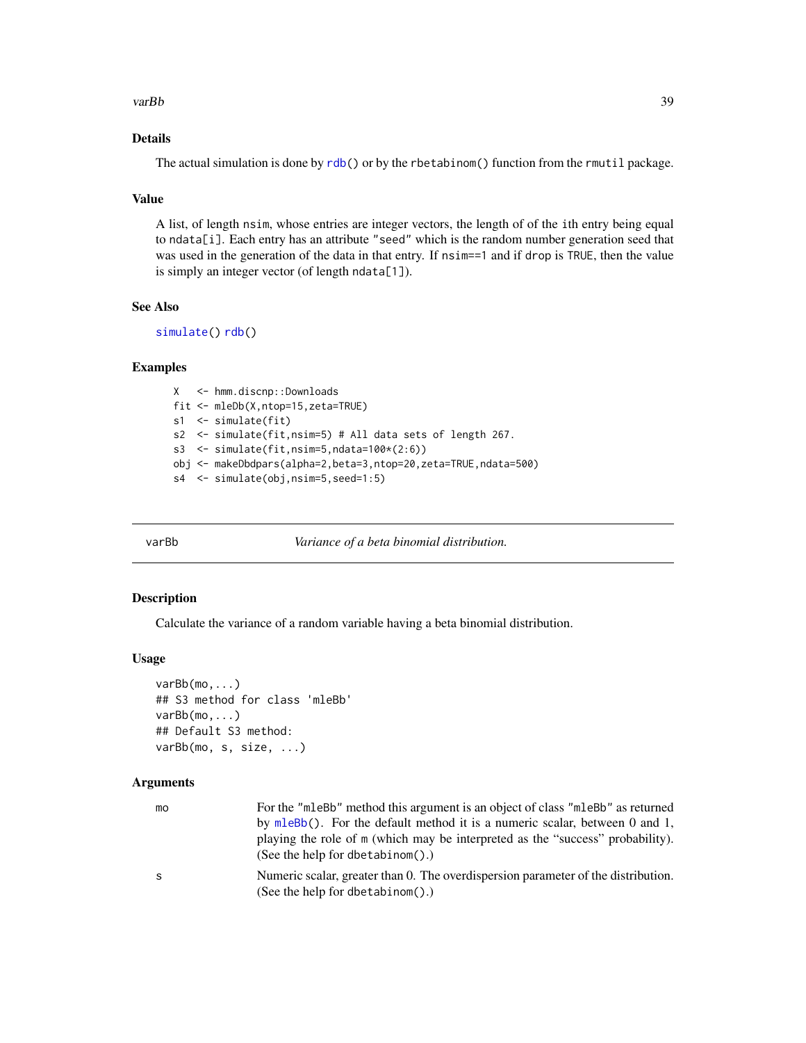### Details

The actual simulation is done by rdb() or by the rbetabinom() function from the rmutil package.

### Value

A list, of length nsim, whose entries are integer vectors, the length of of the ith entry being equal to ndata[i]. Each entry has an attribute "seed" which is the random number generation seed that was used in the generation of the data in that entry. If nsim==1 and if drop is TRUE, then the value is simply an integer vector (of length ndata[1]).

### See Also

simulate() rdb()

### Examples

```
X   <- hmm.discnp::Downloads
fit <- mleDb(X,ntop=15,zeta=TRUE)
s1  <- simulate(fit)
s2  <- simulate(fit,nsim=5) # All data sets of length 267.
s3  <- simulate(fit,nsim=5,ndata=100*(2:6))
obj <- makeDbdpars(alpha=2,beta=3,ntop=20,zeta=TRUE,ndata=500)
s4  <- simulate(obj,nsim=5,seed=1:5)
```

---

## varBb — *Variance of a beta binomial distribution.*

### Description

Calculate the variance of a random variable having a beta binomial distribution.

### Usage

```
varBb(mo,...)
## S3 method for class 'mleBb'
varBb(mo,...)
## Default S3 method:
varBb(mo, s, size, ...)
```

### Arguments

| | |
|---|---|
| mo | For the "mleBb" method this argument is an object of class "mleBb" as returned by mleBb(). For the default method it is a numeric scalar, between 0 and 1, playing the role of m (which may be interpreted as the "success" probability). (See the help for dbetabinom().) |
| s | Numeric scalar, greater than 0. The overdispersion parameter of the distribution. (See the help for dbetabinom().) |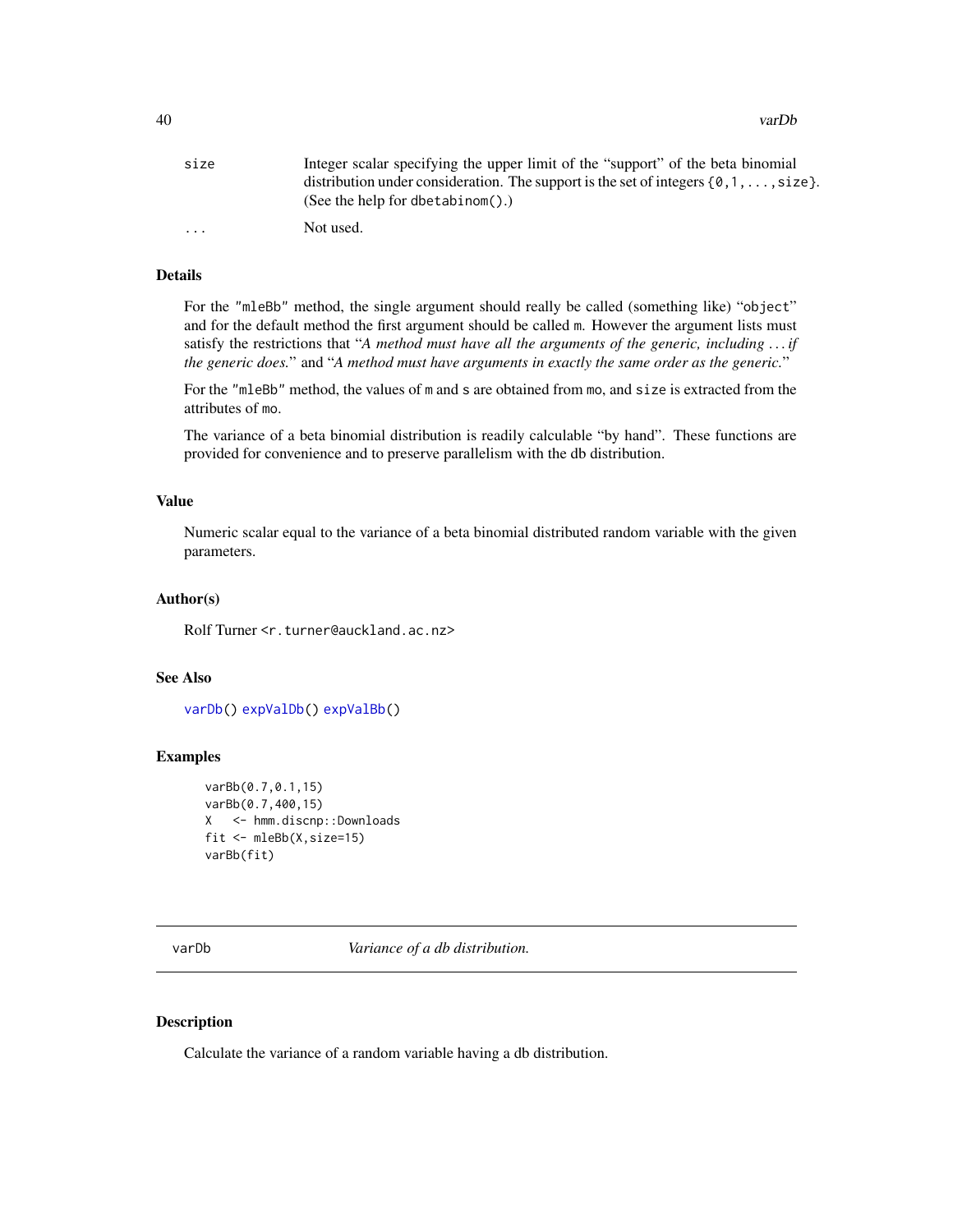| | |
|---|---|
| `size` | Integer scalar specifying the upper limit of the "support" of the beta binomial distribution under consideration. The support is the set of integers `{0,1,...,size}`. (See the help for `dbetabinom()`.) |
| `...` | Not used. |

### Details

For the `"mleBb"` method, the single argument should really be called (something like) "`object`" and for the default method the first argument should be called `m`. However the argument lists must satisfy the restrictions that "*A method must have all the arguments of the generic, including ... if the generic does.*" and "*A method must have arguments in exactly the same order as the generic.*"

For the `"mleBb"` method, the values of `m` and `s` are obtained from `mo`, and `size` is extracted from the attributes of `mo`.

The variance of a beta binomial distribution is readily calculable "by hand". These functions are provided for convenience and to preserve parallelism with the db distribution.

### Value

Numeric scalar equal to the variance of a beta binomial distributed random variable with the given parameters.

### Author(s)

Rolf Turner <r.turner@auckland.ac.nz>

### See Also

`varDb()` `expValDb()` `expValBb()`

### Examples

```
varBb(0.7,0.1,15)
varBb(0.7,400,15)
X   <- hmm.discnp::Downloads
fit <- mleBb(X,size=15)
varBb(fit)
```

---

## varDb — *Variance of a db distribution.*

### Description

Calculate the variance of a random variable having a db distribution.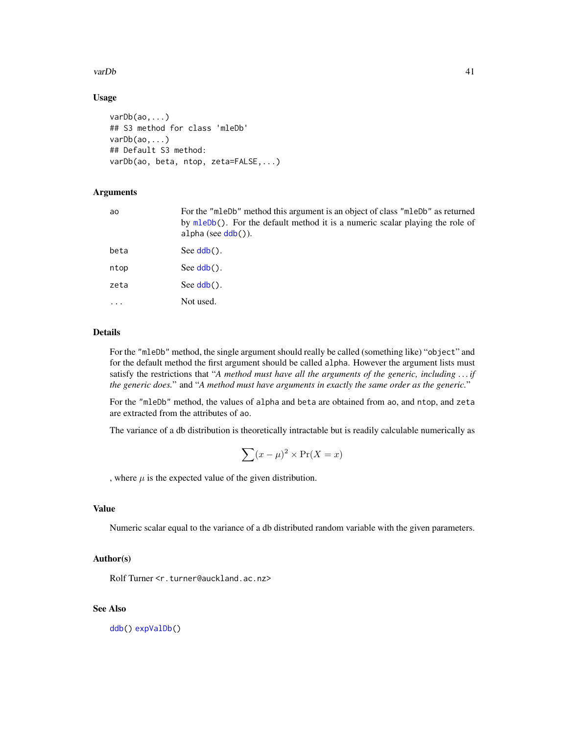### Usage

```
varDb(ao,...)
## S3 method for class 'mleDb'
varDb(ao,...)
## Default S3 method:
varDb(ao, beta, ntop, zeta=FALSE,...)
```

### Arguments

| | |
|---|---|
| ao | For the "mleDb" method this argument is an object of class "mleDb" as returned by mleDb(). For the default method it is a numeric scalar playing the role of alpha (see ddb()). |
| beta | See ddb(). |
| ntop | See ddb(). |
| zeta | See ddb(). |
| ... | Not used. |

### Details

For the "mleDb" method, the single argument should really be called (something like) "object" and for the default method the first argument should be called alpha. However the argument lists must satisfy the restrictions that "*A method must have all the arguments of the generic, including … if the generic does.*" and "*A method must have arguments in exactly the same order as the generic.*"

For the "mleDb" method, the values of alpha and beta are obtained from ao, and ntop, and zeta are extracted from the attributes of ao.

The variance of a db distribution is theoretically intractable but is readily calculable numerically as

$$\sum (x - \mu)^2 \times \Pr(X = x)$$

, where $\mu$ is the expected value of the given distribution.

### Value

Numeric scalar equal to the variance of a db distributed random variable with the given parameters.

### Author(s)

Rolf Turner <r.turner@auckland.ac.nz>

### See Also

ddb() expValDb()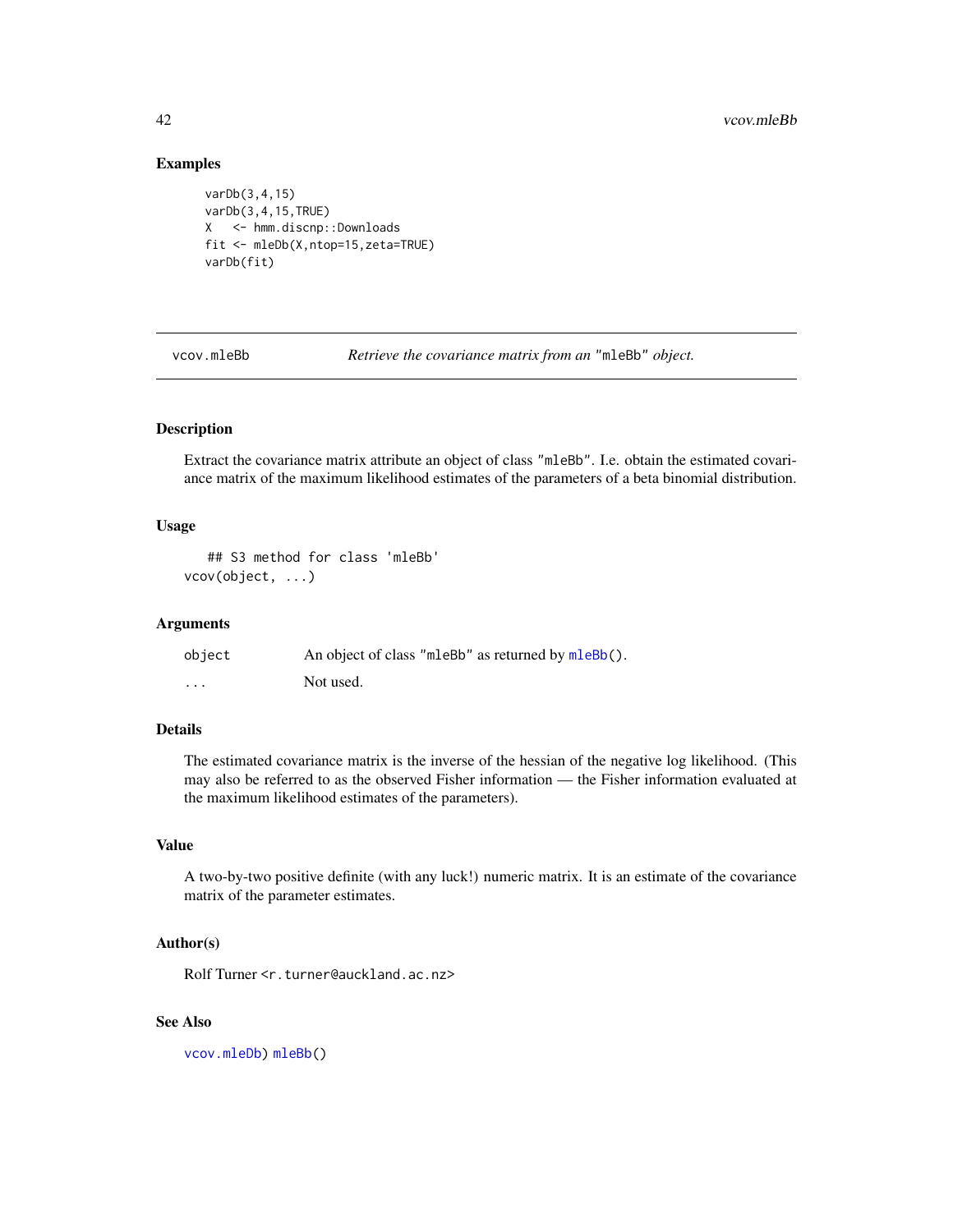## Examples

```
varDb(3,4,15)
varDb(3,4,15,TRUE)
X   <- hmm.discnp::Downloads
fit <- mleDb(X,ntop=15,zeta=TRUE)
varDb(fit)
```

---

# vcov.mleBb — *Retrieve the covariance matrix from an "mleBb" object.*

---

### Description

Extract the covariance matrix attribute an object of class "mleBb". I.e. obtain the estimated covariance matrix of the maximum likelihood estimates of the parameters of a beta binomial distribution.

### Usage

```
    ## S3 method for class 'mleBb'
vcov(object, ...)
```

### Arguments

| | |
|---|---|
| object | An object of class "mleBb" as returned by mleBb(). |
| ... | Not used. |

### Details

The estimated covariance matrix is the inverse of the hessian of the negative log likelihood. (This may also be referred to as the observed Fisher information — the Fisher information evaluated at the maximum likelihood estimates of the parameters).

### Value

A two-by-two positive definite (with any luck!) numeric matrix. It is an estimate of the covariance matrix of the parameter estimates.

### Author(s)

Rolf Turner <r.turner@auckland.ac.nz>

### See Also

vcov.mleDb) mleBb()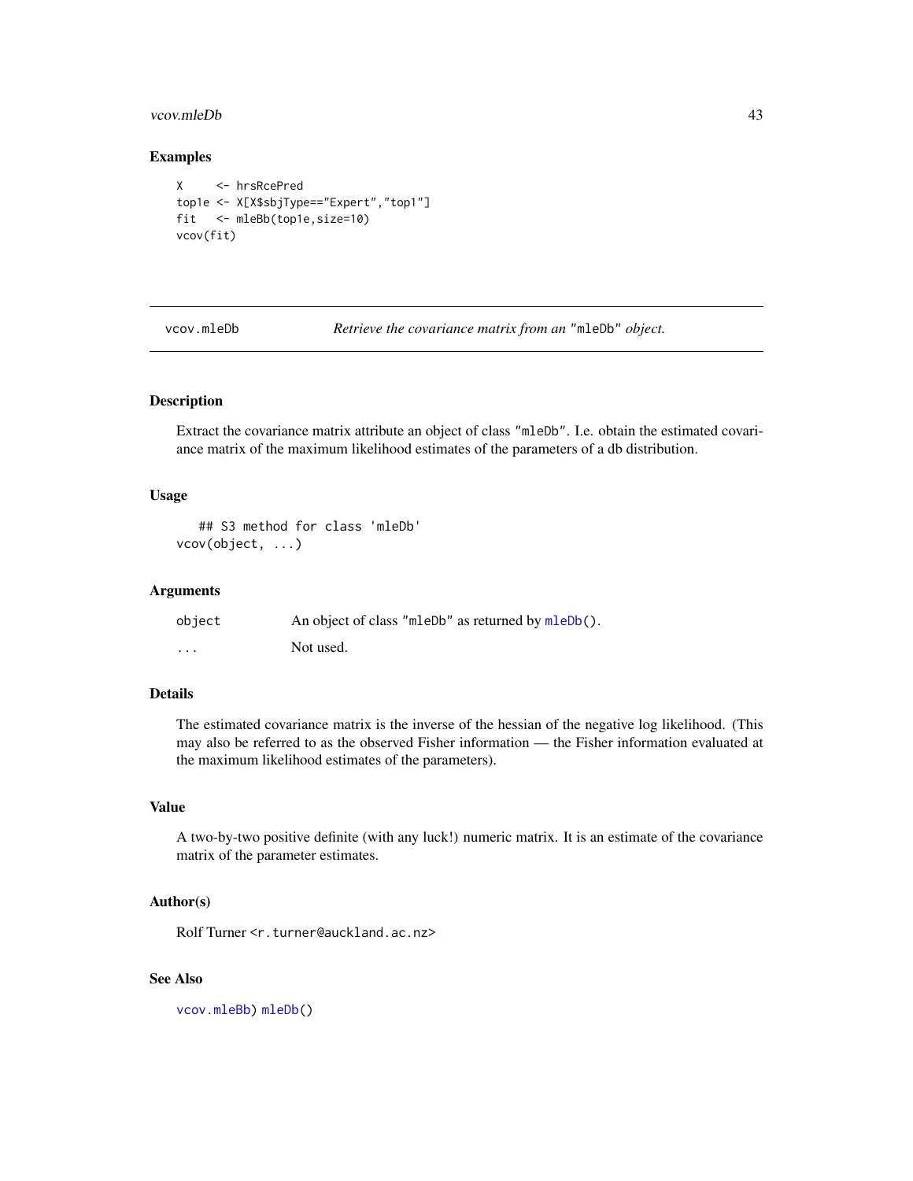### Examples

```
X     <- hrsRcePred
top1e <- X[X$sbjType=="Expert","top1"]
fit   <- mleBb(top1e,size=10)
vcov(fit)
```

---

`vcov.mleDb` *Retrieve the covariance matrix from an "mleDb" object.*

---

### Description

Extract the covariance matrix attribute an object of class "mleDb". I.e. obtain the estimated covariance matrix of the maximum likelihood estimates of the parameters of a db distribution.

### Usage

```
## S3 method for class 'mleDb'
vcov(object, ...)
```

### Arguments

| | |
|---|---|
| object | An object of class "mleDb" as returned by mleDb(). |
| ... | Not used. |

### Details

The estimated covariance matrix is the inverse of the hessian of the negative log likelihood. (This may also be referred to as the observed Fisher information — the Fisher information evaluated at the maximum likelihood estimates of the parameters).

### Value

A two-by-two positive definite (with any luck!) numeric matrix. It is an estimate of the covariance matrix of the parameter estimates.

### Author(s)

Rolf Turner <r.turner@auckland.ac.nz>

### See Also

vcov.mleBb) mleDb()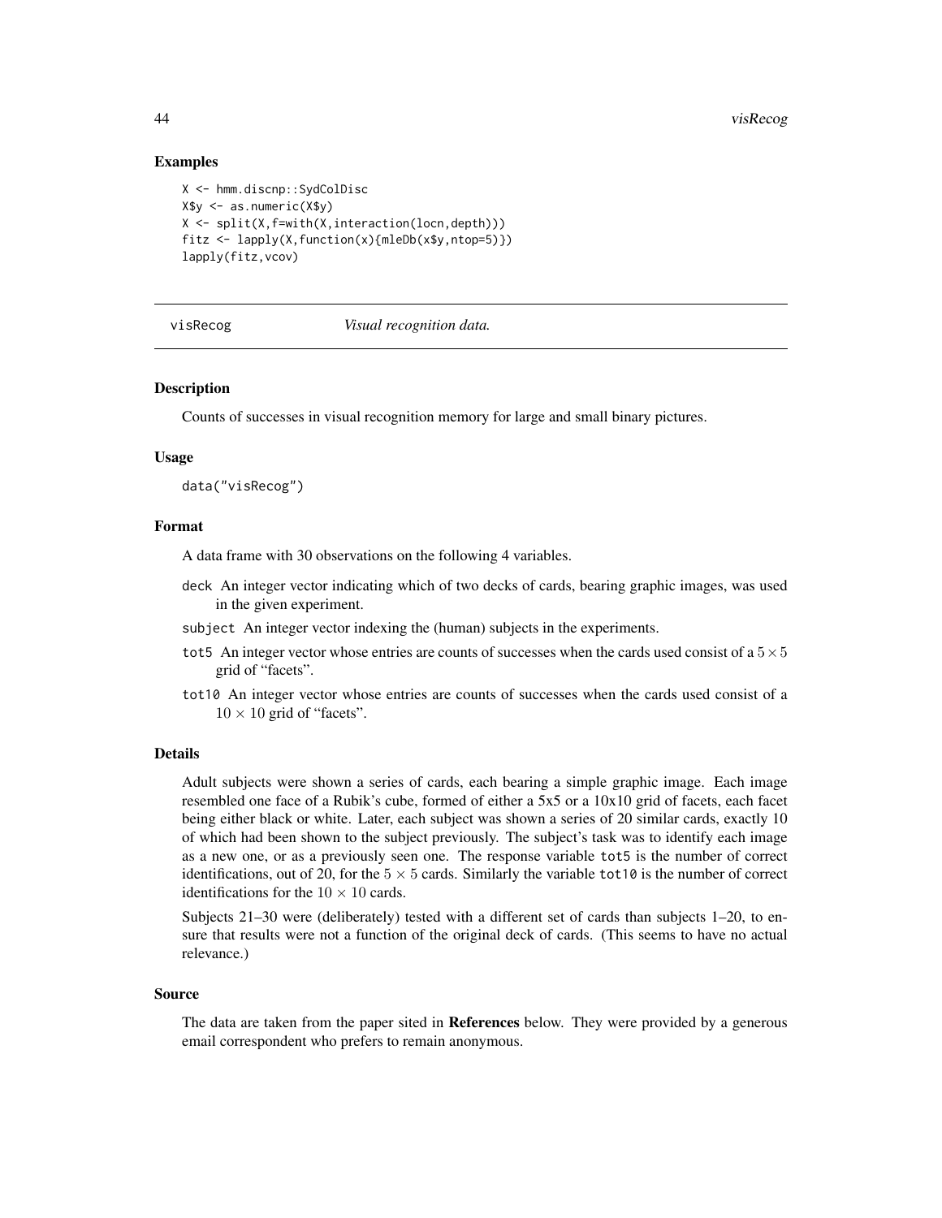### Examples

```
X <- hmm.discnp::SydColDisc
X$y <- as.numeric(X$y)
X <- split(X,f=with(X,interaction(locn,depth)))
fitz <- lapply(X,function(x){mleDb(x$y,ntop=5)})
lapply(fitz,vcov)
```

---

## visRecog *Visual recognition data.*

---

### Description

Counts of successes in visual recognition memory for large and small binary pictures.

### Usage

```
data("visRecog")
```

### Format

A data frame with 30 observations on the following 4 variables.

- `deck` An integer vector indicating which of two decks of cards, bearing graphic images, was used in the given experiment.
- `subject` An integer vector indexing the (human) subjects in the experiments.
- `tot5` An integer vector whose entries are counts of successes when the cards used consist of a $5 \times 5$ grid of "facets".
- `tot10` An integer vector whose entries are counts of successes when the cards used consist of a $10 \times 10$ grid of "facets".

### Details

Adult subjects were shown a series of cards, each bearing a simple graphic image. Each image resembled one face of a Rubik's cube, formed of either a 5x5 or a 10x10 grid of facets, each facet being either black or white. Later, each subject was shown a series of 20 similar cards, exactly 10 of which had been shown to the subject previously. The subject's task was to identify each image as a new one, or as a previously seen one. The response variable `tot5` is the number of correct identifications, out of 20, for the $5 \times 5$ cards. Similarly the variable `tot10` is the number of correct identifications for the $10 \times 10$ cards.

Subjects 21–30 were (deliberately) tested with a different set of cards than subjects 1–20, to ensure that results were not a function of the original deck of cards. (This seems to have no actual relevance.)

### Source

The data are taken from the paper sited in **References** below. They were provided by a generous email correspondent who prefers to remain anonymous.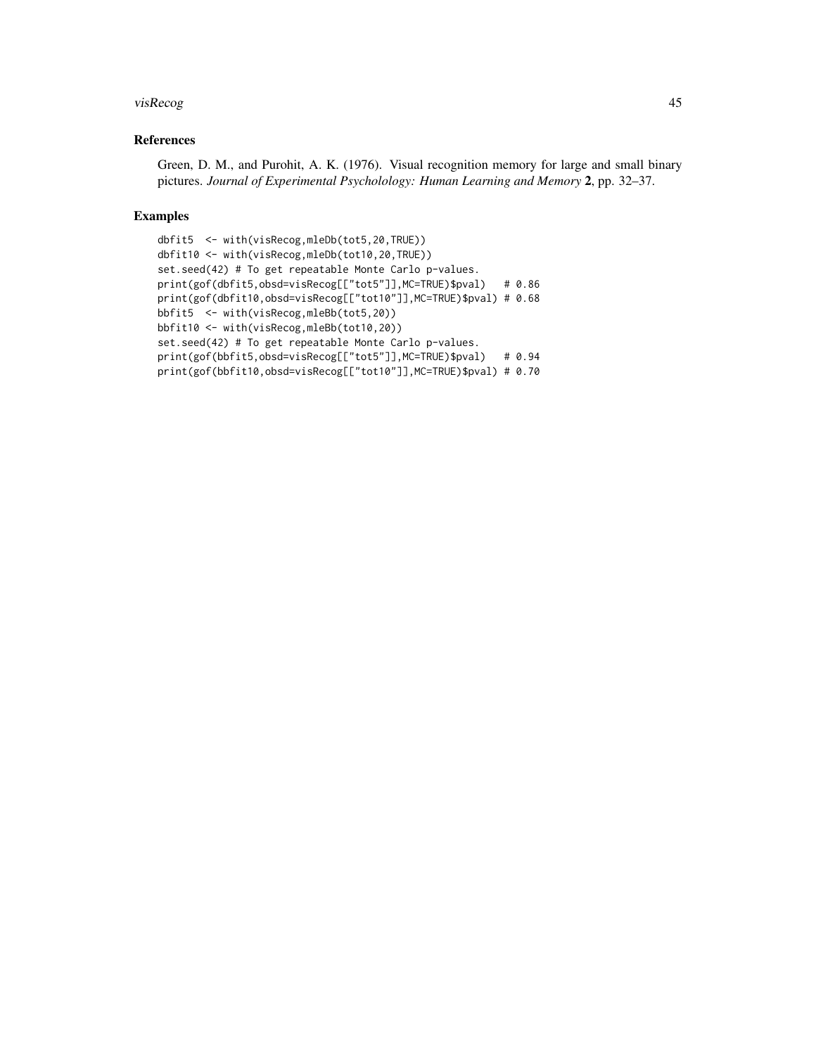## References

Green, D. M., and Purohit, A. K. (1976). Visual recognition memory for large and small binary pictures. *Journal of Experimental Psycholology: Human Learning and Memory* **2**, pp. 32–37.

## Examples

```
dbfit5  <- with(visRecog,mleDb(tot5,20,TRUE))
dbfit10 <- with(visRecog,mleDb(tot10,20,TRUE))
set.seed(42) # To get repeatable Monte Carlo p-values.
print(gof(dbfit5,obsd=visRecog[["tot5"]],MC=TRUE)$pval)   # 0.86
print(gof(dbfit10,obsd=visRecog[["tot10"]],MC=TRUE)$pval) # 0.68
bbfit5  <- with(visRecog,mleBb(tot5,20))
bbfit10 <- with(visRecog,mleBb(tot10,20))
set.seed(42) # To get repeatable Monte Carlo p-values.
print(gof(bbfit5,obsd=visRecog[["tot5"]],MC=TRUE)$pval)   # 0.94
print(gof(bbfit10,obsd=visRecog[["tot10"]],MC=TRUE)$pval) # 0.70
```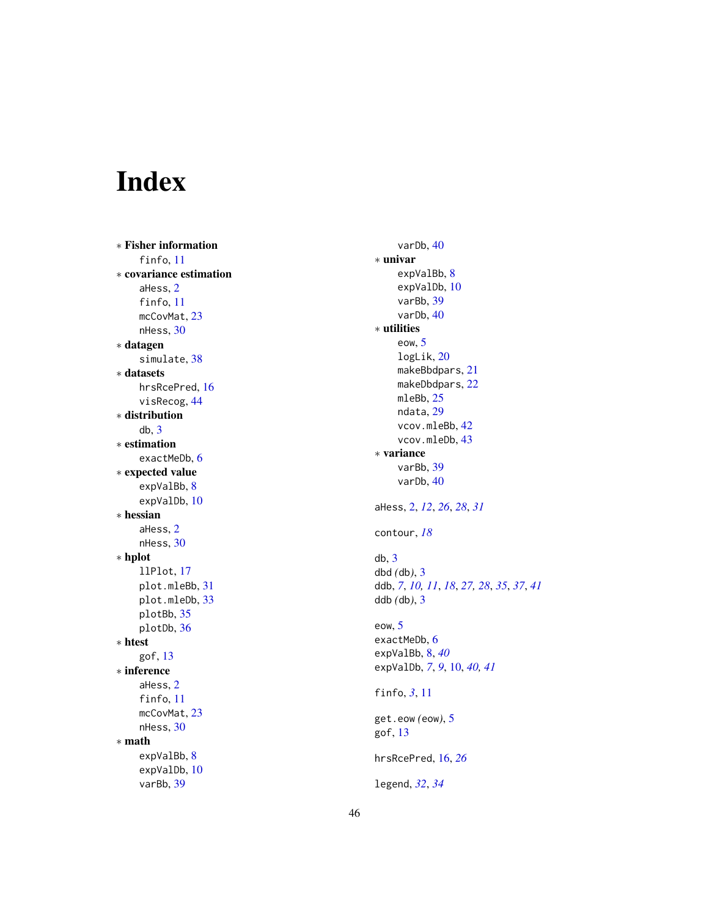# Index

∗ **Fisher information**
  finfo, 11
∗ **covariance estimation**
  aHess, 2
  finfo, 11
  mcCovMat, 23
  nHess, 30
∗ **datagen**
  simulate, 38
∗ **datasets**
  hrsRcePred, 16
  visRecog, 44
∗ **distribution**
  db, 3
∗ **estimation**
  exactMeDb, 6
∗ **expected value**
  expValBb, 8
  expValDb, 10
∗ **hessian**
  aHess, 2
  nHess, 30
∗ **hplot**
  llPlot, 17
  plot.mleBb, 31
  plot.mleDb, 33
  plotBb, 35
  plotDb, 36
∗ **htest**
  gof, 13
∗ **inference**
  aHess, 2
  finfo, 11
  mcCovMat, 23
  nHess, 30
∗ **math**
  expValBb, 8
  expValDb, 10
  varBb, 39
  varDb, 40
∗ **univar**
  expValBb, 8
  expValDb, 10
  varBb, 39
  varDb, 40
∗ **utilities**
  eow, 5
  logLik, 20
  makeBbdpars, 21
  makeDbdpars, 22
  mleBb, 25
  ndata, 29
  vcov.mleBb, 42
  vcov.mleDb, 43
∗ **variance**
  varBb, 39
  varDb, 40

aHess, 2, *12*, *26*, *28*, *31*

contour, *18*

db, 3
dbd *(*db*)*, 3
ddb, *7*, *10, 11*, *18*, *27, 28*, *35*, *37*, *41*
ddb *(*db*)*, 3

eow, 5
exactMeDb, 6
expValBb, 8, *40*
expValDb, *7*, *9*, 10, *40, 41*

finfo, *3*, 11

get.eow *(*eow*)*, 5
gof, 13

hrsRcePred, 16, *26*

legend, *32*, *34*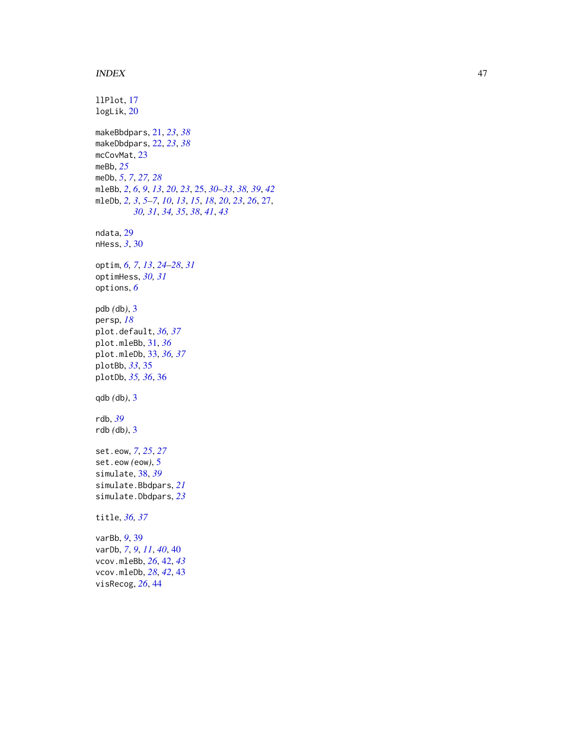llPlot, 17
logLik, 20

makeBbdpars, 21, *23*, *38*
makeDbdpars, 22, *23*, *38*
mcCovMat, 23
meBb, *25*
meDb, *5*, *7*, *27, 28*
mleBb, *2*, *6*, *9*, *13*, *20*, *23*, 25, *30–33*, *38, 39*, *42*
mleDb, *2, 3*, *5–7*, *10*, *13*, *15*, *18*, *20*, *23*, *26*, 27, *30, 31*, *34, 35*, *38*, *41*, *43*

ndata, 29
nHess, *3*, 30

optim, *6, 7*, *13*, *24–28*, *31*
optimHess, *30, 31*
options, *6*

pdb *(*db*)*, 3
persp, *18*
plot.default, *36, 37*
plot.mleBb, 31, *36*
plot.mleDb, 33, *36, 37*
plotBb, *33*, 35
plotDb, *35, 36*, 36

qdb *(*db*)*, 3

rdb, *39*
rdb *(*db*)*, 3

set.eow, *7*, *25*, *27*
set.eow *(*eow*)*, 5
simulate, 38, *39*
simulate.Bbdpars, *21*
simulate.Dbdpars, *23*

title, *36, 37*

varBb, *9*, 39
varDb, *7*, *9*, *11*, *40*, 40
vcov.mleBb, *26*, 42, *43*
vcov.mleDb, *28*, *42*, 43
visRecog, *26*, 44